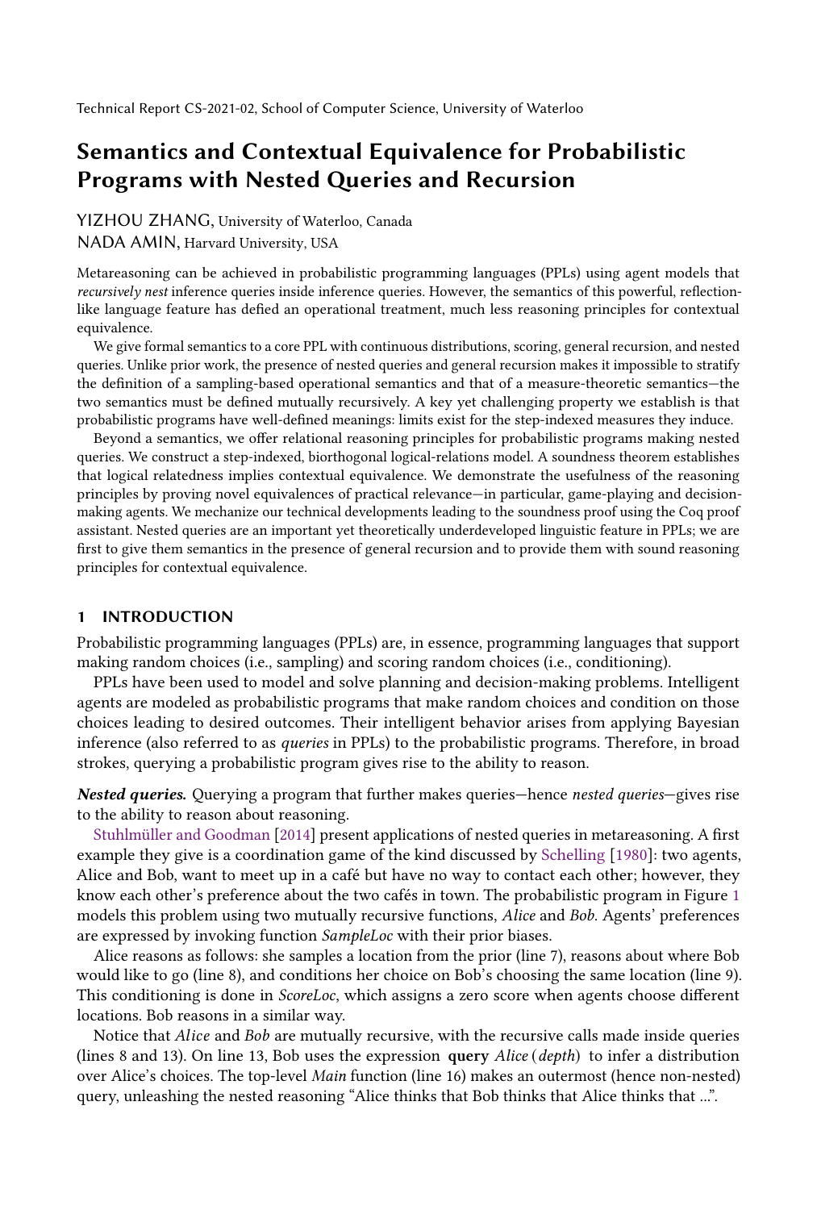Technical Report CS-2021-02, School of Computer Science, University of Waterloo

# Semantics and Contextual Equivalence for Probabilistic Programs with Nested Queries and Recursion

YIZHOU ZHANG, University of Waterloo, Canada

NADA AMIN, Harvard University, USA

Metareasoning can be achieved in probabilistic programming languages (PPLs) using agent models that *recursively nest* inference queries inside inference queries. However, the semantics of this powerful, reflection-like language feature has defied an operational treatment, much less reasoning principles for contextual equivalence.

We give formal semantics to a core PPL with continuous distributions, scoring, general recursion, and nested queries. Unlike prior work, the presence of nested queries and general recursion makes it impossible to stratify the definition of a sampling-based operational semantics and that of a measure-theoretic semantics—the two semantics must be defined mutually recursively. A key yet challenging property we establish is that probabilistic programs have well-defined meanings: limits exist for the step-indexed measures they induce.

Beyond a semantics, we offer relational reasoning principles for probabilistic programs making nested queries. We construct a step-indexed, biorthogonal logical-relations model. A soundness theorem establishes that logical relatedness implies contextual equivalence. We demonstrate the usefulness of the reasoning principles by proving novel equivalences of practical relevance—in particular, game-playing and decision-making agents. We mechanize our technical developments leading to the soundness proof using the Coq proof assistant. Nested queries are an important yet theoretically underdeveloped linguistic feature in PPLs; we are first to give them semantics in the presence of general recursion and to provide them with sound reasoning principles for contextual equivalence.

## 1 INTRODUCTION

Probabilistic programming languages (PPLs) are, in essence, programming languages that support making random choices (i.e., sampling) and scoring random choices (i.e., conditioning).

PPLs have been used to model and solve planning and decision-making problems. Intelligent agents are modeled as probabilistic programs that make random choices and condition on those choices leading to desired outcomes. Their intelligent behavior arises from applying Bayesian inference (also referred to as *queries* in PPLs) to the probabilistic programs. Therefore, in broad strokes, querying a probabilistic program gives rise to the ability to reason.

***Nested queries.*** Querying a program that further makes queries—hence *nested queries*—gives rise to the ability to reason about reasoning.

Stuhlmüller and Goodman [2014] present applications of nested queries in metareasoning. A first example they give is a coordination game of the kind discussed by Schelling [1980]: two agents, Alice and Bob, want to meet up in a café but have no way to contact each other; however, they know each other's preference about the two cafés in town. The probabilistic program in Figure 1 models this problem using two mutually recursive functions, *Alice* and *Bob*. Agents' preferences are expressed by invoking function *SampleLoc* with their prior biases.

Alice reasons as follows: she samples a location from the prior (line 7), reasons about where Bob would like to go (line 8), and conditions her choice on Bob's choosing the same location (line 9). This conditioning is done in *ScoreLoc*, which assigns a zero score when agents choose different locations. Bob reasons in a similar way.

Notice that *Alice* and *Bob* are mutually recursive, with the recursive calls made inside queries (lines 8 and 13). On line 13, Bob uses the expression **query** *Alice* (*depth*) to infer a distribution over Alice's choices. The top-level *Main* function (line 16) makes an outermost (hence non-nested) query, unleashing the nested reasoning "Alice thinks that Bob thinks that Alice thinks that ...".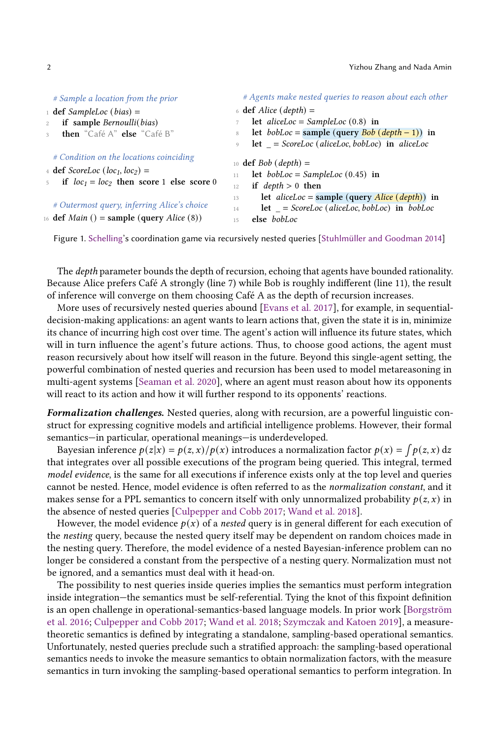```
# Sample a location from the prior
1  def SampleLoc (bias) =
2    if sample Bernoulli(bias)
3    then "Café A" else "Café B"

# Condition on the locations coinciding
4  def ScoreLoc (loc1, loc2) =
5    if loc1 = loc2 then score 1 else score 0

# Outermost query, inferring Alice's choice
16 def Main () = sample (query Alice (8))
```

```
# Agents make nested queries to reason about each other
6  def Alice (depth) =
7    let aliceLoc = SampleLoc (0.8) in
8    let bobLoc = sample (query Bob (depth − 1)) in
9    let _ = ScoreLoc (aliceLoc, bobLoc) in aliceLoc

10 def Bob (depth) =
11   let bobLoc = SampleLoc (0.45) in
12   if depth > 0 then
13     let aliceLoc = sample (query Alice (depth)) in
14     let _ = ScoreLoc (aliceLoc, bobLoc) in bobLoc
15   else bobLoc
```

Figure 1. Schelling's coordination game via recursively nested queries [Stuhlmüller and Goodman 2014]

The *depth* parameter bounds the depth of recursion, echoing that agents have bounded rationality. Because Alice prefers Café A strongly (line 7) while Bob is roughly indifferent (line 11), the result of inference will converge on them choosing Café A as the depth of recursion increases.

More uses of recursively nested queries abound [Evans et al. 2017], for example, in sequential-decision-making applications: an agent wants to learn actions that, given the state it is in, minimize its chance of incurring high cost over time. The agent's action will influence its future states, which will in turn influence the agent's future actions. Thus, to choose good actions, the agent must reason recursively about how itself will reason in the future. Beyond this single-agent setting, the powerful combination of nested queries and recursion has been used to model metareasoning in multi-agent systems [Seaman et al. 2020], where an agent must reason about how its opponents will react to its action and how it will further respond to its opponents' reactions.

***Formalization challenges.*** Nested queries, along with recursion, are a powerful linguistic construct for expressing cognitive models and artificial intelligence problems. However, their formal semantics—in particular, operational meanings—is underdeveloped.

Bayesian inference $p(z|x) = p(z,x)/p(x)$ introduces a normalization factor $p(x) = \int p(z,x)\,\mathrm{d}z$ that integrates over all possible executions of the program being queried. This integral, termed *model evidence*, is the same for all executions if inference exists only at the top level and queries cannot be nested. Hence, model evidence is often referred to as the *normalization constant*, and it makes sense for a PPL semantics to concern itself with only unnormalized probability $p(z,x)$ in the absence of nested queries [Culpepper and Cobb 2017; Wand et al. 2018].

However, the model evidence $p(x)$ of a *nested* query is in general different for each execution of the *nesting* query, because the nested query itself may be dependent on random choices made in the nesting query. Therefore, the model evidence of a nested Bayesian-inference problem can no longer be considered a constant from the perspective of a nesting query. Normalization must not be ignored, and a semantics must deal with it head-on.

The possibility to nest queries inside queries implies the semantics must perform integration inside integration—the semantics must be self-referential. Tying the knot of this fixpoint definition is an open challenge in operational-semantics-based language models. In prior work [Borgström et al. 2016; Culpepper and Cobb 2017; Wand et al. 2018; Szymczak and Katoen 2019], a measure-theoretic semantics is defined by integrating a standalone, sampling-based operational semantics. Unfortunately, nested queries preclude such a stratified approach: the sampling-based operational semantics needs to invoke the measure semantics to obtain normalization factors, with the measure semantics in turn invoking the sampling-based operational semantics to perform integration. In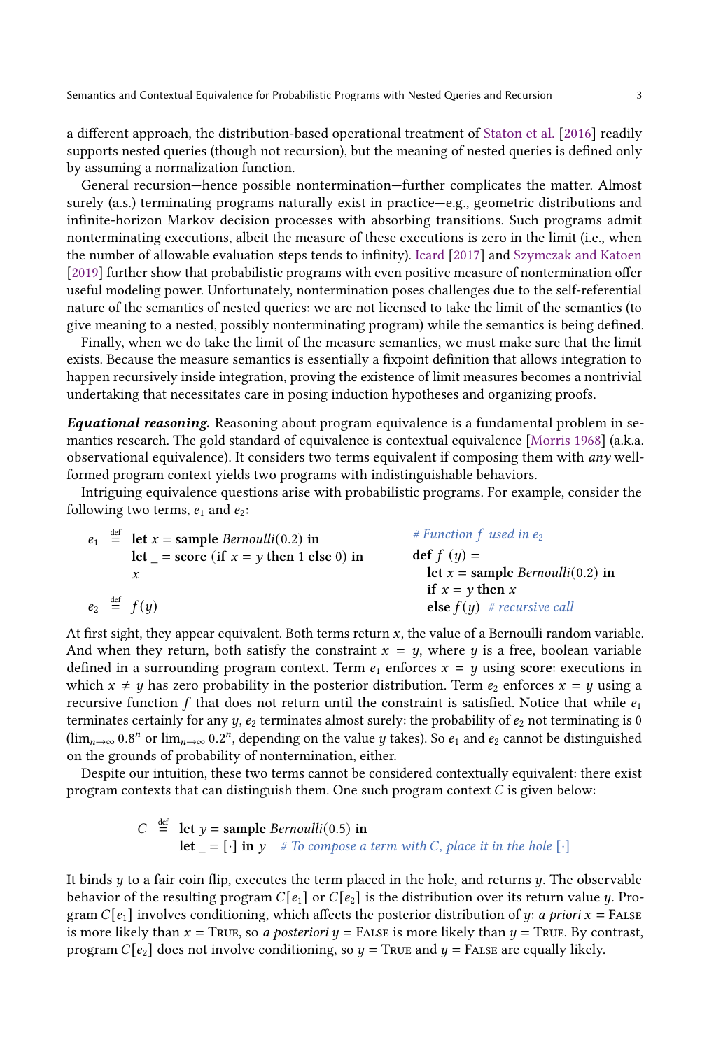a different approach, the distribution-based operational treatment of Staton et al. [2016] readily supports nested queries (though not recursion), but the meaning of nested queries is defined only by assuming a normalization function.

General recursion—hence possible nontermination—further complicates the matter. Almost surely (a.s.) terminating programs naturally exist in practice—e.g., geometric distributions and infinite-horizon Markov decision processes with absorbing transitions. Such programs admit nonterminating executions, albeit the measure of these executions is zero in the limit (i.e., when the number of allowable evaluation steps tends to infinity). Icard [2017] and Szymczak and Katoen [2019] further show that probabilistic programs with even positive measure of nontermination offer useful modeling power. Unfortunately, nontermination poses challenges due to the self-referential nature of the semantics of nested queries: we are not licensed to take the limit of the semantics (to give meaning to a nested, possibly nonterminating program) while the semantics is being defined.

Finally, when we do take the limit of the measure semantics, we must make sure that the limit exists. Because the measure semantics is essentially a fixpoint definition that allows integration to happen recursively inside integration, proving the existence of limit measures becomes a nontrivial undertaking that necessitates care in posing induction hypotheses and organizing proofs.

***Equational reasoning.*** Reasoning about program equivalence is a fundamental problem in semantics research. The gold standard of equivalence is contextual equivalence [Morris 1968] (a.k.a. observational equivalence). It considers two terms equivalent if composing them with *any* well-formed program context yields two programs with indistinguishable behaviors.

Intriguing equivalence questions arise with probabilistic programs. For example, consider the following two terms, $e_1$ and $e_2$:

```
e1 ≝ let x = sample Bernoulli(0.2) in
     let _ = score (if x = y then 1 else 0) in
     x

e2 ≝ f(y)

# Function f used in e2
def f (y) =
  let x = sample Bernoulli(0.2) in
  if x = y then x
  else f(y)  # recursive call
```

At first sight, they appear equivalent. Both terms return $x$, the value of a Bernoulli random variable. And when they return, both satisfy the constraint $x = y$, where $y$ is a free, boolean variable defined in a surrounding program context. Term $e_1$ enforces $x = y$ using **score**: executions in which $x \neq y$ has zero probability in the posterior distribution. Term $e_2$ enforces $x = y$ using a recursive function $f$ that does not return until the constraint is satisfied. Notice that while $e_1$ terminates certainly for any $y$, $e_2$ terminates almost surely: the probability of $e_2$ not terminating is 0 ($\lim_{n\to\infty} 0.8^n$ or $\lim_{n\to\infty} 0.2^n$, depending on the value $y$ takes). So $e_1$ and $e_2$ cannot be distinguished on the grounds of probability of nontermination, either.

Despite our intuition, these two terms cannot be considered contextually equivalent: there exist program contexts that can distinguish them. One such program context $C$ is given below:

```
C ≝ let y = sample Bernoulli(0.5) in
    let _ = [·] in y   # To compose a term with C, place it in the hole [·]
```

It binds $y$ to a fair coin flip, executes the term placed in the hole, and returns $y$. The observable behavior of the resulting program $C[e_1]$ or $C[e_2]$ is the distribution over its return value $y$. Program $C[e_1]$ involves conditioning, which affects the posterior distribution of $y$: *a priori* $x$ = False is more likely than $x$ = True, so *a posteriori* $y$ = False is more likely than $y$ = True. By contrast, program $C[e_2]$ does not involve conditioning, so $y$ = True and $y$ = False are equally likely.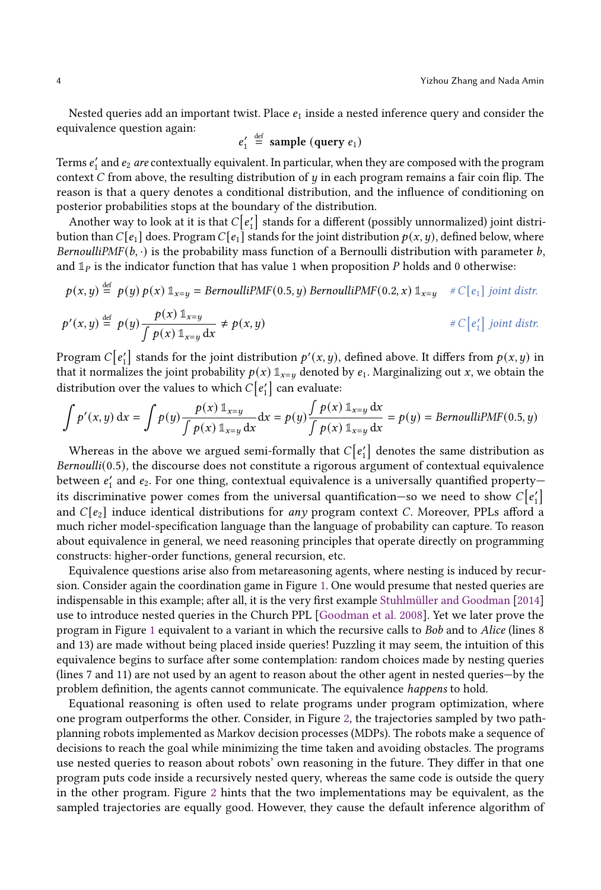Nested queries add an important twist. Place $e_1$ inside a nested inference query and consider the equivalence question again:

$$e_1' \stackrel{\text{def}}{=} \textbf{sample}\ (\textbf{query}\ e_1)$$

Terms $e_1'$ and $e_2$ *are* contextually equivalent. In particular, when they are composed with the program context $C$ from above, the resulting distribution of $y$ in each program remains a fair coin flip. The reason is that a query denotes a conditional distribution, and the influence of conditioning on posterior probabilities stops at the boundary of the distribution.

Another way to look at it is that $C[e_1']$ stands for a different (possibly unnormalized) joint distribution than $C[e_1]$ does. Program $C[e_1]$ stands for the joint distribution $p(x, y)$, defined below, where *BernoulliPMF*$(b, \cdot)$ is the probability mass function of a Bernoulli distribution with parameter $b$, and $\mathbb{1}_P$ is the indicator function that has value 1 when proposition $P$ holds and 0 otherwise:

$$p(x, y) \stackrel{\text{def}}{=} p(y)\, p(x)\, \mathbb{1}_{x=y} = \mathit{BernoulliPMF}(0.5, y)\, \mathit{BernoulliPMF}(0.2, x)\, \mathbb{1}_{x=y} \quad \text{\# } C[e_1] \text{ joint distr.}$$

$$p'(x, y) \stackrel{\text{def}}{=} p(y) \frac{p(x)\, \mathbb{1}_{x=y}}{\int p(x)\, \mathbb{1}_{x=y}\, \mathrm{d}x} \neq p(x, y) \quad \text{\# } C[e_1'] \text{ joint distr.}$$

Program $C[e_1']$ stands for the joint distribution $p'(x, y)$, defined above. It differs from $p(x, y)$ in that it normalizes the joint probability $p(x)\, \mathbb{1}_{x=y}$ denoted by $e_1$. Marginalizing out $x$, we obtain the distribution over the values to which $C[e_1']$ can evaluate:

$$\int p'(x, y)\, \mathrm{d}x = \int p(y) \frac{p(x)\, \mathbb{1}_{x=y}}{\int p(x)\, \mathbb{1}_{x=y}\, \mathrm{d}x} \mathrm{d}x = p(y) \frac{\int p(x)\, \mathbb{1}_{x=y}\, \mathrm{d}x}{\int p(x)\, \mathbb{1}_{x=y}\, \mathrm{d}x} = p(y) = \mathit{BernoulliPMF}(0.5, y)$$

Whereas in the above we argued semi-formally that $C[e_1']$ denotes the same distribution as *Bernoulli*$(0.5)$, the discourse does not constitute a rigorous argument of contextual equivalence between $e_1'$ and $e_2$. For one thing, contextual equivalence is a universally quantified property—its discriminative power comes from the universal quantification—so we need to show $C[e_1']$ and $C[e_2]$ induce identical distributions for *any* program context $C$. Moreover, PPLs afford a much richer model-specification language than the language of probability can capture. To reason about equivalence in general, we need reasoning principles that operate directly on programming constructs: higher-order functions, general recursion, etc.

Equivalence questions arise also from metareasoning agents, where nesting is induced by recursion. Consider again the coordination game in Figure 1. One would presume that nested queries are indispensable in this example; after all, it is the very first example Stuhlmüller and Goodman [2014] use to introduce nested queries in the Church PPL [Goodman et al. 2008]. Yet we later prove the program in Figure 1 equivalent to a variant in which the recursive calls to *Bob* and to *Alice* (lines 8 and 13) are made without being placed inside queries! Puzzling it may seem, the intuition of this equivalence begins to surface after some contemplation: random choices made by nesting queries (lines 7 and 11) are not used by an agent to reason about the other agent in nested queries—by the problem definition, the agents cannot communicate. The equivalence *happens* to hold.

Equational reasoning is often used to relate programs under program optimization, where one program outperforms the other. Consider, in Figure 2, the trajectories sampled by two path-planning robots implemented as Markov decision processes (MDPs). The robots make a sequence of decisions to reach the goal while minimizing the time taken and avoiding obstacles. The programs use nested queries to reason about robots' own reasoning in the future. They differ in that one program puts code inside a recursively nested query, whereas the same code is outside the query in the other program. Figure 2 hints that the two implementations may be equivalent, as the sampled trajectories are equally good. However, they cause the default inference algorithm of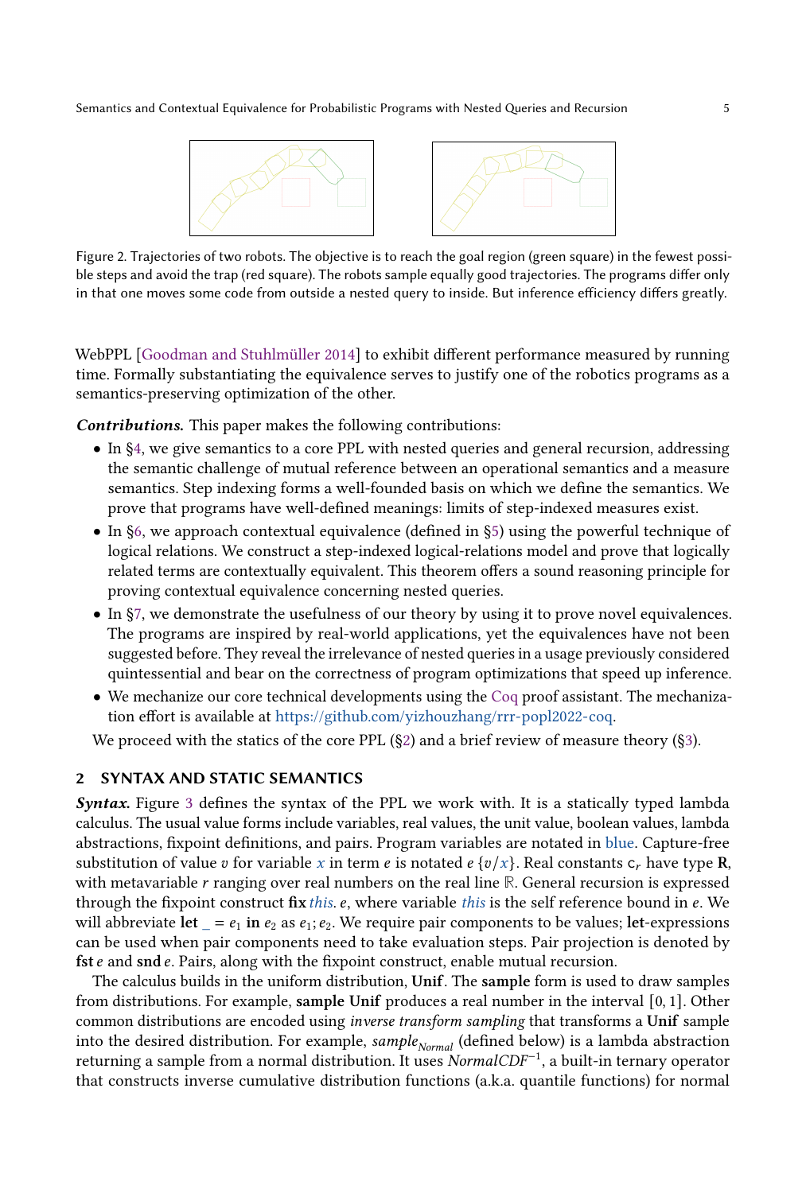Figure 2. Trajectories of two robots. The objective is to reach the goal region (green square) in the fewest possible steps and avoid the trap (red square). The robots sample equally good trajectories. The programs differ only in that one moves some code from outside a nested query to inside. But inference efficiency differs greatly.

WebPPL [Goodman and Stuhlmüller 2014] to exhibit different performance measured by running time. Formally substantiating the equivalence serves to justify one of the robotics programs as a semantics-preserving optimization of the other.

***Contributions.*** This paper makes the following contributions:

- In §4, we give semantics to a core PPL with nested queries and general recursion, addressing the semantic challenge of mutual reference between an operational semantics and a measure semantics. Step indexing forms a well-founded basis on which we define the semantics. We prove that programs have well-defined meanings: limits of step-indexed measures exist.
- In §6, we approach contextual equivalence (defined in §5) using the powerful technique of logical relations. We construct a step-indexed logical-relations model and prove that logically related terms are contextually equivalent. This theorem offers a sound reasoning principle for proving contextual equivalence concerning nested queries.
- In §7, we demonstrate the usefulness of our theory by using it to prove novel equivalences. The programs are inspired by real-world applications, yet the equivalences have not been suggested before. They reveal the irrelevance of nested queries in a usage previously considered quintessential and bear on the correctness of program optimizations that speed up inference.
- We mechanize our core technical developments using the Coq proof assistant. The mechanization effort is available at https://github.com/yizhouzhang/rrr-popl2022-coq.

We proceed with the statics of the core PPL (§2) and a brief review of measure theory (§3).

## 2 SYNTAX AND STATIC SEMANTICS

***Syntax.*** Figure 3 defines the syntax of the PPL we work with. It is a statically typed lambda calculus. The usual value forms include variables, real values, the unit value, boolean values, lambda abstractions, fixpoint definitions, and pairs. Program variables are notated in blue. Capture-free substitution of value $v$ for variable $x$ in term $e$ is notated $e\,\{v/x\}$. Real constants $\mathsf{c}_r$ have type $\mathbf{R}$, with metavariable $r$ ranging over real numbers on the real line $\mathbb{R}$. General recursion is expressed through the fixpoint construct $\mathbf{fix}\, \mathit{this}.\, e$, where variable $\mathit{this}$ is the self reference bound in $e$. We will abbreviate $\mathbf{let}\ \_ = e_1\ \mathbf{in}\ e_2$ as $e_1; e_2$. We require pair components to be values; **let**-expressions can be used when pair components need to take evaluation steps. Pair projection is denoted by $\mathbf{fst}\, e$ and $\mathbf{snd}\, e$. Pairs, along with the fixpoint construct, enable mutual recursion.

The calculus builds in the uniform distribution, **Unif**. The **sample** form is used to draw samples from distributions. For example, **sample Unif** produces a real number in the interval $[0, 1]$. Other common distributions are encoded using *inverse transform sampling* that transforms a **Unif** sample into the desired distribution. For example, $\mathit{sample}_{\mathit{Normal}}$ (defined below) is a lambda abstraction returning a sample from a normal distribution. It uses $\mathit{NormalCDF}^{-1}$, a built-in ternary operator that constructs inverse cumulative distribution functions (a.k.a. quantile functions) for normal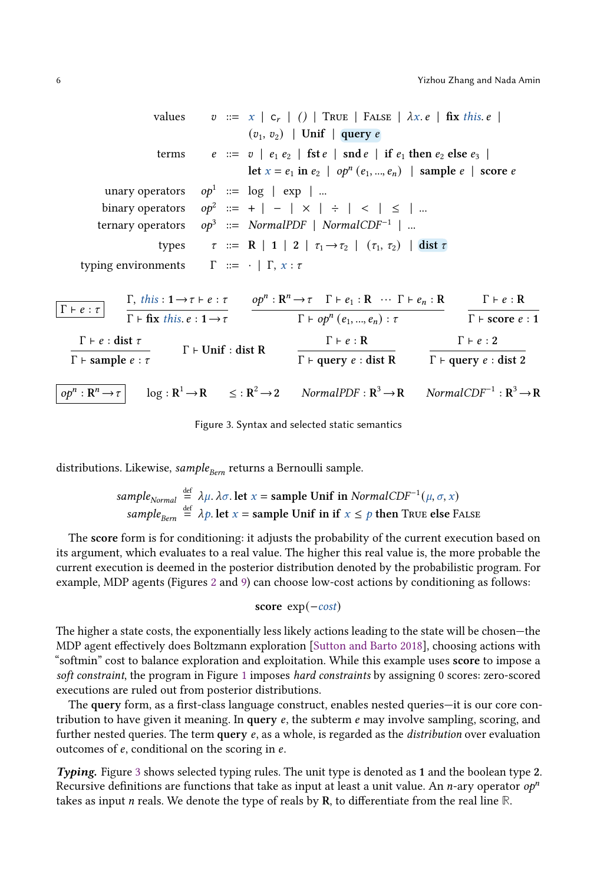$$
\begin{array}{lrcl}
\text{values} & v & ::= & x \mid c_r \mid () \mid \textsc{True} \mid \textsc{False} \mid \lambda x.\, e \mid \textbf{fix}\ \mathit{this}.\, e \mid \\
& & & (v_1, v_2) \mid \textbf{Unif} \mid \textbf{query}\ e \\
\text{terms} & e & ::= & v \mid e_1\ e_2 \mid \textbf{fst}\ e \mid \textbf{snd}\ e \mid \textbf{if}\ e_1\ \textbf{then}\ e_2\ \textbf{else}\ e_3 \mid \\
& & & \textbf{let}\ x = e_1\ \textbf{in}\ e_2 \mid op^n\ (e_1, ..., e_n) \mid \textbf{sample}\ e \mid \textbf{score}\ e \\
\text{unary operators} & op^1 & ::= & \log \mid \exp \mid ... \\
\text{binary operators} & op^2 & ::= & + \mid - \mid \times \mid \div \mid < \mid \leq \mid ... \\
\text{ternary operators} & op^3 & ::= & \mathit{NormalPDF} \mid \mathit{NormalCDF}^{-1} \mid ... \\
\text{types} & \tau & ::= & \mathbf{R} \mid \mathbf{1} \mid \mathbf{2} \mid \tau_1 \rightarrow \tau_2 \mid (\tau_1, \tau_2) \mid \textbf{dist}\ \tau \\
\text{typing environments} & \Gamma & ::= & \cdot \mid \Gamma, x : \tau
\end{array}
$$

$$
\boxed{\Gamma \vdash e : \tau} \quad \frac{\Gamma, \mathit{this} : \mathbf{1} \rightarrow \tau \vdash e : \tau}{\Gamma \vdash \textbf{fix}\ \mathit{this}.\, e : \mathbf{1} \rightarrow \tau} \quad \frac{op^n : \mathbf{R}^n \rightarrow \tau \quad \Gamma \vdash e_1 : \mathbf{R} \quad \cdots \quad \Gamma \vdash e_n : \mathbf{R}}{\Gamma \vdash op^n\ (e_1, ..., e_n) : \tau} \quad \frac{\Gamma \vdash e : \mathbf{R}}{\Gamma \vdash \textbf{score}\ e : \mathbf{1}}
$$

$$
\frac{\Gamma \vdash e : \textbf{dist}\ \tau}{\Gamma \vdash \textbf{sample}\ e : \tau} \quad \Gamma \vdash \textbf{Unif} : \textbf{dist}\ \mathbf{R} \quad \frac{\Gamma \vdash e : \mathbf{R}}{\Gamma \vdash \textbf{query}\ e : \textbf{dist}\ \mathbf{R}} \quad \frac{\Gamma \vdash e : \mathbf{2}}{\Gamma \vdash \textbf{query}\ e : \textbf{dist}\ \mathbf{2}}
$$

$$
\boxed{op^n : \mathbf{R}^n \rightarrow \tau} \quad \log : \mathbf{R}^1 \rightarrow \mathbf{R} \quad \leq\, : \mathbf{R}^2 \rightarrow \mathbf{2} \quad \mathit{NormalPDF} : \mathbf{R}^3 \rightarrow \mathbf{R} \quad \mathit{NormalCDF}^{-1} : \mathbf{R}^3 \rightarrow \mathbf{R}
$$

Figure 3. Syntax and selected static semantics

distributions. Likewise, $\mathit{sample}_{\mathit{Bern}}$ returns a Bernoulli sample.

$$
\begin{aligned}
\mathit{sample}_{\mathit{Normal}} &\stackrel{\text{def}}{=} \lambda \mu.\, \lambda \sigma.\, \textbf{let}\ x = \textbf{sample Unif in}\ \mathit{NormalCDF}^{-1}(\mu, \sigma, x) \\
\mathit{sample}_{\mathit{Bern}} &\stackrel{\text{def}}{=} \lambda p.\, \textbf{let}\ x = \textbf{sample Unif in if}\ x \leq p\ \textbf{then}\ \textsc{True}\ \textbf{else}\ \textsc{False}
\end{aligned}
$$

The **score** form is for conditioning: it adjusts the probability of the current execution based on its argument, which evaluates to a real value. The higher this real value is, the more probable the current execution is deemed in the posterior distribution denoted by the probabilistic program. For example, MDP agents (Figures 2 and 9) can choose low-cost actions by conditioning as follows:

$$
\textbf{score}\ \exp(-\mathit{cost})
$$

The higher a state costs, the exponentially less likely actions leading to the state will be chosen—the MDP agent effectively does Boltzmann exploration [Sutton and Barto 2018], choosing actions with "softmin" cost to balance exploration and exploitation. While this example uses **score** to impose a *soft constraint*, the program in Figure 1 imposes *hard constraints* by assigning 0 scores: zero-scored executions are ruled out from posterior distributions.

The **query** form, as a first-class language construct, enables nested queries—it is our core contribution to have given it meaning. In **query** $e$, the subterm $e$ may involve sampling, scoring, and further nested queries. The term **query** $e$, as a whole, is regarded as the *distribution* over evaluation outcomes of $e$, conditional on the scoring in $e$.

***Typing.*** Figure 3 shows selected typing rules. The unit type is denoted as $\mathbf{1}$ and the boolean type $\mathbf{2}$. Recursive definitions are functions that take as input at least a unit value. An $n$-ary operator $op^n$ takes as input $n$ reals. We denote the type of reals by $\mathbf{R}$, to differentiate from the real line $\mathbb{R}$.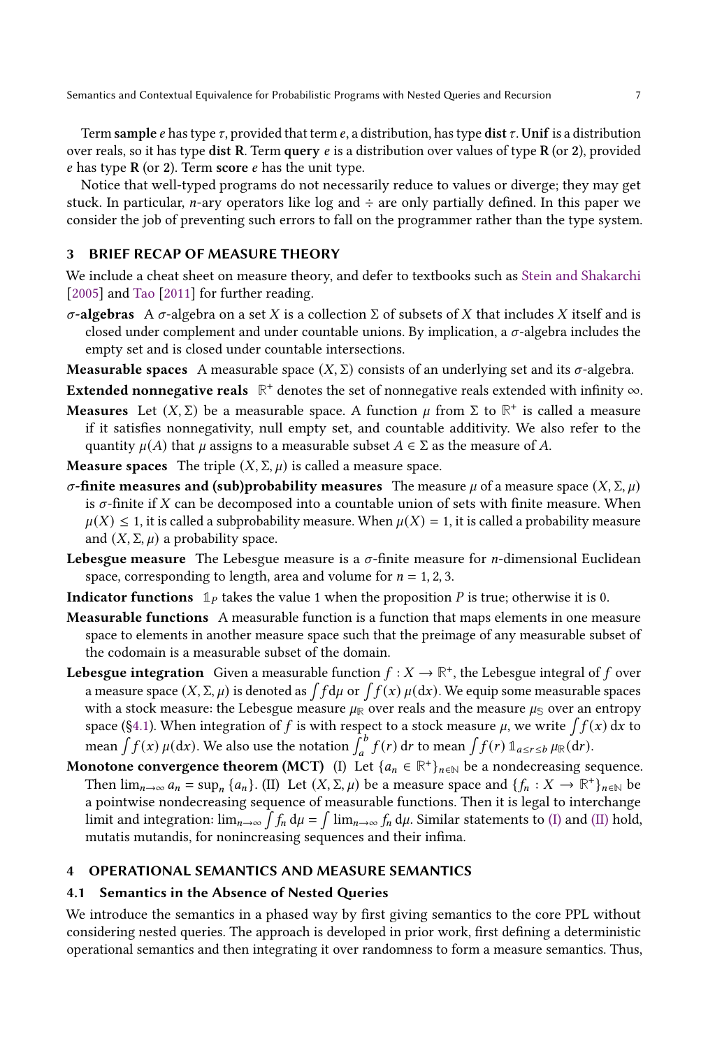Term **sample** $e$ has type $\tau$, provided that term $e$, a distribution, has type **dist** $\tau$. **Unif** is a distribution over reals, so it has type **dist R**. Term **query** $e$ is a distribution over values of type **R** (or **2**), provided $e$ has type **R** (or **2**). Term **score** $e$ has the unit type.

Notice that well-typed programs do not necessarily reduce to values or diverge; they may get stuck. In particular, $n$-ary operators like log and $\div$ are only partially defined. In this paper we consider the job of preventing such errors to fall on the programmer rather than the type system.

## 3 BRIEF RECAP OF MEASURE THEORY

We include a cheat sheet on measure theory, and defer to textbooks such as Stein and Shakarchi [2005] and Tao [2011] for further reading.

**$\sigma$-algebras** A $\sigma$-algebra on a set $X$ is a collection $\Sigma$ of subsets of $X$ that includes $X$ itself and is closed under complement and under countable unions. By implication, a $\sigma$-algebra includes the empty set and is closed under countable intersections.

**Measurable spaces** A measurable space $(X, \Sigma)$ consists of an underlying set and its $\sigma$-algebra.

**Extended nonnegative reals** $\mathbb{R}^+$ denotes the set of nonnegative reals extended with infinity $\infty$.

**Measures** Let $(X, \Sigma)$ be a measurable space. A function $\mu$ from $\Sigma$ to $\mathbb{R}^+$ is called a measure if it satisfies nonnegativity, null empty set, and countable additivity. We also refer to the quantity $\mu(A)$ that $\mu$ assigns to a measurable subset $A \in \Sigma$ as the measure of $A$.

**Measure spaces** The triple $(X, \Sigma, \mu)$ is called a measure space.

**$\sigma$-finite measures and (sub)probability measures** The measure $\mu$ of a measure space $(X, \Sigma, \mu)$ is $\sigma$-finite if $X$ can be decomposed into a countable union of sets with finite measure. When $\mu(X) \leq 1$, it is called a subprobability measure. When $\mu(X) = 1$, it is called a probability measure and $(X, \Sigma, \mu)$ a probability space.

**Lebesgue measure** The Lebesgue measure is a $\sigma$-finite measure for $n$-dimensional Euclidean space, corresponding to length, area and volume for $n = 1, 2, 3$.

**Indicator functions** $\mathbb{1}_P$ takes the value 1 when the proposition $P$ is true; otherwise it is 0.

**Measurable functions** A measurable function is a function that maps elements in one measure space to elements in another measure space such that the preimage of any measurable subset of the codomain is a measurable subset of the domain.

**Lebesgue integration** Given a measurable function $f : X \to \mathbb{R}^+$, the Lebesgue integral of $f$ over a measure space $(X, \Sigma, \mu)$ is denoted as $\int f \,\mathrm{d}\mu$ or $\int f(x)\, \mu(\mathrm{d}x)$. We equip some measurable spaces with a stock measure: the Lebesgue measure $\mu_{\mathbb{R}}$ over reals and the measure $\mu_{\mathbb{S}}$ over an entropy space (§4.1). When integration of $f$ is with respect to a stock measure $\mu$, we write $\int f(x)\,\mathrm{d}x$ to mean $\int f(x)\,\mu(\mathrm{d}x)$. We also use the notation $\int_a^b f(r)\,\mathrm{d}r$ to mean $\int f(r)\,\mathbb{1}_{a \leq r \leq b}\,\mu_{\mathbb{R}}(\mathrm{d}r)$.

**Monotone convergence theorem (MCT)** (I) Let $\{a_n \in \mathbb{R}^+\}_{n \in \mathbb{N}}$ be a nondecreasing sequence. Then $\lim_{n\to\infty} a_n = \sup_n \{a_n\}$. (II) Let $(X, \Sigma, \mu)$ be a measure space and $\{f_n : X \to \mathbb{R}^+\}_{n \in \mathbb{N}}$ be a pointwise nondecreasing sequence of measurable functions. Then it is legal to interchange limit and integration: $\lim_{n\to\infty} \int f_n \,\mathrm{d}\mu = \int \lim_{n\to\infty} f_n \,\mathrm{d}\mu$. Similar statements to (I) and (II) hold, mutatis mutandis, for nonincreasing sequences and their infima.

## 4 OPERATIONAL SEMANTICS AND MEASURE SEMANTICS

### 4.1 Semantics in the Absence of Nested Queries

We introduce the semantics in a phased way by first giving semantics to the core PPL without considering nested queries. The approach is developed in prior work, first defining a deterministic operational semantics and then integrating it over randomness to form a measure semantics. Thus,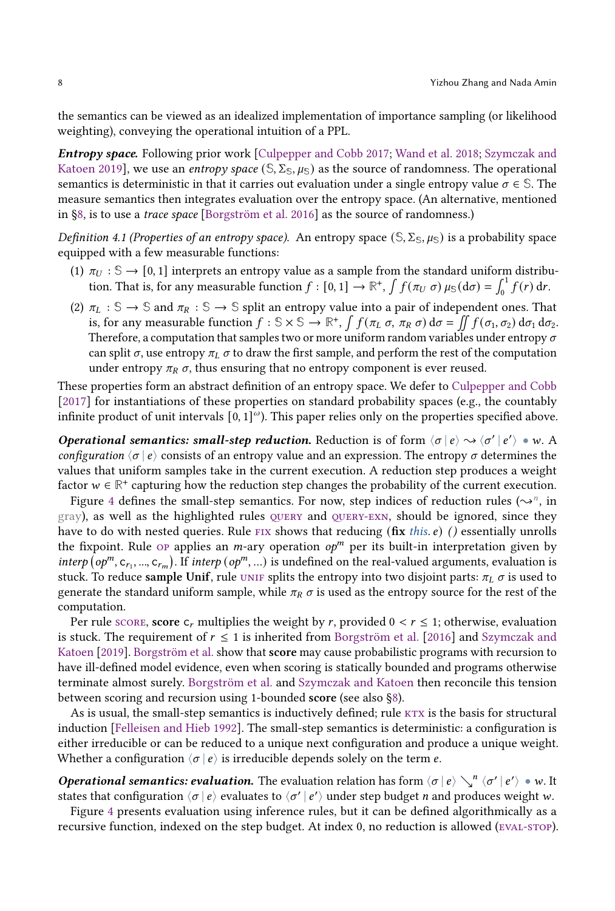the semantics can be viewed as an idealized implementation of importance sampling (or likelihood weighting), conveying the operational intuition of a PPL.

***Entropy space.*** Following prior work [Culpepper and Cobb 2017; Wand et al. 2018; Szymczak and Katoen 2019], we use an *entropy space* $(\mathbb{S}, \Sigma_{\mathbb{S}}, \mu_{\mathbb{S}})$ as the source of randomness. The operational semantics is deterministic in that it carries out evaluation under a single entropy value $\sigma \in \mathbb{S}$. The measure semantics then integrates evaluation over the entropy space. (An alternative, mentioned in §8, is to use a *trace space* [Borgström et al. 2016] as the source of randomness.)

*Definition 4.1 (Properties of an entropy space).* An entropy space $(\mathbb{S}, \Sigma_{\mathbb{S}}, \mu_{\mathbb{S}})$ is a probability space equipped with a few measurable functions:

(1) $\pi_U : \mathbb{S} \to [0, 1]$ interprets an entropy value as a sample from the standard uniform distribution. That is, for any measurable function $f : [0, 1] \to \mathbb{R}^+$, $\int f(\pi_U\ \sigma)\, \mu_{\mathbb{S}}(\mathrm{d}\sigma) = \int_0^1 f(r)\, \mathrm{d}r$.

(2) $\pi_L : \mathbb{S} \to \mathbb{S}$ and $\pi_R : \mathbb{S} \to \mathbb{S}$ split an entropy value into a pair of independent ones. That is, for any measurable function $f : \mathbb{S} \times \mathbb{S} \to \mathbb{R}^+$, $\int f(\pi_L\ \sigma,\ \pi_R\ \sigma)\, \mathrm{d}\sigma = \iint f(\sigma_1, \sigma_2)\, \mathrm{d}\sigma_1\, \mathrm{d}\sigma_2$. Therefore, a computation that samples two or more uniform random variables under entropy $\sigma$ can split $\sigma$, use entropy $\pi_L\ \sigma$ to draw the first sample, and perform the rest of the computation under entropy $\pi_R\ \sigma$, thus ensuring that no entropy component is ever reused.

These properties form an abstract definition of an entropy space. We defer to Culpepper and Cobb [2017] for instantiations of these properties on standard probability spaces (e.g., the countably infinite product of unit intervals $[0, 1]^{\omega}$). This paper relies only on the properties specified above.

***Operational semantics: small-step reduction.*** Reduction is of form $\langle \sigma \mid e \rangle \rightsquigarrow \langle \sigma' \mid e' \rangle \bullet w$. A *configuration* $\langle \sigma \mid e \rangle$ consists of an entropy value and an expression. The entropy $\sigma$ determines the values that uniform samples take in the current execution. A reduction step produces a weight factor $w \in \mathbb{R}^+$ capturing how the reduction step changes the probability of the current execution.

Figure 4 defines the small-step semantics. For now, step indices of reduction rules ($\rightsquigarrow^n$, in gray), as well as the highlighted rules QUERY and QUERY-EXN, should be ignored, since they have to do with nested queries. Rule FIX shows that reducing (**fix** *this*. $e$) () essentially unrolls the fixpoint. Rule OP applies an $m$-ary operation $op^m$ per its built-in interpretation given by $interp\left(op^m, \mathsf{c}_{r_1}, ..., \mathsf{c}_{r_m}\right)$. If $interp\left(op^m, ...\right)$ is undefined on the real-valued arguments, evaluation is stuck. To reduce **sample Unif**, rule UNIF splits the entropy into two disjoint parts: $\pi_L\ \sigma$ is used to generate the standard uniform sample, while $\pi_R\ \sigma$ is used as the entropy source for the rest of the computation.

Per rule SCORE, **score** $\mathsf{c}_r$ multiplies the weight by $r$, provided $0 < r \leq 1$; otherwise, evaluation is stuck. The requirement of $r \leq 1$ is inherited from Borgström et al. [2016] and Szymczak and Katoen [2019]. Borgström et al. show that **score** may cause probabilistic programs with recursion to have ill-defined model evidence, even when scoring is statically bounded and programs otherwise terminate almost surely. Borgström et al. and Szymczak and Katoen then reconcile this tension between scoring and recursion using 1-bounded **score** (see also §8).

As is usual, the small-step semantics is inductively defined; rule KTX is the basis for structural induction [Felleisen and Hieb 1992]. The small-step semantics is deterministic: a configuration is either irreducible or can be reduced to a unique next configuration and produce a unique weight. Whether a configuration $\langle \sigma \mid e \rangle$ is irreducible depends solely on the term $e$.

***Operational semantics: evaluation.*** The evaluation relation has form $\langle \sigma \mid e \rangle \searrow^n \langle \sigma' \mid e' \rangle \bullet w$. It states that configuration $\langle \sigma \mid e \rangle$ evaluates to $\langle \sigma' \mid e' \rangle$ under step budget $n$ and produces weight $w$.

Figure 4 presents evaluation using inference rules, but it can be defined algorithmically as a recursive function, indexed on the step budget. At index 0, no reduction is allowed (EVAL-STOP).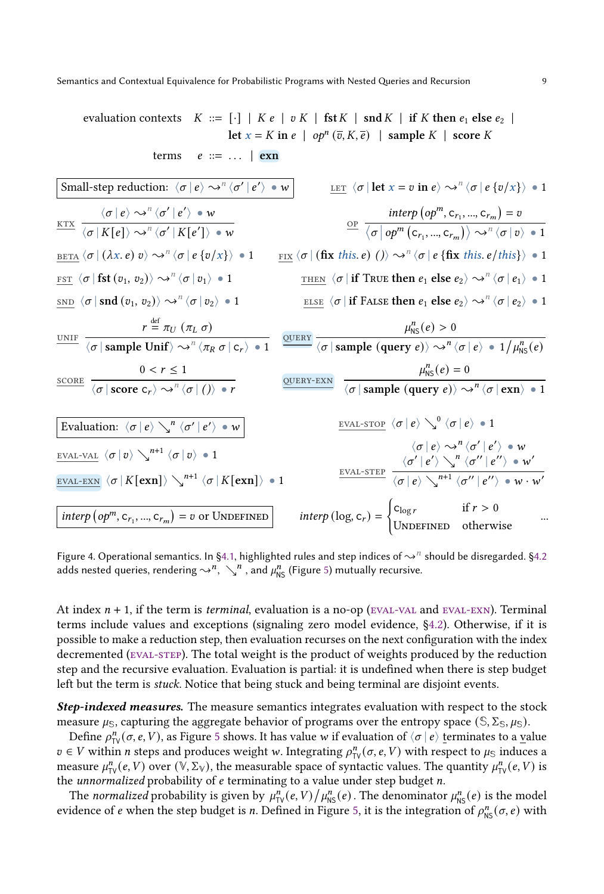$$\begin{array}{rrl}
\text{evaluation contexts} & K ::= & [\cdot] \mid K\ e \mid v\ K \mid \mathbf{fst}\ K \mid \mathbf{snd}\ K \mid \mathbf{if}\ K\ \mathbf{then}\ e_1\ \mathbf{else}\ e_2 \mid \\
& & \mathbf{let}\ x = K\ \mathbf{in}\ e \mid op^n\ (\overline{v}, K, \overline{e}) \mid \mathbf{sample}\ K \mid \mathbf{score}\ K \\
\text{terms} & e ::= & \ldots \mid \mathbf{exn}
\end{array}$$

**Small-step reduction:** $\langle \sigma \mid e \rangle \rightsquigarrow^n \langle \sigma' \mid e' \rangle \bullet w$

LET: $\langle \sigma \mid \mathbf{let}\ x = v\ \mathbf{in}\ e \rangle \rightsquigarrow^n \langle \sigma \mid e\{v/x\} \rangle \bullet 1$

KTX: $$\frac{\langle \sigma \mid e \rangle \rightsquigarrow^n \langle \sigma' \mid e' \rangle \bullet w}{\langle \sigma \mid K[e] \rangle \rightsquigarrow^n \langle \sigma' \mid K[e'] \rangle \bullet w}$$

OP: $$\frac{interp\left(op^m, \mathsf{c}_{r_1}, \ldots, \mathsf{c}_{r_m}\right) = v}{\left\langle \sigma \mid op^m\left(\mathsf{c}_{r_1}, \ldots, \mathsf{c}_{r_m}\right) \right\rangle \rightsquigarrow^n \langle \sigma \mid v \rangle \bullet 1}$$

BETA: $\langle \sigma \mid (\lambda x.\ e)\ v \rangle \rightsquigarrow^n \langle \sigma \mid e\{v/x\} \rangle \bullet 1$

FIX: $\langle \sigma \mid (\mathbf{fix}\ this.\ e)\ () \rangle \rightsquigarrow^n \langle \sigma \mid e\{\mathbf{fix}\ this.\ e/this\} \rangle \bullet 1$

FST: $\langle \sigma \mid \mathbf{fst}\ (v_1, v_2) \rangle \rightsquigarrow^n \langle \sigma \mid v_1 \rangle \bullet 1$

THEN: $\langle \sigma \mid \mathbf{if}\ \textsc{True}\ \mathbf{then}\ e_1\ \mathbf{else}\ e_2 \rangle \rightsquigarrow^n \langle \sigma \mid e_1 \rangle \bullet 1$

SND: $\langle \sigma \mid \mathbf{snd}\ (v_1, v_2) \rangle \rightsquigarrow^n \langle \sigma \mid v_2 \rangle \bullet 1$

ELSE: $\langle \sigma \mid \mathbf{if}\ \textsc{False}\ \mathbf{then}\ e_1\ \mathbf{else}\ e_2 \rangle \rightsquigarrow^n \langle \sigma \mid e_2 \rangle \bullet 1$

UNIF: $$\frac{r \overset{\text{def}}{=} \pi_U\ (\pi_L\ \sigma)}{\langle \sigma \mid \mathbf{sample\ Unif} \rangle \rightsquigarrow^n \langle \pi_R\ \sigma \mid \mathsf{c}_r \rangle \bullet 1}$$

QUERY: $$\frac{\mu^n_{\mathsf{NS}}(e) > 0}{\langle \sigma \mid \mathbf{sample}\ (\mathbf{query}\ e) \rangle \rightsquigarrow^n \langle \sigma \mid e \rangle \bullet 1/\mu^n_{\mathsf{NS}}(e)}$$

SCORE: $$\frac{0 < r \leq 1}{\langle \sigma \mid \mathbf{score}\ \mathsf{c}_r \rangle \rightsquigarrow^n \langle \sigma \mid () \rangle \bullet r}$$

QUERY-EXN: $$\frac{\mu^n_{\mathsf{NS}}(e) = 0}{\langle \sigma \mid \mathbf{sample}\ (\mathbf{query}\ e) \rangle \rightsquigarrow^n \langle \sigma \mid \mathbf{exn} \rangle \bullet 1}$$

**Evaluation:** $\langle \sigma \mid e \rangle \searrow^n \langle \sigma' \mid e' \rangle \bullet w$

EVAL-STOP: $\langle \sigma \mid e \rangle \searrow^0 \langle \sigma \mid e \rangle \bullet 1$

EVAL-VAL: $\langle \sigma \mid v \rangle \searrow^{n+1} \langle \sigma \mid v \rangle \bullet 1$

EVAL-EXN: $\langle \sigma \mid K[\mathbf{exn}] \rangle \searrow^{n+1} \langle \sigma \mid K[\mathbf{exn}] \rangle \bullet 1$

EVAL-STEP: $$\frac{\langle \sigma \mid e \rangle \rightsquigarrow^n \langle \sigma' \mid e' \rangle \bullet w \qquad \langle \sigma' \mid e' \rangle \searrow^n \langle \sigma'' \mid e'' \rangle \bullet w'}{\langle \sigma \mid e \rangle \searrow^{n+1} \langle \sigma'' \mid e'' \rangle \bullet w \cdot w'}$$

$interp\left(op^m, \mathsf{c}_{r_1}, \ldots, \mathsf{c}_{r_m}\right) = v$ or $\textsc{Undefined}$

$$interp\,(\log, \mathsf{c}_r) = \begin{cases} \mathsf{c}_{\log r} & \text{if } r > 0 \\ \textsc{Undefined} & \text{otherwise} \end{cases} \qquad \ldots$$

Figure 4. Operational semantics. In §4.1, highlighted rules and step indices of $\rightsquigarrow^n$ should be disregarded. §4.2 adds nested queries, rendering $\rightsquigarrow^n$, $\searrow^n$, and $\mu^n_{\mathsf{NS}}$ (Figure 5) mutually recursive.

At index $n+1$, if the term is *terminal*, evaluation is a no-op (EVAL-VAL and EVAL-EXN). Terminal terms include values and exceptions (signaling zero model evidence, §4.2). Otherwise, if it is possible to make a reduction step, then evaluation recurses on the next configuration with the index decremented (EVAL-STEP). The total weight is the product of weights produced by the reduction step and the recursive evaluation. Evaluation is partial: it is undefined when there is step budget left but the term is *stuck*. Notice that being stuck and being terminal are disjoint events.

***Step-indexed measures.*** The measure semantics integrates evaluation with respect to the stock measure $\mu_{\mathbb{S}}$, capturing the aggregate behavior of programs over the entropy space $(\mathbb{S}, \Sigma_{\mathbb{S}}, \mu_{\mathbb{S}})$.

Define $\rho^n_{\mathsf{TV}}(\sigma, e, V)$, as Figure 5 shows. It has value $w$ if evaluation of $\langle \sigma \mid e \rangle$ terminates to a value $v \in V$ within $n$ steps and produces weight $w$. Integrating $\rho^n_{\mathsf{TV}}(\sigma, e, V)$ with respect to $\mu_{\mathbb{S}}$ induces a measure $\mu^n_{\mathsf{TV}}(e, V)$ over $(\mathbb{V}, \Sigma_{\mathbb{V}})$, the measurable space of syntactic values. The quantity $\mu^n_{\mathsf{TV}}(e, V)$ is the *unnormalized* probability of $e$ terminating to a value under step budget $n$.

The *normalized* probability is given by $\mu^n_{\mathsf{TV}}(e, V)/\mu^n_{\mathsf{NS}}(e)$. The denominator $\mu^n_{\mathsf{NS}}(e)$ is the model evidence of $e$ when the step budget is $n$. Defined in Figure 5, it is the integration of $\rho^n_{\mathsf{NS}}(\sigma, e)$ with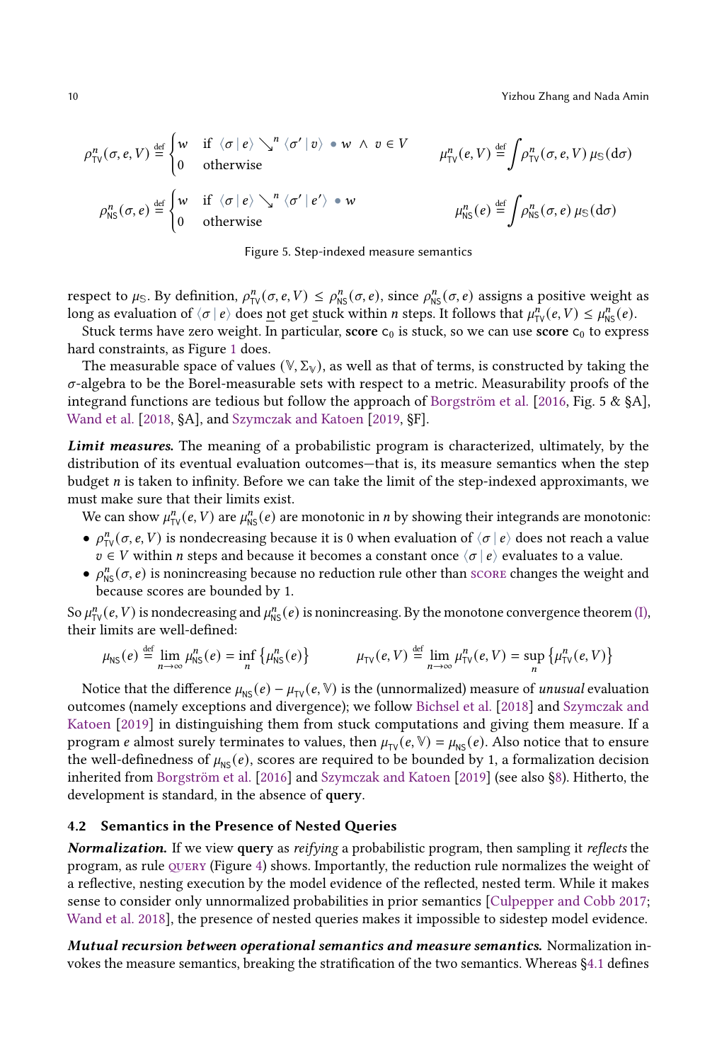$$\rho^n_{\mathsf{TV}}(\sigma, e, V) \stackrel{\text{def}}{=} \begin{cases} w & \text{if } \langle \sigma \mid e \rangle \searrow^n \langle \sigma' \mid v \rangle \bullet w \ \wedge \ v \in V \\ 0 & \text{otherwise} \end{cases} \qquad \mu^n_{\mathsf{TV}}(e, V) \stackrel{\text{def}}{=} \int \rho^n_{\mathsf{TV}}(\sigma, e, V)\, \mu_{\mathbb{S}}(\mathrm{d}\sigma)$$

$$\rho^n_{\mathsf{NS}}(\sigma, e) \stackrel{\text{def}}{=} \begin{cases} w & \text{if } \langle \sigma \mid e \rangle \searrow^n \langle \sigma' \mid e' \rangle \bullet w \\ 0 & \text{otherwise} \end{cases} \qquad \mu^n_{\mathsf{NS}}(e) \stackrel{\text{def}}{=} \int \rho^n_{\mathsf{NS}}(\sigma, e)\, \mu_{\mathbb{S}}(\mathrm{d}\sigma)$$

Figure 5. Step-indexed measure semantics

respect to $\mu_{\mathbb{S}}$. By definition, $\rho^n_{\mathsf{TV}}(\sigma, e, V) \leq \rho^n_{\mathsf{NS}}(\sigma, e)$, since $\rho^n_{\mathsf{NS}}(\sigma, e)$ assigns a positive weight as long as evaluation of $\langle \sigma \mid e \rangle$ does not get stuck within $n$ steps. It follows that $\mu^n_{\mathsf{TV}}(e, V) \leq \mu^n_{\mathsf{NS}}(e)$.

Stuck terms have zero weight. In particular, **score** $\mathsf{c}_0$ is stuck, so we can use **score** $\mathsf{c}_0$ to express hard constraints, as Figure 1 does.

The measurable space of values $(\mathbb{V}, \Sigma_{\mathbb{V}})$, as well as that of terms, is constructed by taking the $\sigma$-algebra to be the Borel-measurable sets with respect to a metric. Measurability proofs of the integrand functions are tedious but follow the approach of Borgström et al. [2016, Fig. 5 & §A], Wand et al. [2018, §A], and Szymczak and Katoen [2019, §F].

***Limit measures.*** The meaning of a probabilistic program is characterized, ultimately, by the distribution of its eventual evaluation outcomes—that is, its measure semantics when the step budget $n$ is taken to infinity. Before we can take the limit of the step-indexed approximants, we must make sure that their limits exist.

We can show $\mu^n_{\mathsf{TV}}(e, V)$ are $\mu^n_{\mathsf{NS}}(e)$ are monotonic in $n$ by showing their integrands are monotonic:

- $\rho^n_{\mathsf{TV}}(\sigma, e, V)$ is nondecreasing because it is 0 when evaluation of $\langle \sigma \mid e \rangle$ does not reach a value $v \in V$ within $n$ steps and because it becomes a constant once $\langle \sigma \mid e \rangle$ evaluates to a value.
- $\rho^n_{\mathsf{NS}}(\sigma, e)$ is nonincreasing because no reduction rule other than SCORE changes the weight and because scores are bounded by 1.

So $\mu^n_{\mathsf{TV}}(e, V)$ is nondecreasing and $\mu^n_{\mathsf{NS}}(e)$ is nonincreasing. By the monotone convergence theorem (I), their limits are well-defined:

$$\mu_{\mathsf{NS}}(e) \stackrel{\text{def}}{=} \lim_{n\to\infty} \mu^n_{\mathsf{NS}}(e) = \inf_n \left\{\mu^n_{\mathsf{NS}}(e)\right\} \qquad \mu_{\mathsf{TV}}(e, V) \stackrel{\text{def}}{=} \lim_{n\to\infty} \mu^n_{\mathsf{TV}}(e, V) = \sup_n \left\{\mu^n_{\mathsf{TV}}(e, V)\right\}$$

Notice that the difference $\mu_{\mathsf{NS}}(e) - \mu_{\mathsf{TV}}(e, \mathbb{V})$ is the (unnormalized) measure of *unusual* evaluation outcomes (namely exceptions and divergence); we follow Bichsel et al. [2018] and Szymczak and Katoen [2019] in distinguishing them from stuck computations and giving them measure. If a program $e$ almost surely terminates to values, then $\mu_{\mathsf{TV}}(e, \mathbb{V}) = \mu_{\mathsf{NS}}(e)$. Also notice that to ensure the well-definedness of $\mu_{\mathsf{NS}}(e)$, scores are required to be bounded by 1, a formalization decision inherited from Borgström et al. [2016] and Szymczak and Katoen [2019] (see also §8). Hitherto, the development is standard, in the absence of **query**.

### 4.2 Semantics in the Presence of Nested Queries

***Normalization.*** If we view **query** as *reifying* a probabilistic program, then sampling it *reflects* the program, as rule QUERY (Figure 4) shows. Importantly, the reduction rule normalizes the weight of a reflective, nesting execution by the model evidence of the reflected, nested term. While it makes sense to consider only unnormalized probabilities in prior semantics [Culpepper and Cobb 2017; Wand et al. 2018], the presence of nested queries makes it impossible to sidestep model evidence.

***Mutual recursion between operational semantics and measure semantics.*** Normalization invokes the measure semantics, breaking the stratification of the two semantics. Whereas §4.1 defines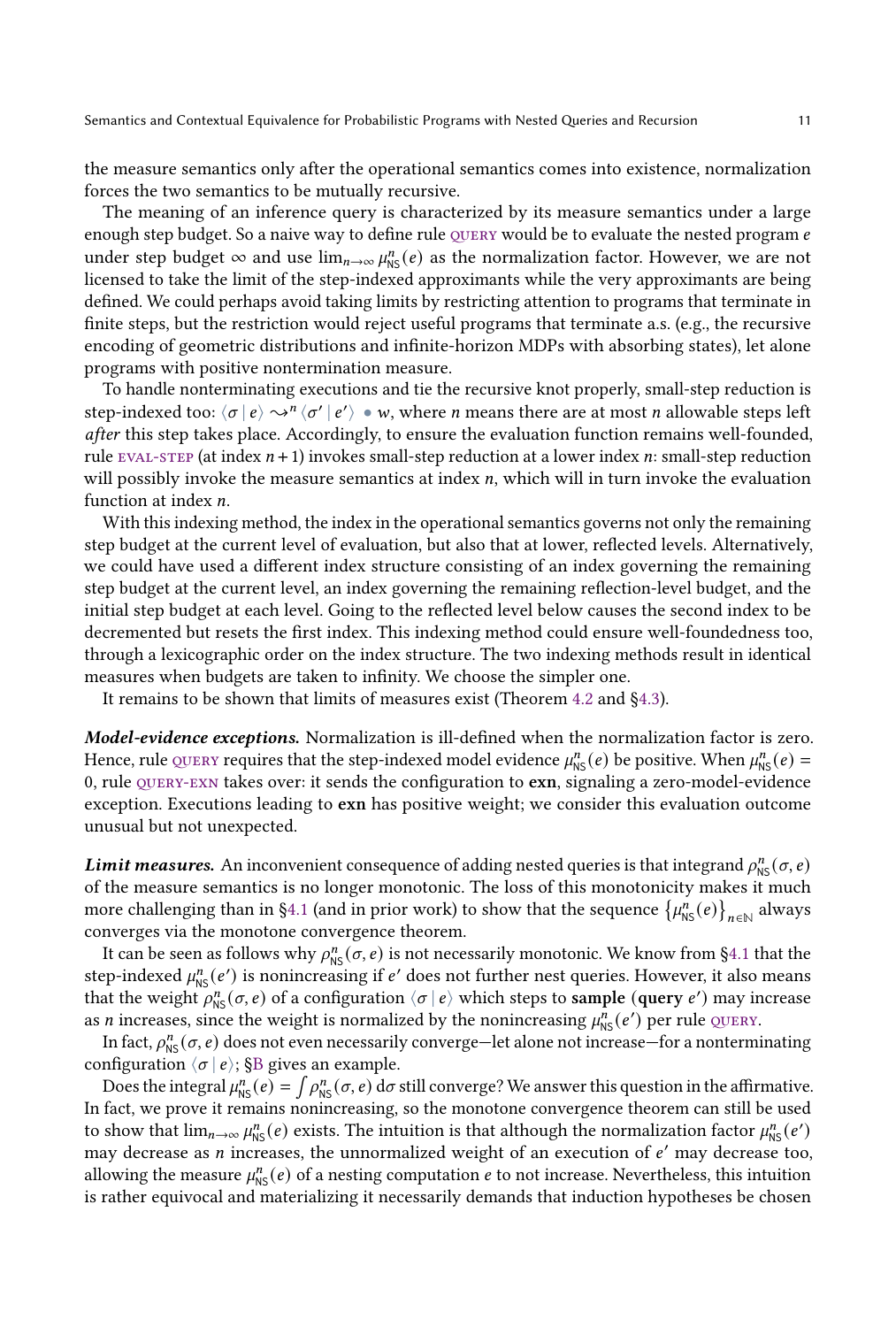the measure semantics only after the operational semantics comes into existence, normalization forces the two semantics to be mutually recursive.

The meaning of an inference query is characterized by its measure semantics under a large enough step budget. So a naive way to define rule QUERY would be to evaluate the nested program $e$ under step budget $\infty$ and use $\lim_{n\to\infty} \mu^n_{\mathsf{NS}}(e)$ as the normalization factor. However, we are not licensed to take the limit of the step-indexed approximants while the very approximants are being defined. We could perhaps avoid taking limits by restricting attention to programs that terminate in finite steps, but the restriction would reject useful programs that terminate a.s. (e.g., the recursive encoding of geometric distributions and infinite-horizon MDPs with absorbing states), let alone programs with positive nontermination measure.

To handle nonterminating executions and tie the recursive knot properly, small-step reduction is step-indexed too: $\langle \sigma \mid e \rangle \rightsquigarrow^n \langle \sigma' \mid e' \rangle \bullet w$, where $n$ means there are at most $n$ allowable steps left *after* this step takes place. Accordingly, to ensure the evaluation function remains well-founded, rule EVAL-STEP (at index $n+1$) invokes small-step reduction at a lower index $n$: small-step reduction will possibly invoke the measure semantics at index $n$, which will in turn invoke the evaluation function at index $n$.

With this indexing method, the index in the operational semantics governs not only the remaining step budget at the current level of evaluation, but also that at lower, reflected levels. Alternatively, we could have used a different index structure consisting of an index governing the remaining step budget at the current level, an index governing the remaining reflection-level budget, and the initial step budget at each level. Going to the reflected level below causes the second index to be decremented but resets the first index. This indexing method could ensure well-foundedness too, through a lexicographic order on the index structure. The two indexing methods result in identical measures when budgets are taken to infinity. We choose the simpler one.

It remains to be shown that limits of measures exist (Theorem 4.2 and §4.3).

***Model-evidence exceptions.*** Normalization is ill-defined when the normalization factor is zero. Hence, rule QUERY requires that the step-indexed model evidence $\mu^n_{\mathsf{NS}}(e)$ be positive. When $\mu^n_{\mathsf{NS}}(e) = 0$, rule QUERY-EXN takes over: it sends the configuration to **exn**, signaling a zero-model-evidence exception. Executions leading to **exn** has positive weight; we consider this evaluation outcome unusual but not unexpected.

***Limit measures.*** An inconvenient consequence of adding nested queries is that integrand $\rho^n_{\mathsf{NS}}(\sigma, e)$ of the measure semantics is no longer monotonic. The loss of this monotonicity makes it much more challenging than in §4.1 (and in prior work) to show that the sequence $\left\{\mu^n_{\mathsf{NS}}(e)\right\}_{n\in\mathbb{N}}$ always converges via the monotone convergence theorem.

It can be seen as follows why $\rho^n_{\mathsf{NS}}(\sigma, e)$ is not necessarily monotonic. We know from §4.1 that the step-indexed $\mu^n_{\mathsf{NS}}(e')$ is nonincreasing if $e'$ does not further nest queries. However, it also means that the weight $\rho^n_{\mathsf{NS}}(\sigma, e)$ of a configuration $\langle \sigma \mid e \rangle$ which steps to **sample** (**query** $e'$) may increase as $n$ increases, since the weight is normalized by the nonincreasing $\mu^n_{\mathsf{NS}}(e')$ per rule QUERY.

In fact, $\rho^n_{\mathsf{NS}}(\sigma, e)$ does not even necessarily converge—let alone not increase—for a nonterminating configuration $\langle \sigma \mid e \rangle$; §B gives an example.

Does the integral $\mu^n_{\mathsf{NS}}(e) = \int \rho^n_{\mathsf{NS}}(\sigma, e)\, \mathrm{d}\sigma$ still converge? We answer this question in the affirmative. In fact, we prove it remains nonincreasing, so the monotone convergence theorem can still be used to show that $\lim_{n\to\infty} \mu^n_{\mathsf{NS}}(e)$ exists. The intuition is that although the normalization factor $\mu^n_{\mathsf{NS}}(e')$ may decrease as $n$ increases, the unnormalized weight of an execution of $e'$ may decrease too, allowing the measure $\mu^n_{\mathsf{NS}}(e)$ of a nesting computation $e$ to not increase. Nevertheless, this intuition is rather equivocal and materializing it necessarily demands that induction hypotheses be chosen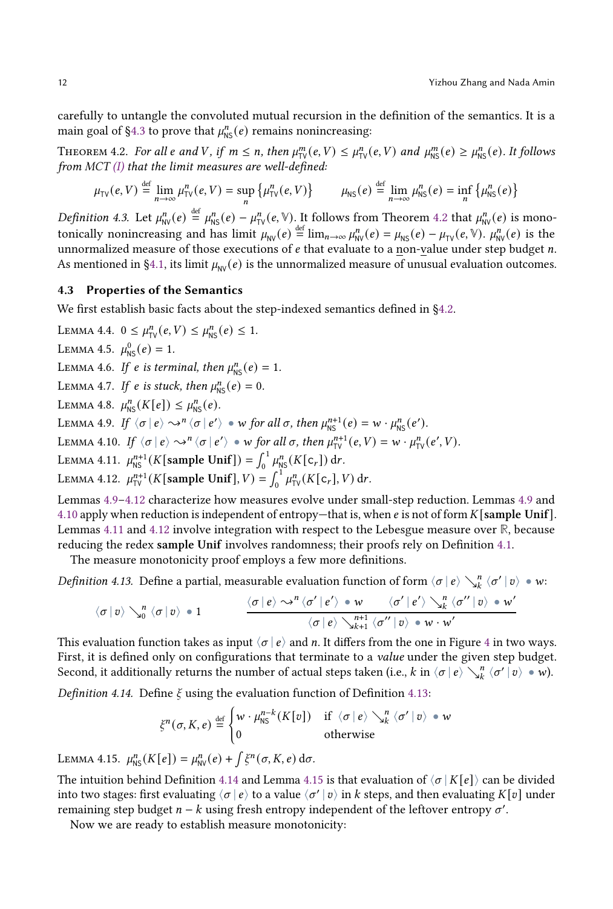carefully to untangle the convoluted mutual recursion in the definition of the semantics. It is a main goal of §4.3 to prove that $\mu^n_{\mathsf{NS}}(e)$ remains nonincreasing:

Theorem 4.2. *For all $e$ and $V$, if $m \le n$, then $\mu^m_{\mathsf{TV}}(e, V) \le \mu^n_{\mathsf{TV}}(e, V)$ and $\mu^m_{\mathsf{NS}}(e) \ge \mu^n_{\mathsf{NS}}(e)$. It follows from MCT (I) that the limit measures are well-defined:*

$$\mu_{\mathsf{TV}}(e, V) \overset{\text{def}}{=} \lim_{n\to\infty} \mu^n_{\mathsf{TV}}(e, V) = \sup_n \left\{\mu^n_{\mathsf{TV}}(e, V)\right\} \qquad \mu_{\mathsf{NS}}(e) \overset{\text{def}}{=} \lim_{n\to\infty} \mu^n_{\mathsf{NS}}(e) = \inf_n \left\{\mu^n_{\mathsf{NS}}(e)\right\}$$

*Definition 4.3.* Let $\mu^n_{\mathsf{NV}}(e) \overset{\text{def}}{=} \mu^n_{\mathsf{NS}}(e) - \mu^n_{\mathsf{TV}}(e, \mathbb{V})$. It follows from Theorem 4.2 that $\mu^n_{\mathsf{NV}}(e)$ is monotonically nonincreasing and has limit $\mu_{\mathsf{NV}}(e) \overset{\text{def}}{=} \lim_{n\to\infty} \mu^n_{\mathsf{NV}}(e) = \mu_{\mathsf{NS}}(e) - \mu_{\mathsf{TV}}(e, \mathbb{V})$. $\mu^n_{\mathsf{NV}}(e)$ is the unnormalized measure of those executions of $e$ that evaluate to a non-value under step budget $n$. As mentioned in §4.1, its limit $\mu_{\mathsf{NV}}(e)$ is the unnormalized measure of unusual evaluation outcomes.

### 4.3 Properties of the Semantics

We first establish basic facts about the step-indexed semantics defined in §4.2.

Lemma 4.4. $0 \le \mu^n_{\mathsf{TV}}(e, V) \le \mu^n_{\mathsf{NS}}(e) \le 1$.

Lemma 4.5. $\mu^0_{\mathsf{NS}}(e) = 1$.

Lemma 4.6. *If $e$ is terminal, then $\mu^n_{\mathsf{NS}}(e) = 1$.*

Lemma 4.7. *If $e$ is stuck, then $\mu^n_{\mathsf{NS}}(e) = 0$.*

Lemma 4.8. $\mu^n_{\mathsf{NS}}(K[e]) \le \mu^n_{\mathsf{NS}}(e)$.

Lemma 4.9. *If $\langle \sigma \mid e\rangle \rightsquigarrow^n \langle \sigma \mid e'\rangle \bullet w$ for all $\sigma$, then $\mu^{n+1}_{\mathsf{NS}}(e) = w \cdot \mu^n_{\mathsf{NS}}(e')$.*

Lemma 4.10. *If $\langle \sigma \mid e\rangle \rightsquigarrow^n \langle \sigma \mid e'\rangle \bullet w$ for all $\sigma$, then $\mu^{n+1}_{\mathsf{TV}}(e, V) = w \cdot \mu^n_{\mathsf{TV}}(e', V)$.*

Lemma 4.11. $\mu^{n+1}_{\mathsf{NS}}(K[\textbf{sample Unif}]) = \int_0^1 \mu^n_{\mathsf{NS}}(K[\mathsf{c}_r])\, \mathrm{d}r$.

Lemma 4.12. $\mu^{n+1}_{\mathsf{TV}}(K[\textbf{sample Unif}], V) = \int_0^1 \mu^n_{\mathsf{TV}}(K[\mathsf{c}_r], V)\, \mathrm{d}r$.

Lemmas 4.9–4.12 characterize how measures evolve under small-step reduction. Lemmas 4.9 and 4.10 apply when reduction is independent of entropy—that is, when $e$ is not of form $K[\textbf{sample Unif}]$. Lemmas 4.11 and 4.12 involve integration with respect to the Lebesgue measure over $\mathbb{R}$, because reducing the redex **sample Unif** involves randomness; their proofs rely on Definition 4.1.

The measure monotonicity proof employs a few more definitions.

*Definition 4.13.* Define a partial, measurable evaluation function of form $\langle \sigma \mid e\rangle \searrow^n_k \langle \sigma' \mid v\rangle \bullet w$:

$$\langle \sigma \mid v\rangle \searrow^n_0 \langle \sigma \mid v\rangle \bullet 1 \qquad\qquad \frac{\langle \sigma \mid e\rangle \rightsquigarrow^n \langle \sigma' \mid e'\rangle \bullet w \qquad \langle \sigma' \mid e'\rangle \searrow^n_k \langle \sigma'' \mid v\rangle \bullet w'}{\langle \sigma \mid e\rangle \searrow^{n+1}_{k+1} \langle \sigma'' \mid v\rangle \bullet w \cdot w'}$$

This evaluation function takes as input $\langle \sigma \mid e\rangle$ and $n$. It differs from the one in Figure 4 in two ways. First, it is defined only on configurations that terminate to a *value* under the given step budget. Second, it additionally returns the number of actual steps taken (i.e., $k$ in $\langle \sigma \mid e\rangle \searrow^n_k \langle \sigma' \mid v\rangle \bullet w$).

*Definition 4.14.* Define $\xi$ using the evaluation function of Definition 4.13:

$$\xi^n(\sigma, K, e) \overset{\text{def}}{=} \begin{cases} w \cdot \mu^{n-k}_{\mathsf{NS}}(K[v]) & \text{if } \langle \sigma \mid e\rangle \searrow^n_k \langle \sigma' \mid v\rangle \bullet w \\ 0 & \text{otherwise} \end{cases}$$

Lemma 4.15. $\mu^n_{\mathsf{NS}}(K[e]) = \mu^n_{\mathsf{NV}}(e) + \int \xi^n(\sigma, K, e)\, \mathrm{d}\sigma$.

The intuition behind Definition 4.14 and Lemma 4.15 is that evaluation of $\langle \sigma \mid K[e]\rangle$ can be divided into two stages: first evaluating $\langle \sigma \mid e\rangle$ to a value $\langle \sigma' \mid v\rangle$ in $k$ steps, and then evaluating $K[v]$ under remaining step budget $n - k$ using fresh entropy independent of the leftover entropy $\sigma'$.

Now we are ready to establish measure monotonicity: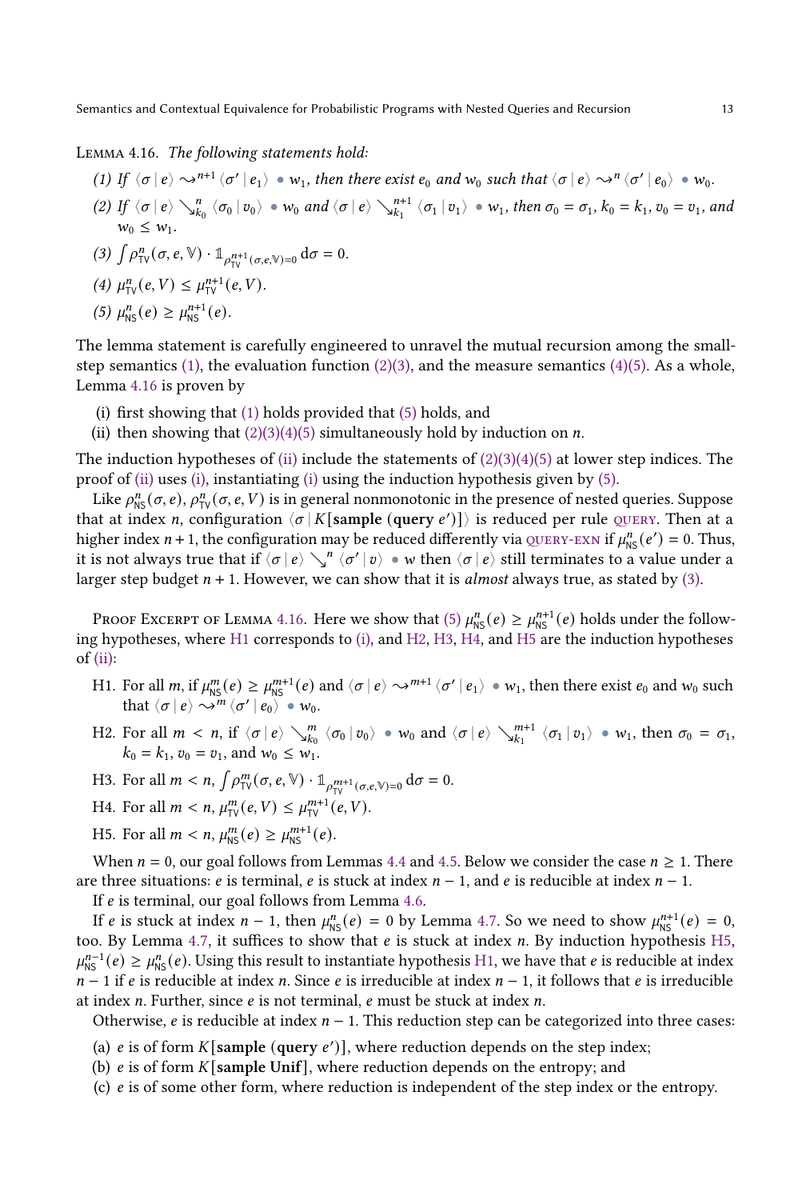Lemma 4.16. *The following statements hold:*

(1) *If* $\langle \sigma \mid e \rangle \rightsquigarrow^{n+1} \langle \sigma' \mid e_1 \rangle \bullet w_1$*, then there exist* $e_0$ *and* $w_0$ *such that* $\langle \sigma \mid e \rangle \rightsquigarrow^{n} \langle \sigma' \mid e_0 \rangle \bullet w_0$*.*

(2) *If* $\langle \sigma \mid e \rangle \searrow^{n}_{k_0} \langle \sigma_0 \mid v_0 \rangle \bullet w_0$ *and* $\langle \sigma \mid e \rangle \searrow^{n+1}_{k_1} \langle \sigma_1 \mid v_1 \rangle \bullet w_1$*, then* $\sigma_0 = \sigma_1$*,* $k_0 = k_1$*,* $v_0 = v_1$*, and* $w_0 \leq w_1$*.*

(3) $\int \rho^{n}_{\mathsf{TV}}(\sigma, e, \mathbb{V}) \cdot \mathbb{1}_{\rho^{n+1}_{\mathsf{TV}}(\sigma,e,\mathbb{V})=0} \, \mathrm{d}\sigma = 0$*.*

(4) $\mu^{n}_{\mathsf{TV}}(e, V) \leq \mu^{n+1}_{\mathsf{TV}}(e, V)$*.*

(5) $\mu^{n}_{\mathsf{NS}}(e) \geq \mu^{n+1}_{\mathsf{NS}}(e)$*.*

The lemma statement is carefully engineered to unravel the mutual recursion among the small-step semantics (1), the evaluation function (2)(3), and the measure semantics (4)(5). As a whole, Lemma 4.16 is proven by

(i) first showing that (1) holds provided that (5) holds, and

(ii) then showing that (2)(3)(4)(5) simultaneously hold by induction on $n$.

The induction hypotheses of (ii) include the statements of (2)(3)(4)(5) at lower step indices. The proof of (ii) uses (i), instantiating (i) using the induction hypothesis given by (5).

Like $\rho^{n}_{\mathsf{NS}}(\sigma, e)$, $\rho^{n}_{\mathsf{TV}}(\sigma, e, V)$ is in general nonmonotonic in the presence of nested queries. Suppose that at index $n$, configuration $\langle \sigma \mid K[\textbf{sample } (\textbf{query } e')] \rangle$ is reduced per rule QUERY. Then at a higher index $n+1$, the configuration may be reduced differently via QUERY-EXN if $\mu^{n}_{\mathsf{NS}}(e') = 0$. Thus, it is not always true that if $\langle \sigma \mid e \rangle \searrow^{n} \langle \sigma' \mid v \rangle \bullet w$ then $\langle \sigma \mid e \rangle$ still terminates to a value under a larger step budget $n+1$. However, we can show that it is *almost* always true, as stated by (3).

Proof Excerpt of Lemma 4.16. Here we show that (5) $\mu^{n}_{\mathsf{NS}}(e) \geq \mu^{n+1}_{\mathsf{NS}}(e)$ holds under the following hypotheses, where H1 corresponds to (i), and H2, H3, H4, and H5 are the induction hypotheses of (ii):

H1. For all $m$, if $\mu^{m}_{\mathsf{NS}}(e) \geq \mu^{m+1}_{\mathsf{NS}}(e)$ and $\langle \sigma \mid e \rangle \rightsquigarrow^{m+1} \langle \sigma' \mid e_1 \rangle \bullet w_1$, then there exist $e_0$ and $w_0$ such that $\langle \sigma \mid e \rangle \rightsquigarrow^{m} \langle \sigma' \mid e_0 \rangle \bullet w_0$.

H2. For all $m < n$, if $\langle \sigma \mid e \rangle \searrow^{m}_{k_0} \langle \sigma_0 \mid v_0 \rangle \bullet w_0$ and $\langle \sigma \mid e \rangle \searrow^{m+1}_{k_1} \langle \sigma_1 \mid v_1 \rangle \bullet w_1$, then $\sigma_0 = \sigma_1$, $k_0 = k_1$, $v_0 = v_1$, and $w_0 \leq w_1$.

H3. For all $m < n$, $\int \rho^{m}_{\mathsf{TV}}(\sigma, e, \mathbb{V}) \cdot \mathbb{1}_{\rho^{m+1}_{\mathsf{TV}}(\sigma,e,\mathbb{V})=0} \, \mathrm{d}\sigma = 0$.

H4. For all $m < n$, $\mu^{m}_{\mathsf{TV}}(e, V) \leq \mu^{m+1}_{\mathsf{TV}}(e, V)$.

H5. For all $m < n$, $\mu^{m}_{\mathsf{NS}}(e) \geq \mu^{m+1}_{\mathsf{NS}}(e)$.

When $n = 0$, our goal follows from Lemmas 4.4 and 4.5. Below we consider the case $n \geq 1$. There are three situations: $e$ is terminal, $e$ is stuck at index $n-1$, and $e$ is reducible at index $n-1$.

If $e$ is terminal, our goal follows from Lemma 4.6.

If $e$ is stuck at index $n-1$, then $\mu^{n}_{\mathsf{NS}}(e) = 0$ by Lemma 4.7. So we need to show $\mu^{n+1}_{\mathsf{NS}}(e) = 0$, too. By Lemma 4.7, it suffices to show that $e$ is stuck at index $n$. By induction hypothesis H5, $\mu^{n-1}_{\mathsf{NS}}(e) \geq \mu^{n}_{\mathsf{NS}}(e)$. Using this result to instantiate hypothesis H1, we have that $e$ is reducible at index $n-1$ if $e$ is reducible at index $n$. Since $e$ is irreducible at index $n-1$, it follows that $e$ is irreducible at index $n$. Further, since $e$ is not terminal, $e$ must be stuck at index $n$.

Otherwise, $e$ is reducible at index $n-1$. This reduction step can be categorized into three cases:

(a) $e$ is of form $K[\textbf{sample } (\textbf{query } e')]$, where reduction depends on the step index;

(b) $e$ is of form $K[\textbf{sample Unif}]$, where reduction depends on the entropy; and

(c) $e$ is of some other form, where reduction is independent of the step index or the entropy.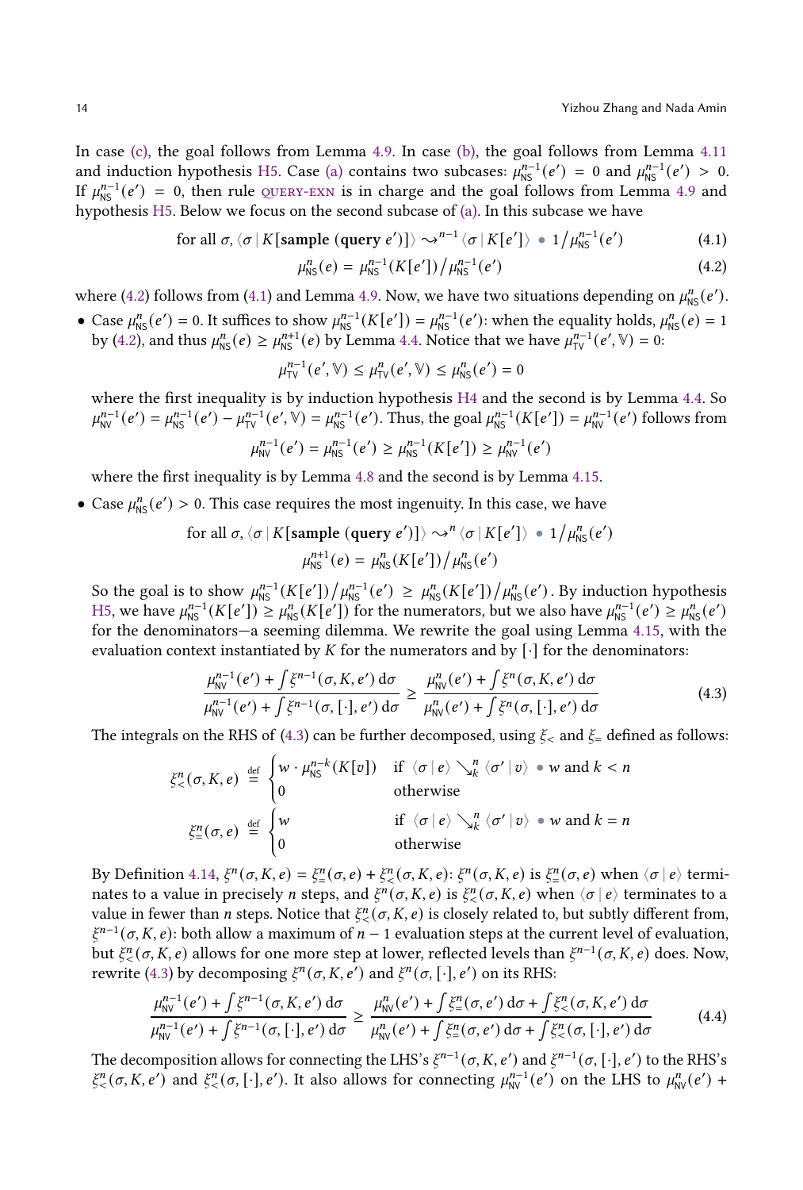In case (c), the goal follows from Lemma 4.9. In case (b), the goal follows from Lemma 4.11 and induction hypothesis H5. Case (a) contains two subcases: $\mu^{n-1}_{\mathsf{NS}}(e') = 0$ and $\mu^{n-1}_{\mathsf{NS}}(e') > 0$. If $\mu^{n-1}_{\mathsf{NS}}(e') = 0$, then rule QUERY-EXN is in charge and the goal follows from Lemma 4.9 and hypothesis H5. Below we focus on the second subcase of (a). In this subcase we have

$$\text{for all } \sigma, \langle \sigma \mid K[\textbf{sample } (\textbf{query } e')] \rangle \rightsquigarrow^{n-1} \langle \sigma \mid K[e'] \rangle \bullet 1/\mu^{n-1}_{\mathsf{NS}}(e') \tag{4.1}$$

$$\mu^{n}_{\mathsf{NS}}(e) = \mu^{n-1}_{\mathsf{NS}}(K[e'])/\mu^{n-1}_{\mathsf{NS}}(e') \tag{4.2}$$

where (4.2) follows from (4.1) and Lemma 4.9. Now, we have two situations depending on $\mu^{n}_{\mathsf{NS}}(e')$.

- Case $\mu^{n}_{\mathsf{NS}}(e') = 0$. It suffices to show $\mu^{n-1}_{\mathsf{NS}}(K[e']) = \mu^{n-1}_{\mathsf{NS}}(e')$: when the equality holds, $\mu^{n}_{\mathsf{NS}}(e) = 1$ by (4.2), and thus $\mu^{n}_{\mathsf{NS}}(e) \geq \mu^{n+1}_{\mathsf{NS}}(e)$ by Lemma 4.4. Notice that we have $\mu^{n-1}_{\mathsf{TV}}(e', \mathbb{V}) = 0$:

  $$\mu^{n-1}_{\mathsf{TV}}(e', \mathbb{V}) \leq \mu^{n}_{\mathsf{TV}}(e', \mathbb{V}) \leq \mu^{n}_{\mathsf{NS}}(e') = 0$$

  where the first inequality is by induction hypothesis H4 and the second is by Lemma 4.4. So $\mu^{n-1}_{\mathsf{NV}}(e') = \mu^{n-1}_{\mathsf{NS}}(e') - \mu^{n-1}_{\mathsf{TV}}(e', \mathbb{V}) = \mu^{n-1}_{\mathsf{NS}}(e')$. Thus, the goal $\mu^{n-1}_{\mathsf{NS}}(K[e']) = \mu^{n-1}_{\mathsf{NV}}(e')$ follows from

  $$\mu^{n-1}_{\mathsf{NV}}(e') = \mu^{n-1}_{\mathsf{NS}}(e') \geq \mu^{n-1}_{\mathsf{NS}}(K[e']) \geq \mu^{n-1}_{\mathsf{NV}}(e')$$

  where the first inequality is by Lemma 4.8 and the second is by Lemma 4.15.

- Case $\mu^{n}_{\mathsf{NS}}(e') > 0$. This case requires the most ingenuity. In this case, we have

  $$\text{for all } \sigma, \langle \sigma \mid K[\textbf{sample } (\textbf{query } e')] \rangle \rightsquigarrow^{n} \langle \sigma \mid K[e'] \rangle \bullet 1/\mu^{n}_{\mathsf{NS}}(e')$$

  $$\mu^{n+1}_{\mathsf{NS}}(e) = \mu^{n}_{\mathsf{NS}}(K[e'])/\mu^{n}_{\mathsf{NS}}(e')$$

  So the goal is to show $\mu^{n-1}_{\mathsf{NS}}(K[e'])/\mu^{n-1}_{\mathsf{NS}}(e') \geq \mu^{n}_{\mathsf{NS}}(K[e'])/\mu^{n}_{\mathsf{NS}}(e')$. By induction hypothesis H5, we have $\mu^{n-1}_{\mathsf{NS}}(K[e']) \geq \mu^{n}_{\mathsf{NS}}(K[e'])$ for the numerators, but we also have $\mu^{n-1}_{\mathsf{NS}}(e') \geq \mu^{n}_{\mathsf{NS}}(e')$ for the denominators—a seeming dilemma. We rewrite the goal using Lemma 4.15, with the evaluation context instantiated by $K$ for the numerators and by $[\cdot]$ for the denominators:

  $$\frac{\mu^{n-1}_{\mathsf{NV}}(e') + \int \xi^{n-1}(\sigma, K, e')\, \mathrm{d}\sigma}{\mu^{n-1}_{\mathsf{NV}}(e') + \int \xi^{n-1}(\sigma, [\cdot], e')\, \mathrm{d}\sigma} \geq \frac{\mu^{n}_{\mathsf{NV}}(e') + \int \xi^{n}(\sigma, K, e')\, \mathrm{d}\sigma}{\mu^{n}_{\mathsf{NV}}(e') + \int \xi^{n}(\sigma, [\cdot], e')\, \mathrm{d}\sigma} \tag{4.3}$$

  The integrals on the RHS of (4.3) can be further decomposed, using $\xi_<$ and $\xi_=$ defined as follows:

  $$\xi^{n}_{<}(\sigma, K, e) \overset{\text{def}}{=} \begin{cases} w \cdot \mu^{n-k}_{\mathsf{NS}}(K[v]) & \text{if } \langle \sigma \mid e \rangle \searrow^{n}_{k} \langle \sigma' \mid v \rangle \bullet w \text{ and } k < n \\ 0 & \text{otherwise} \end{cases}$$

  $$\xi^{n}_{=}(\sigma, e) \overset{\text{def}}{=} \begin{cases} w & \text{if } \langle \sigma \mid e \rangle \searrow^{n}_{k} \langle \sigma' \mid v \rangle \bullet w \text{ and } k = n \\ 0 & \text{otherwise} \end{cases}$$

  By Definition 4.14, $\xi^{n}(\sigma, K, e) = \xi^{n}_{=}(\sigma, e) + \xi^{n}_{<}(\sigma, K, e)$: $\xi^{n}(\sigma, K, e)$ is $\xi^{n}_{=}(\sigma, e)$ when $\langle \sigma \mid e \rangle$ terminates to a value in precisely $n$ steps, and $\xi^{n}(\sigma, K, e)$ is $\xi^{n}_{<}(\sigma, K, e)$ when $\langle \sigma \mid e \rangle$ terminates to a value in fewer than $n$ steps. Notice that $\xi^{n}_{<}(\sigma, K, e)$ is closely related to, but subtly different from, $\xi^{n-1}(\sigma, K, e)$: both allow a maximum of $n - 1$ evaluation steps at the current level of evaluation, but $\xi^{n}_{<}(\sigma, K, e)$ allows for one more step at lower, reflected levels than $\xi^{n-1}(\sigma, K, e)$ does. Now, rewrite (4.3) by decomposing $\xi^{n}(\sigma, K, e')$ and $\xi^{n}(\sigma, [\cdot], e')$ on its RHS:

  $$\frac{\mu^{n-1}_{\mathsf{NV}}(e') + \int \xi^{n-1}(\sigma, K, e')\, \mathrm{d}\sigma}{\mu^{n-1}_{\mathsf{NV}}(e') + \int \xi^{n-1}(\sigma, [\cdot], e')\, \mathrm{d}\sigma} \geq \frac{\mu^{n}_{\mathsf{NV}}(e') + \int \xi^{n}_{=}(\sigma, e')\, \mathrm{d}\sigma + \int \xi^{n}_{<}(\sigma, K, e')\, \mathrm{d}\sigma}{\mu^{n}_{\mathsf{NV}}(e') + \int \xi^{n}_{=}(\sigma, e')\, \mathrm{d}\sigma + \int \xi^{n}_{<}(\sigma, [\cdot], e')\, \mathrm{d}\sigma} \tag{4.4}$$

  The decomposition allows for connecting the LHS's $\xi^{n-1}(\sigma, K, e')$ and $\xi^{n-1}(\sigma, [\cdot], e')$ to the RHS's $\xi^{n}_{<}(\sigma, K, e')$ and $\xi^{n}_{<}(\sigma, [\cdot], e')$. It also allows for connecting $\mu^{n-1}_{\mathsf{NV}}(e')$ on the LHS to $\mu^{n}_{\mathsf{NV}}(e') +$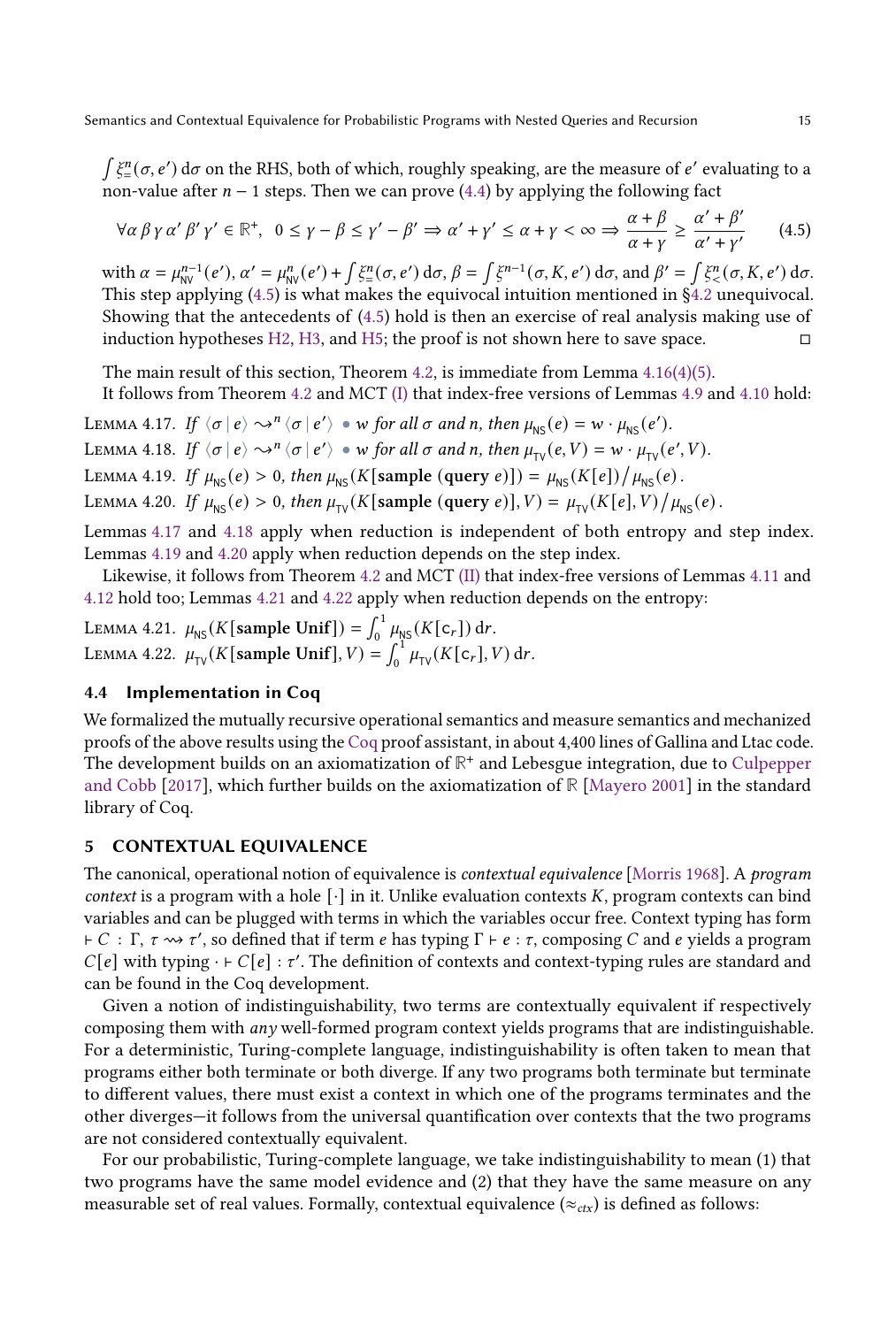$\int \xi^n_{=}(\sigma, e')\,\mathrm{d}\sigma$ on the RHS, both of which, roughly speaking, are the measure of $e'$ evaluating to a non-value after $n-1$ steps. Then we can prove (4.4) by applying the following fact

$$\forall \alpha\, \beta\, \gamma\, \alpha'\, \beta'\, \gamma' \in \mathbb{R}^+,\ \ 0 \le \gamma - \beta \le \gamma' - \beta' \Rightarrow \alpha' + \gamma' \le \alpha + \gamma < \infty \Rightarrow \frac{\alpha + \beta}{\alpha + \gamma} \ge \frac{\alpha' + \beta'}{\alpha' + \gamma'} \qquad (4.5)$$

with $\alpha = \mu^{n-1}_{\mathsf{NV}}(e')$, $\alpha' = \mu^{n}_{\mathsf{NV}}(e') + \int \xi^n_{=}(\sigma, e')\,\mathrm{d}\sigma$, $\beta = \int \xi^{n-1}(\sigma, K, e')\,\mathrm{d}\sigma$, and $\beta' = \int \xi^n_{<}(\sigma, K, e')\,\mathrm{d}\sigma$. This step applying (4.5) is what makes the equivocal intuition mentioned in §4.2 unequivocal. Showing that the antecedents of (4.5) hold is then an exercise of real analysis making use of induction hypotheses H2, H3, and H5; the proof is not shown here to save space. ◻

The main result of this section, Theorem 4.2, is immediate from Lemma 4.16(4)(5).

It follows from Theorem 4.2 and MCT (I) that index-free versions of Lemmas 4.9 and 4.10 hold:

Lemma 4.17. *If* $\langle \sigma \mid e \rangle \rightsquigarrow^n \langle \sigma \mid e' \rangle \bullet w$ *for all* $\sigma$ *and* $n$*, then* $\mu_{\mathsf{NS}}(e) = w \cdot \mu_{\mathsf{NS}}(e')$.

Lemma 4.18. *If* $\langle \sigma \mid e \rangle \rightsquigarrow^n \langle \sigma \mid e' \rangle \bullet w$ *for all* $\sigma$ *and* $n$*, then* $\mu_{\mathsf{TV}}(e, V) = w \cdot \mu_{\mathsf{TV}}(e', V)$.

Lemma 4.19. *If* $\mu_{\mathsf{NS}}(e) > 0$*, then* $\mu_{\mathsf{NS}}(K[\textbf{sample}\ (\textbf{query}\ e)]) = \mu_{\mathsf{NS}}(K[e]) \big/ \mu_{\mathsf{NS}}(e)$.

Lemma 4.20. *If* $\mu_{\mathsf{NS}}(e) > 0$*, then* $\mu_{\mathsf{TV}}(K[\textbf{sample}\ (\textbf{query}\ e)], V) = \mu_{\mathsf{TV}}(K[e], V) \big/ \mu_{\mathsf{NS}}(e)$.

Lemmas 4.17 and 4.18 apply when reduction is independent of both entropy and step index. Lemmas 4.19 and 4.20 apply when reduction depends on the step index.

Likewise, it follows from Theorem 4.2 and MCT (II) that index-free versions of Lemmas 4.11 and 4.12 hold too; Lemmas 4.21 and 4.22 apply when reduction depends on the entropy:

Lemma 4.21. $\mu_{\mathsf{NS}}(K[\textbf{sample Unif}]) = \int_0^1 \mu_{\mathsf{NS}}(K[\mathsf{c}_r])\,\mathrm{d}r$.

Lemma 4.22. $\mu_{\mathsf{TV}}(K[\textbf{sample Unif}], V) = \int_0^1 \mu_{\mathsf{TV}}(K[\mathsf{c}_r], V)\,\mathrm{d}r$.

### 4.4 Implementation in Coq

We formalized the mutually recursive operational semantics and measure semantics and mechanized proofs of the above results using the Coq proof assistant, in about 4,400 lines of Gallina and Ltac code. The development builds on an axiomatization of $\mathbb{R}^+$ and Lebesgue integration, due to Culpepper and Cobb [2017], which further builds on the axiomatization of $\mathbb{R}$ [Mayero 2001] in the standard library of Coq.

## 5 CONTEXTUAL EQUIVALENCE

The canonical, operational notion of equivalence is *contextual equivalence* [Morris 1968]. A *program context* is a program with a hole $[\cdot]$ in it. Unlike evaluation contexts $K$, program contexts can bind variables and can be plugged with terms in which the variables occur free. Context typing has form $\vdash C : \Gamma, \tau \rightsquigarrow \tau'$, so defined that if term $e$ has typing $\Gamma \vdash e : \tau$, composing $C$ and $e$ yields a program $C[e]$ with typing $\cdot \vdash C[e] : \tau'$. The definition of contexts and context-typing rules are standard and can be found in the Coq development.

Given a notion of indistinguishability, two terms are contextually equivalent if respectively composing them with *any* well-formed program context yields programs that are indistinguishable. For a deterministic, Turing-complete language, indistinguishability is often taken to mean that programs either both terminate or both diverge. If any two programs both terminate but terminate to different values, there must exist a context in which one of the programs terminates and the other diverges—it follows from the universal quantification over contexts that the two programs are not considered contextually equivalent.

For our probabilistic, Turing-complete language, we take indistinguishability to mean (1) that two programs have the same model evidence and (2) that they have the same measure on any measurable set of real values. Formally, contextual equivalence ($\approx_{ctx}$) is defined as follows: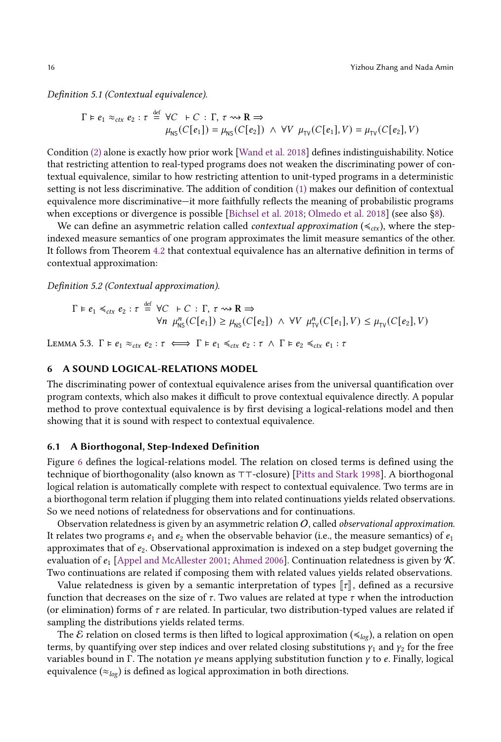*Definition 5.1 (Contextual equivalence).*

$$\Gamma \vDash e_1 \approx_{ctx} e_2 : \tau \stackrel{\text{def}}{=} \forall C \;\; \vdash C : \Gamma, \tau \rightsquigarrow \mathbf{R} \Rightarrow$$
$$\mu_{\mathsf{NS}}(C[e_1]) = \mu_{\mathsf{NS}}(C[e_2]) \;\wedge\; \forall V \;\; \mu_{\mathsf{TV}}(C[e_1], V) = \mu_{\mathsf{TV}}(C[e_2], V)$$

Condition (2) alone is exactly how prior work [Wand et al. 2018] defines indistinguishability. Notice that restricting attention to real-typed programs does not weaken the discriminating power of contextual equivalence, similar to how restricting attention to unit-typed programs in a deterministic setting is not less discriminative. The addition of condition (1) makes our definition of contextual equivalence more discriminative—it more faithfully reflects the meaning of probabilistic programs when exceptions or divergence is possible [Bichsel et al. 2018; Olmedo et al. 2018] (see also §8).

We can define an asymmetric relation called *contextual approximation* ($\preccurlyeq_{ctx}$), where the step-indexed measure semantics of one program approximates the limit measure semantics of the other. It follows from Theorem 4.2 that contextual equivalence has an alternative definition in terms of contextual approximation:

*Definition 5.2 (Contextual approximation).*

$$\Gamma \vDash e_1 \preccurlyeq_{ctx} e_2 : \tau \stackrel{\text{def}}{=} \forall C \;\; \vdash C : \Gamma, \tau \rightsquigarrow \mathbf{R} \Rightarrow$$
$$\forall n \;\; \mu^n_{\mathsf{NS}}(C[e_1]) \geq \mu_{\mathsf{NS}}(C[e_2]) \;\wedge\; \forall V \;\; \mu^n_{\mathsf{TV}}(C[e_1], V) \leq \mu_{\mathsf{TV}}(C[e_2], V)$$

Lemma 5.3. $\Gamma \vDash e_1 \approx_{ctx} e_2 : \tau \iff \Gamma \vDash e_1 \preccurlyeq_{ctx} e_2 : \tau \;\wedge\; \Gamma \vDash e_2 \preccurlyeq_{ctx} e_1 : \tau$

## 6 A SOUND LOGICAL-RELATIONS MODEL

The discriminating power of contextual equivalence arises from the universal quantification over program contexts, which also makes it difficult to prove contextual equivalence directly. A popular method to prove contextual equivalence is by first devising a logical-relations model and then showing that it is sound with respect to contextual equivalence.

### 6.1 A Biorthogonal, Step-Indexed Definition

Figure 6 defines the logical-relations model. The relation on closed terms is defined using the technique of biorthogonality (also known as $\top\top$-closure) [Pitts and Stark 1998]. A biorthogonal logical relation is automatically complete with respect to contextual equivalence. Two terms are in a biorthogonal term relation if plugging them into related continuations yields related observations. So we need notions of relatedness for observations and for continuations.

Observation relatedness is given by an asymmetric relation $\mathcal{O}$, called *observational approximation*. It relates two programs $e_1$ and $e_2$ when the observable behavior (i.e., the measure semantics) of $e_1$ approximates that of $e_2$. Observational approximation is indexed on a step budget governing the evaluation of $e_1$ [Appel and McAllester 2001; Ahmed 2006]. Continuation relatedness is given by $\mathcal{K}$. Two continuations are related if composing them with related values yields related observations.

Value relatedness is given by a semantic interpretation of types $[\![\tau]\!]$, defined as a recursive function that decreases on the size of $\tau$. Two values are related at type $\tau$ when the introduction (or elimination) forms of $\tau$ are related. In particular, two distribution-typed values are related if sampling the distributions yields related terms.

The $\mathcal{E}$ relation on closed terms is then lifted to logical approximation ($\preccurlyeq_{log}$), a relation on open terms, by quantifying over step indices and over related closing substitutions $\gamma_1$ and $\gamma_2$ for the free variables bound in $\Gamma$. The notation $\gamma e$ means applying substitution function $\gamma$ to $e$. Finally, logical equivalence ($\approx_{log}$) is defined as logical approximation in both directions.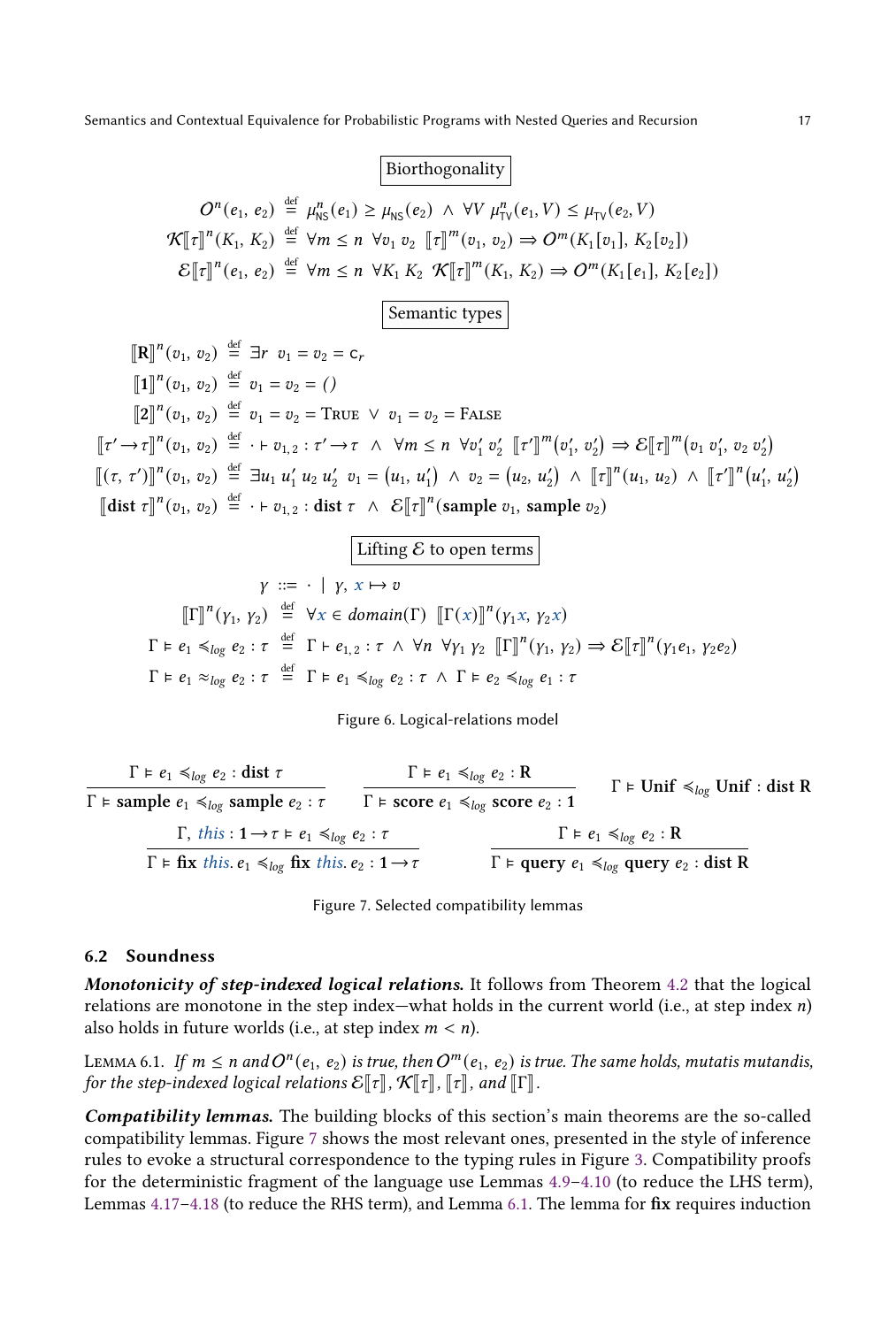**Biorthogonality**

$$O^n(e_1, e_2) \stackrel{\text{def}}{=} \mu^n_{\mathsf{NS}}(e_1) \geq \mu_{\mathsf{NS}}(e_2) \;\wedge\; \forall V\; \mu^n_{\mathsf{TV}}(e_1, V) \leq \mu_{\mathsf{TV}}(e_2, V)$$

$$\mathcal{K}[\![\tau]\!]^n(K_1, K_2) \stackrel{\text{def}}{=} \forall m \leq n\; \forall v_1\, v_2\;\; [\![\tau]\!]^m(v_1, v_2) \Rightarrow O^m(K_1[v_1], K_2[v_2])$$

$$\mathcal{E}[\![\tau]\!]^n(e_1, e_2) \stackrel{\text{def}}{=} \forall m \leq n\; \forall K_1\, K_2\;\; \mathcal{K}[\![\tau]\!]^m(K_1, K_2) \Rightarrow O^m(K_1[e_1], K_2[e_2])$$

**Semantic types**

$$[\![\mathbf{R}]\!]^n(v_1, v_2) \stackrel{\text{def}}{=} \exists r\;\; v_1 = v_2 = \mathsf{c}_r$$

$$[\![\mathbf{1}]\!]^n(v_1, v_2) \stackrel{\text{def}}{=} v_1 = v_2 = ()$$

$$[\![\mathbf{2}]\!]^n(v_1, v_2) \stackrel{\text{def}}{=} v_1 = v_2 = \textsc{True} \;\vee\; v_1 = v_2 = \textsc{False}$$

$$[\![\tau' \to \tau]\!]^n(v_1, v_2) \stackrel{\text{def}}{=} \cdot \vdash v_{1,2} : \tau' \to \tau \;\wedge\; \forall m \leq n\; \forall v_1'\, v_2'\;\; [\![\tau']\!]^m(v_1', v_2') \Rightarrow \mathcal{E}[\![\tau]\!]^m(v_1\, v_1', v_2\, v_2')$$

$$[\![(\tau, \tau')]\!]^n(v_1, v_2) \stackrel{\text{def}}{=} \exists u_1\, u_1'\, u_2\, u_2'\;\; v_1 = (u_1, u_1') \;\wedge\; v_2 = (u_2, u_2') \;\wedge\; [\![\tau]\!]^n(u_1, u_2) \;\wedge\; [\![\tau']\!]^n(u_1', u_2')$$

$$[\![\mathbf{dist}\;\tau]\!]^n(v_1, v_2) \stackrel{\text{def}}{=} \cdot \vdash v_{1,2} : \mathbf{dist}\;\tau \;\wedge\; \mathcal{E}[\![\tau]\!]^n(\mathbf{sample}\;v_1, \mathbf{sample}\;v_2)$$

**Lifting $\mathcal{E}$ to open terms**

$$\gamma \;::=\; \cdot \;\mid\; \gamma, x \mapsto v$$

$$[\![\Gamma]\!]^n(\gamma_1, \gamma_2) \stackrel{\text{def}}{=} \forall x \in \mathit{domain}(\Gamma)\;\; [\![\Gamma(x)]\!]^n(\gamma_1 x, \gamma_2 x)$$

$$\Gamma \vDash e_1 \preccurlyeq_{log} e_2 : \tau \stackrel{\text{def}}{=} \Gamma \vdash e_{1,2} : \tau \;\wedge\; \forall n\; \forall \gamma_1\, \gamma_2\;\; [\![\Gamma]\!]^n(\gamma_1, \gamma_2) \Rightarrow \mathcal{E}[\![\tau]\!]^n(\gamma_1 e_1, \gamma_2 e_2)$$

$$\Gamma \vDash e_1 \approx_{log} e_2 : \tau \stackrel{\text{def}}{=} \Gamma \vDash e_1 \preccurlyeq_{log} e_2 : \tau \;\wedge\; \Gamma \vDash e_2 \preccurlyeq_{log} e_1 : \tau$$

Figure 6. Logical-relations model

$$\frac{\Gamma \vDash e_1 \preccurlyeq_{log} e_2 : \mathbf{dist}\;\tau}{\Gamma \vDash \mathbf{sample}\;e_1 \preccurlyeq_{log} \mathbf{sample}\;e_2 : \tau} \qquad \frac{\Gamma \vDash e_1 \preccurlyeq_{log} e_2 : \mathbf{R}}{\Gamma \vDash \mathbf{score}\;e_1 \preccurlyeq_{log} \mathbf{score}\;e_2 : \mathbf{1}} \qquad \Gamma \vDash \mathbf{Unif} \preccurlyeq_{log} \mathbf{Unif} : \mathbf{dist}\;\mathbf{R}$$

$$\frac{\Gamma, \mathit{this} : \mathbf{1} \to \tau \vDash e_1 \preccurlyeq_{log} e_2 : \tau}{\Gamma \vDash \mathbf{fix}\;\mathit{this}.\,e_1 \preccurlyeq_{log} \mathbf{fix}\;\mathit{this}.\,e_2 : \mathbf{1} \to \tau} \qquad \frac{\Gamma \vDash e_1 \preccurlyeq_{log} e_2 : \mathbf{R}}{\Gamma \vDash \mathbf{query}\;e_1 \preccurlyeq_{log} \mathbf{query}\;e_2 : \mathbf{dist}\;\mathbf{R}}$$

Figure 7. Selected compatibility lemmas

### 6.2 Soundness

***Monotonicity of step-indexed logical relations.*** It follows from Theorem 4.2 that the logical relations are monotone in the step index—what holds in the current world (i.e., at step index $n$) also holds in future worlds (i.e., at step index $m < n$).

Lemma 6.1. *If $m \leq n$ and $O^n(e_1, e_2)$ is true, then $O^m(e_1, e_2)$ is true. The same holds, mutatis mutandis, for the step-indexed logical relations $\mathcal{E}[\![\tau]\!]$, $\mathcal{K}[\![\tau]\!]$, $[\![\tau]\!]$, and $[\![\Gamma]\!]$.*

***Compatibility lemmas.*** The building blocks of this section's main theorems are the so-called compatibility lemmas. Figure 7 shows the most relevant ones, presented in the style of inference rules to evoke a structural correspondence to the typing rules in Figure 3. Compatibility proofs for the deterministic fragment of the language use Lemmas 4.9–4.10 (to reduce the LHS term), Lemmas 4.17–4.18 (to reduce the RHS term), and Lemma 6.1. The lemma for **fix** requires induction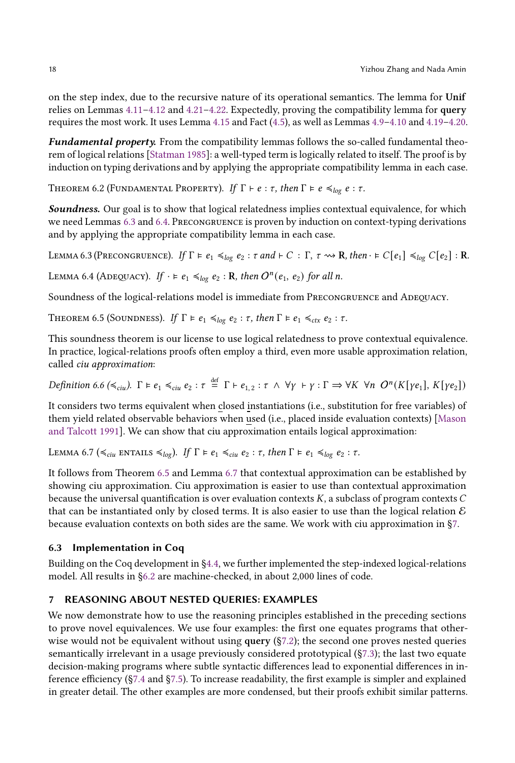on the step index, due to the recursive nature of its operational semantics. The lemma for **Unif** relies on Lemmas 4.11–4.12 and 4.21–4.22. Expectedly, proving the compatibility lemma for **query** requires the most work. It uses Lemma 4.15 and Fact (4.5), as well as Lemmas 4.9–4.10 and 4.19–4.20.

***Fundamental property.*** From the compatibility lemmas follows the so-called fundamental theorem of logical relations [Statman 1985]: a well-typed term is logically related to itself. The proof is by induction on typing derivations and by applying the appropriate compatibility lemma in each case.

Theorem 6.2 (Fundamental Property). *If* $\Gamma \vdash e : \tau$*, then* $\Gamma \vDash e \preccurlyeq_{log} e : \tau$*.*

***Soundness.*** Our goal is to show that logical relatedness implies contextual equivalence, for which we need Lemmas 6.3 and 6.4. Precongruence is proven by induction on context-typing derivations and by applying the appropriate compatibility lemma in each case.

Lemma 6.3 (Precongruence). *If* $\Gamma \vDash e_1 \preccurlyeq_{log} e_2 : \tau$ *and* $\vdash C : \Gamma, \tau \rightsquigarrow \mathbf{R}$*, then* $\cdot \vDash C[e_1] \preccurlyeq_{log} C[e_2] : \mathbf{R}$*.*

Lemma 6.4 (Adequacy). *If* $\cdot \vDash e_1 \preccurlyeq_{log} e_2 : \mathbf{R}$*, then* $O^n(e_1, e_2)$ *for all* $n$*.*

Soundness of the logical-relations model is immediate from Precongruence and Adequacy.

Theorem 6.5 (Soundness). *If* $\Gamma \vDash e_1 \preccurlyeq_{log} e_2 : \tau$*, then* $\Gamma \vDash e_1 \preccurlyeq_{ctx} e_2 : \tau$*.*

This soundness theorem is our license to use logical relatedness to prove contextual equivalence. In practice, logical-relations proofs often employ a third, even more usable approximation relation, called *ciu approximation*:

*Definition 6.6* ($\preccurlyeq_{ciu}$). $\Gamma \vDash e_1 \preccurlyeq_{ciu} e_2 : \tau \overset{\text{def}}{=} \Gamma \vdash e_{1,2} : \tau \ \wedge \ \forall \gamma \ \vdash \gamma : \Gamma \Rightarrow \forall K \ \forall n \ O^n(K[\gamma e_1], K[\gamma e_2])$

It considers two terms equivalent when closed instantiations (i.e., substitution for free variables) of them yield related observable behaviors when used (i.e., placed inside evaluation contexts) [Mason and Talcott 1991]. We can show that ciu approximation entails logical approximation:

Lemma 6.7 ($\preccurlyeq_{ciu}$ entails $\preccurlyeq_{log}$). *If* $\Gamma \vDash e_1 \preccurlyeq_{ciu} e_2 : \tau$*, then* $\Gamma \vDash e_1 \preccurlyeq_{log} e_2 : \tau$*.*

It follows from Theorem 6.5 and Lemma 6.7 that contextual approximation can be established by showing ciu approximation. Ciu approximation is easier to use than contextual approximation because the universal quantification is over evaluation contexts $K$, a subclass of program contexts $C$ that can be instantiated only by closed terms. It is also easier to use than the logical relation $\mathcal{E}$ because evaluation contexts on both sides are the same. We work with ciu approximation in §7.

### 6.3 Implementation in Coq

Building on the Coq development in §4.4, we further implemented the step-indexed logical-relations model. All results in §6.2 are machine-checked, in about 2,000 lines of code.

## 7 REASONING ABOUT NESTED QUERIES: EXAMPLES

We now demonstrate how to use the reasoning principles established in the preceding sections to prove novel equivalences. We use four examples: the first one equates programs that otherwise would not be equivalent without using **query** (§7.2); the second one proves nested queries semantically irrelevant in a usage previously considered prototypical (§7.3); the last two equate decision-making programs where subtle syntactic differences lead to exponential differences in inference efficiency (§7.4 and §7.5). To increase readability, the first example is simpler and explained in greater detail. The other examples are more condensed, but their proofs exhibit similar patterns.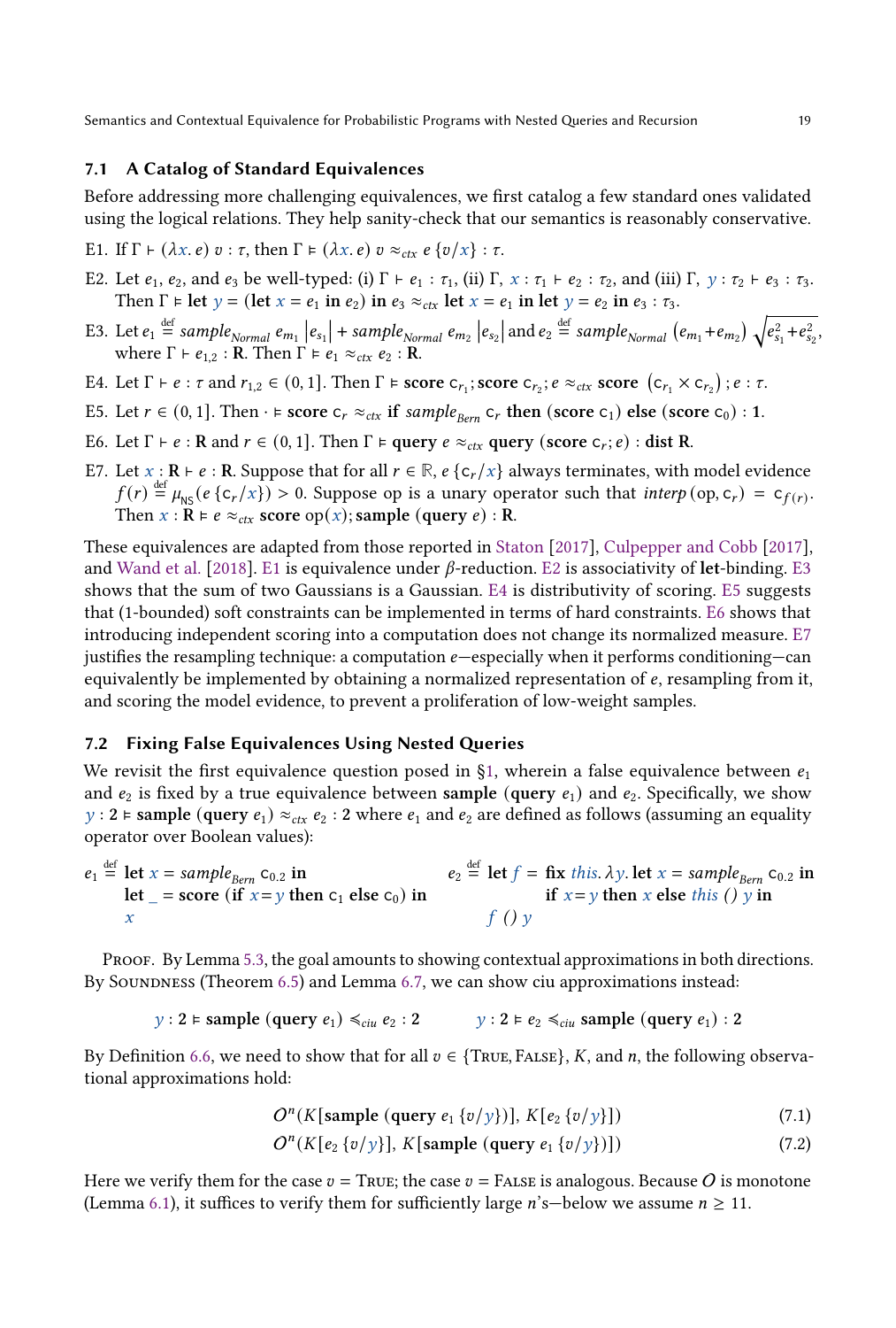### 7.1 A Catalog of Standard Equivalences

Before addressing more challenging equivalences, we first catalog a few standard ones validated using the logical relations. They help sanity-check that our semantics is reasonably conservative.

E1. If $\Gamma \vdash (\lambda x.\, e)\; v : \tau$, then $\Gamma \vDash (\lambda x.\, e)\; v \approx_{ctx} e\,\{v/x\} : \tau$.

E2. Let $e_1$, $e_2$, and $e_3$ be well-typed: (i) $\Gamma \vdash e_1 : \tau_1$, (ii) $\Gamma,\, x : \tau_1 \vdash e_2 : \tau_2$, and (iii) $\Gamma,\, y : \tau_2 \vdash e_3 : \tau_3$. Then $\Gamma \vDash \textbf{let}\ y = (\textbf{let}\ x = e_1\ \textbf{in}\ e_2)\ \textbf{in}\ e_3 \approx_{ctx} \textbf{let}\ x = e_1\ \textbf{in}\ \textbf{let}\ y = e_2\ \textbf{in}\ e_3 : \tau_3$.

E3. Let $e_1 \stackrel{\text{def}}{=} \mathit{sample}_{\mathit{Normal}}\ e_{m_1} \left|e_{s_1}\right| + \mathit{sample}_{\mathit{Normal}}\ e_{m_2} \left|e_{s_2}\right|$ and $e_2 \stackrel{\text{def}}{=} \mathit{sample}_{\mathit{Normal}}\ \left(e_{m_1}{+}e_{m_2}\right) \sqrt{e_{s_1}^2 + e_{s_2}^2}$, where $\Gamma \vdash e_{1,2} : \mathbf{R}$. Then $\Gamma \vDash e_1 \approx_{ctx} e_2 : \mathbf{R}$.

E4. Let $\Gamma \vdash e : \tau$ and $r_{1,2} \in (0, 1]$. Then $\Gamma \vDash \textbf{score}\ \mathsf{c}_{r_1}; \textbf{score}\ \mathsf{c}_{r_2}; e \approx_{ctx} \textbf{score}\ \left(\mathsf{c}_{r_1} \times \mathsf{c}_{r_2}\right); e : \tau$.

E5. Let $r \in (0, 1]$. Then $\cdot \vDash \textbf{score}\ \mathsf{c}_r \approx_{ctx} \textbf{if}\ \mathit{sample}_{\mathit{Bern}}\ \mathsf{c}_r\ \textbf{then}\ (\textbf{score}\ \mathsf{c}_1)\ \textbf{else}\ (\textbf{score}\ \mathsf{c}_0) : \mathbf{1}$.

E6. Let $\Gamma \vdash e : \mathbf{R}$ and $r \in (0, 1]$. Then $\Gamma \vDash \textbf{query}\ e \approx_{ctx} \textbf{query}\ (\textbf{score}\ \mathsf{c}_r; e) : \textbf{dist}\ \mathbf{R}$.

E7. Let $x : \mathbf{R} \vdash e : \mathbf{R}$. Suppose that for all $r \in \mathbb{R}$, $e\,\{\mathsf{c}_r/x\}$ always terminates, with model evidence $f(r) \stackrel{\text{def}}{=} \mu_{\mathsf{NS}}(e\,\{\mathsf{c}_r/x\}) > 0$. Suppose op is a unary operator such that $\mathit{interp}\,(\mathrm{op}, \mathsf{c}_r) = \mathsf{c}_{f(r)}$. Then $x : \mathbf{R} \vDash e \approx_{ctx} \textbf{score}\ \mathrm{op}(x); \textbf{sample}\ (\textbf{query}\ e) : \mathbf{R}$.

These equivalences are adapted from those reported in Staton [2017], Culpepper and Cobb [2017], and Wand et al. [2018]. E1 is equivalence under $\beta$-reduction. E2 is associativity of **let**-binding. E3 shows that the sum of two Gaussians is a Gaussian. E4 is distributivity of scoring. E5 suggests that (1-bounded) soft constraints can be implemented in terms of hard constraints. E6 shows that introducing independent scoring into a computation does not change its normalized measure. E7 justifies the resampling technique: a computation $e$—especially when it performs conditioning—can equivalently be implemented by obtaining a normalized representation of $e$, resampling from it, and scoring the model evidence, to prevent a proliferation of low-weight samples.

### 7.2 Fixing False Equivalences Using Nested Queries

We revisit the first equivalence question posed in §1, wherein a false equivalence between $e_1$ and $e_2$ is fixed by a true equivalence between $\textbf{sample}\ (\textbf{query}\ e_1)$ and $e_2$. Specifically, we show $y : \mathbf{2} \vDash \textbf{sample}\ (\textbf{query}\ e_1) \approx_{ctx} e_2 : \mathbf{2}$ where $e_1$ and $e_2$ are defined as follows (assuming an equality operator over Boolean values):

$$
\begin{aligned}
e_1 \stackrel{\text{def}}{=}\ & \textbf{let}\ x = \mathit{sample}_{\mathit{Bern}}\ \mathsf{c}_{0.2}\ \textbf{in} \\
& \textbf{let}\ \_ = \textbf{score}\ (\textbf{if}\ x{=}y\ \textbf{then}\ \mathsf{c}_1\ \textbf{else}\ \mathsf{c}_0)\ \textbf{in} \\
& x
\end{aligned}
\qquad
\begin{aligned}
e_2 \stackrel{\text{def}}{=}\ & \textbf{let}\ f = \textbf{fix}\ \mathit{this}.\, \lambda y.\, \textbf{let}\ x = \mathit{sample}_{\mathit{Bern}}\ \mathsf{c}_{0.2}\ \textbf{in} \\
& \qquad \textbf{if}\ x{=}y\ \textbf{then}\ x\ \textbf{else}\ \mathit{this}\ ()\ y\ \textbf{in} \\
& f\ ()\ y
\end{aligned}
$$

Proof. By Lemma 5.3, the goal amounts to showing contextual approximations in both directions. By Soundness (Theorem 6.5) and Lemma 6.7, we can show ciu approximations instead:

$$
y : \mathbf{2} \vDash \textbf{sample}\ (\textbf{query}\ e_1) \preccurlyeq_{ciu} e_2 : \mathbf{2} \qquad\qquad y : \mathbf{2} \vDash e_2 \preccurlyeq_{ciu} \textbf{sample}\ (\textbf{query}\ e_1) : \mathbf{2}
$$

By Definition 6.6, we need to show that for all $v \in \{\textsc{True}, \textsc{False}\}$, $K$, and $n$, the following observational approximations hold:

$$
O^n(K[\textbf{sample}\ (\textbf{query}\ e_1\,\{v/y\})],\ K[e_2\,\{v/y\}]) \tag{7.1}
$$

$$
O^n(K[e_2\,\{v/y\}],\ K[\textbf{sample}\ (\textbf{query}\ e_1\,\{v/y\})]) \tag{7.2}
$$

Here we verify them for the case $v = \textsc{True}$; the case $v = \textsc{False}$ is analogous. Because $O$ is monotone (Lemma 6.1), it suffices to verify them for sufficiently large $n$'s—below we assume $n \geq 11$.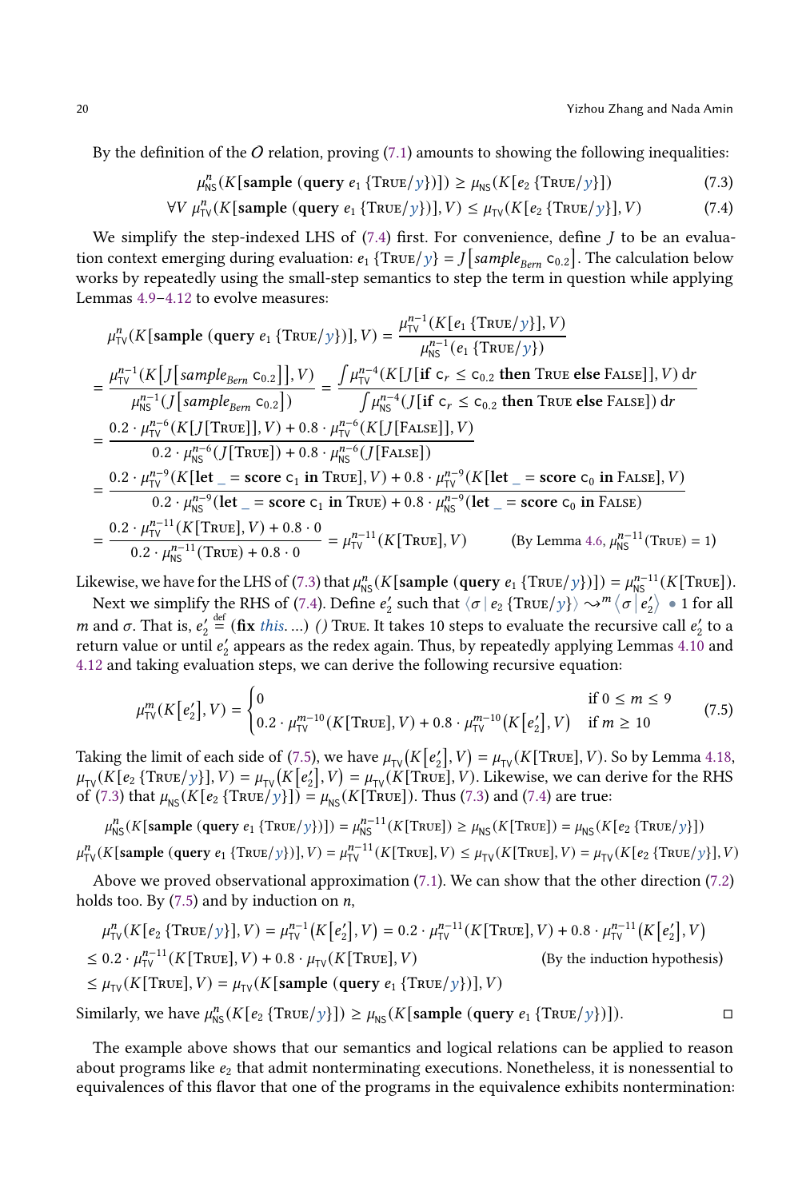By the definition of the $O$ relation, proving (7.1) amounts to showing the following inequalities:

$$\mu^n_{\mathsf{NS}}(K[\mathbf{sample}\ (\mathbf{query}\ e_1\ \{\textsc{True}/y\})]) \geq \mu_{\mathsf{NS}}(K[e_2\ \{\textsc{True}/y\}]) \tag{7.3}$$

$$\forall V\ \mu^n_{\mathsf{TV}}(K[\mathbf{sample}\ (\mathbf{query}\ e_1\ \{\textsc{True}/y\})], V) \leq \mu_{\mathsf{TV}}(K[e_2\ \{\textsc{True}/y\}], V) \tag{7.4}$$

We simplify the step-indexed LHS of (7.4) first. For convenience, define $J$ to be an evaluation context emerging during evaluation: $e_1\ \{\textsc{True}/y\} = J\big[\mathit{sample}_{\mathit{Bern}}\ \mathsf{c}_{0.2}\big]$. The calculation below works by repeatedly using the small-step semantics to step the term in question while applying Lemmas 4.9–4.12 to evolve measures:

$$
\begin{aligned}
&\mu^n_{\mathsf{TV}}(K[\mathbf{sample}\ (\mathbf{query}\ e_1\ \{\textsc{True}/y\})], V) = \frac{\mu^{n-1}_{\mathsf{TV}}(K[e_1\ \{\textsc{True}/y\}], V)}{\mu^{n-1}_{\mathsf{NS}}(e_1\ \{\textsc{True}/y\})} \\
&= \frac{\mu^{n-1}_{\mathsf{TV}}(K\big[J\big[\mathit{sample}_{\mathit{Bern}}\ \mathsf{c}_{0.2}\big]\big], V)}{\mu^{n-1}_{\mathsf{NS}}(J\big[\mathit{sample}_{\mathit{Bern}}\ \mathsf{c}_{0.2}\big])} = \frac{\int \mu^{n-4}_{\mathsf{TV}}(K[J[\mathbf{if}\ \mathsf{c}_r \leq \mathsf{c}_{0.2}\ \mathbf{then}\ \textsc{True}\ \mathbf{else}\ \textsc{False}]], V)\, \mathrm{d}r}{\int \mu^{n-4}_{\mathsf{NS}}(J[\mathbf{if}\ \mathsf{c}_r \leq \mathsf{c}_{0.2}\ \mathbf{then}\ \textsc{True}\ \mathbf{else}\ \textsc{False}])\, \mathrm{d}r} \\
&= \frac{0.2 \cdot \mu^{n-6}_{\mathsf{TV}}(K[J[\textsc{True}]], V) + 0.8 \cdot \mu^{n-6}_{\mathsf{TV}}(K[J[\textsc{False}]], V)}{0.2 \cdot \mu^{n-6}_{\mathsf{NS}}(J[\textsc{True}]) + 0.8 \cdot \mu^{n-6}_{\mathsf{NS}}(J[\textsc{False}])} \\
&= \frac{0.2 \cdot \mu^{n-9}_{\mathsf{TV}}(K[\mathbf{let}\ \_ = \mathbf{score}\ \mathsf{c}_1\ \mathbf{in}\ \textsc{True}], V) + 0.8 \cdot \mu^{n-9}_{\mathsf{TV}}(K[\mathbf{let}\ \_ = \mathbf{score}\ \mathsf{c}_0\ \mathbf{in}\ \textsc{False}], V)}{0.2 \cdot \mu^{n-9}_{\mathsf{NS}}(\mathbf{let}\ \_ = \mathbf{score}\ \mathsf{c}_1\ \mathbf{in}\ \textsc{True}) + 0.8 \cdot \mu^{n-9}_{\mathsf{NS}}(\mathbf{let}\ \_ = \mathbf{score}\ \mathsf{c}_0\ \mathbf{in}\ \textsc{False})} \\
&= \frac{0.2 \cdot \mu^{n-11}_{\mathsf{TV}}(K[\textsc{True}], V) + 0.8 \cdot 0}{0.2 \cdot \mu^{n-11}_{\mathsf{NS}}(\textsc{True}) + 0.8 \cdot 0} = \mu^{n-11}_{\mathsf{TV}}(K[\textsc{True}], V) \qquad \text{(By Lemma 4.6, } \mu^{n-11}_{\mathsf{NS}}(\textsc{True}) = 1\text{)}
\end{aligned}
$$

Likewise, we have for the LHS of (7.3) that $\mu^n_{\mathsf{NS}}(K[\mathbf{sample}\ (\mathbf{query}\ e_1\ \{\textsc{True}/y\})]) = \mu^{n-11}_{\mathsf{NS}}(K[\textsc{True}])$.

Next we simplify the RHS of (7.4). Define $e_2'$ such that $\langle \sigma \mid e_2\ \{\textsc{True}/y\}\rangle \rightsquigarrow^m \langle \sigma \mid e_2' \rangle \bullet 1$ for all $m$ and $\sigma$. That is, $e_2' \stackrel{\text{def}}{=} (\mathbf{fix}\ \mathit{this}. \ldots)\ ()\ \textsc{True}$. It takes 10 steps to evaluate the recursive call $e_2'$ to a return value or until $e_2'$ appears as the redex again. Thus, by repeatedly applying Lemmas 4.10 and 4.12 and taking evaluation steps, we can derive the following recursive equation:

$$
\mu^m_{\mathsf{TV}}(K\big[e_2'\big], V) = \begin{cases} 0 & \text{if } 0 \leq m \leq 9 \\ 0.2 \cdot \mu^{m-10}_{\mathsf{TV}}(K[\textsc{True}], V) + 0.8 \cdot \mu^{m-10}_{\mathsf{TV}}(K\big[e_2'\big], V) & \text{if } m \geq 10 \end{cases} \tag{7.5}
$$

Taking the limit of each side of (7.5), we have $\mu_{\mathsf{TV}}(K\big[e_2'\big], V) = \mu_{\mathsf{TV}}(K[\textsc{True}], V)$. So by Lemma 4.18, $\mu_{\mathsf{TV}}(K[e_2\ \{\textsc{True}/y\}], V) = \mu_{\mathsf{TV}}(K\big[e_2'\big], V) = \mu_{\mathsf{TV}}(K[\textsc{True}], V)$. Likewise, we can derive for the RHS of (7.3) that $\mu_{\mathsf{NS}}(K[e_2\ \{\textsc{True}/y\}]) = \mu_{\mathsf{NS}}(K[\textsc{True}])$. Thus (7.3) and (7.4) are true:

$$\mu^n_{\mathsf{NS}}(K[\mathbf{sample}\ (\mathbf{query}\ e_1\ \{\textsc{True}/y\})]) = \mu^{n-11}_{\mathsf{NS}}(K[\textsc{True}]) \geq \mu_{\mathsf{NS}}(K[\textsc{True}]) = \mu_{\mathsf{NS}}(K[e_2\ \{\textsc{True}/y\}])$$

$$\mu^n_{\mathsf{TV}}(K[\mathbf{sample}\ (\mathbf{query}\ e_1\ \{\textsc{True}/y\})], V) = \mu^{n-11}_{\mathsf{TV}}(K[\textsc{True}], V) \leq \mu_{\mathsf{TV}}(K[\textsc{True}], V) = \mu_{\mathsf{TV}}(K[e_2\ \{\textsc{True}/y\}], V)$$

Above we proved observational approximation (7.1). We can show that the other direction (7.2) holds too. By (7.5) and by induction on $n$,

$$
\begin{aligned}
&\mu^n_{\mathsf{TV}}(K[e_2\ \{\textsc{True}/y\}], V) = \mu^{n-1}_{\mathsf{TV}}(K\big[e_2'\big], V) = 0.2 \cdot \mu^{n-11}_{\mathsf{TV}}(K[\textsc{True}], V) + 0.8 \cdot \mu^{n-11}_{\mathsf{TV}}(K\big[e_2'\big], V) \\
&\leq 0.2 \cdot \mu^{n-11}_{\mathsf{TV}}(K[\textsc{True}], V) + 0.8 \cdot \mu_{\mathsf{TV}}(K[\textsc{True}], V) \qquad \text{(By the induction hypothesis)} \\
&\leq \mu_{\mathsf{TV}}(K[\textsc{True}], V) = \mu_{\mathsf{TV}}(K[\mathbf{sample}\ (\mathbf{query}\ e_1\ \{\textsc{True}/y\})], V)
\end{aligned}
$$

Similarly, we have $\mu^n_{\mathsf{NS}}(K[e_2\ \{\textsc{True}/y\}]) \geq \mu_{\mathsf{NS}}(K[\mathbf{sample}\ (\mathbf{query}\ e_1\ \{\textsc{True}/y\})])$. □

The example above shows that our semantics and logical relations can be applied to reason about programs like $e_2$ that admit nonterminating executions. Nonetheless, it is nonessential to equivalences of this flavor that one of the programs in the equivalence exhibits nontermination: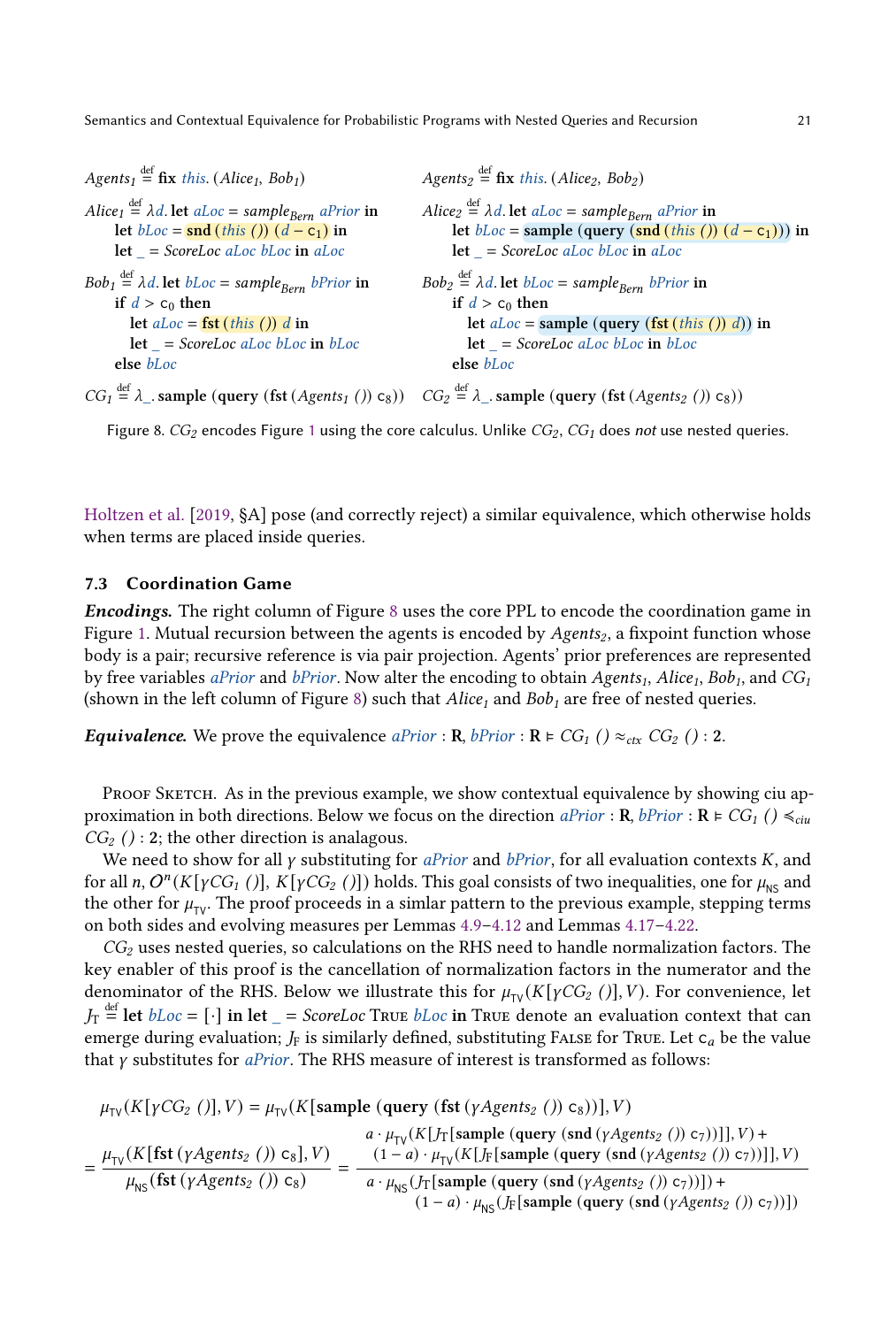```
Agents₁ ≝ fix this. (Alice₁, Bob₁)

Alice₁ ≝ λd. let aLoc = sample_Bern aPrior in
      let bLoc = snd (this ()) (d − c₁) in
      let _ = ScoreLoc aLoc bLoc in aLoc

Bob₁ ≝ λd. let bLoc = sample_Bern bPrior in
      if d > c₀ then
        let aLoc = fst (this ()) d in
        let _ = ScoreLoc aLoc bLoc in bLoc
      else bLoc

CG₁ ≝ λ_. sample (query (fst (Agents₁ ()) c₈))
```

```
Agents₂ ≝ fix this. (Alice₂, Bob₂)

Alice₂ ≝ λd. let aLoc = sample_Bern aPrior in
      let bLoc = sample (query (snd (this ()) (d − c₁))) in
      let _ = ScoreLoc aLoc bLoc in aLoc

Bob₂ ≝ λd. let bLoc = sample_Bern bPrior in
      if d > c₀ then
        let aLoc = sample (query (fst (this ()) d)) in
        let _ = ScoreLoc aLoc bLoc in bLoc
      else bLoc

CG₂ ≝ λ_. sample (query (fst (Agents₂ ()) c₈))
```

Figure 8. $CG_2$ encodes Figure 1 using the core calculus. Unlike $CG_2$, $CG_1$ does *not* use nested queries.

Holtzen et al. [2019, §A] pose (and correctly reject) a similar equivalence, which otherwise holds when terms are placed inside queries.

### 7.3 Coordination Game

***Encodings.*** The right column of Figure 8 uses the core PPL to encode the coordination game in Figure 1. Mutual recursion between the agents is encoded by $Agents_2$, a fixpoint function whose body is a pair; recursive reference is via pair projection. Agents' prior preferences are represented by free variables $aPrior$ and $bPrior$. Now alter the encoding to obtain $Agents_1$, $Alice_1$, $Bob_1$, and $CG_1$ (shown in the left column of Figure 8) such that $Alice_1$ and $Bob_1$ are free of nested queries.

***Equivalence.*** We prove the equivalence $aPrior : \mathbf{R}, bPrior : \mathbf{R} \vDash CG_1\ () \approx_{ctx} CG_2\ () : \mathbf{2}$.

Proof Sketch. As in the previous example, we show contextual equivalence by showing ciu approximation in both directions. Below we focus on the direction $aPrior : \mathbf{R}, bPrior : \mathbf{R} \vDash CG_1\ () \lessdot_{ciu} CG_2\ () : \mathbf{2}$; the other direction is analagous.

We need to show for all $\gamma$ substituting for $aPrior$ and $bPrior$, for all evaluation contexts $K$, and for all $n$, $O^n(K[\gamma CG_1\ ()], K[\gamma CG_2\ ()])$ holds. This goal consists of two inequalities, one for $\mu_{\mathsf{NS}}$ and the other for $\mu_{\mathsf{TV}}$. The proof proceeds in a simlar pattern to the previous example, stepping terms on both sides and evolving measures per Lemmas 4.9–4.12 and Lemmas 4.17–4.22.

$CG_2$ uses nested queries, so calculations on the RHS need to handle normalization factors. The key enabler of this proof is the cancellation of normalization factors in the numerator and the denominator of the RHS. Below we illustrate this for $\mu_{\mathsf{TV}}(K[\gamma CG_2\ ()], V)$. For convenience, let $J_{\mathrm{T}} \stackrel{\text{def}}{=} \mathbf{let}\ bLoc = [\cdot]\ \mathbf{in}\ \mathbf{let}\ \_ = ScoreLoc\ \textsc{True}\ bLoc\ \mathbf{in}\ \textsc{True}$ denote an evaluation context that can emerge during evaluation; $J_{\mathrm{F}}$ is similarly defined, substituting $\textsc{False}$ for $\textsc{True}$. Let $\mathsf{c}_a$ be the value that $\gamma$ substitutes for $aPrior$. The RHS measure of interest is transformed as follows:

$$
\begin{aligned}
&\mu_{\mathsf{TV}}(K[\gamma CG_2\ ()], V) = \mu_{\mathsf{TV}}(K[\mathbf{sample}\ (\mathbf{query}\ (\mathbf{fst}\ (\gamma Agents_2\ ())\ \mathsf{c}_8))], V) \\
&= \frac{\mu_{\mathsf{TV}}(K[\mathbf{fst}\ (\gamma Agents_2\ ())\ \mathsf{c}_8], V)}{\mu_{\mathsf{NS}}(\mathbf{fst}\ (\gamma Agents_2\ ())\ \mathsf{c}_8)} = \frac{\begin{array}{c} a \cdot \mu_{\mathsf{TV}}(K[J_{\mathrm{T}}[\mathbf{sample}\ (\mathbf{query}\ (\mathbf{snd}\ (\gamma Agents_2\ ())\ \mathsf{c}_7))]], V) + \\ (1-a) \cdot \mu_{\mathsf{TV}}(K[J_{\mathrm{F}}[\mathbf{sample}\ (\mathbf{query}\ (\mathbf{snd}\ (\gamma Agents_2\ ())\ \mathsf{c}_7))]], V) \end{array}}{\begin{array}{c} a \cdot \mu_{\mathsf{NS}}(J_{\mathrm{T}}[\mathbf{sample}\ (\mathbf{query}\ (\mathbf{snd}\ (\gamma Agents_2\ ())\ \mathsf{c}_7))]) + \\ (1-a) \cdot \mu_{\mathsf{NS}}(J_{\mathrm{F}}[\mathbf{sample}\ (\mathbf{query}\ (\mathbf{snd}\ (\gamma Agents_2\ ())\ \mathsf{c}_7))]) \end{array}}
\end{aligned}
$$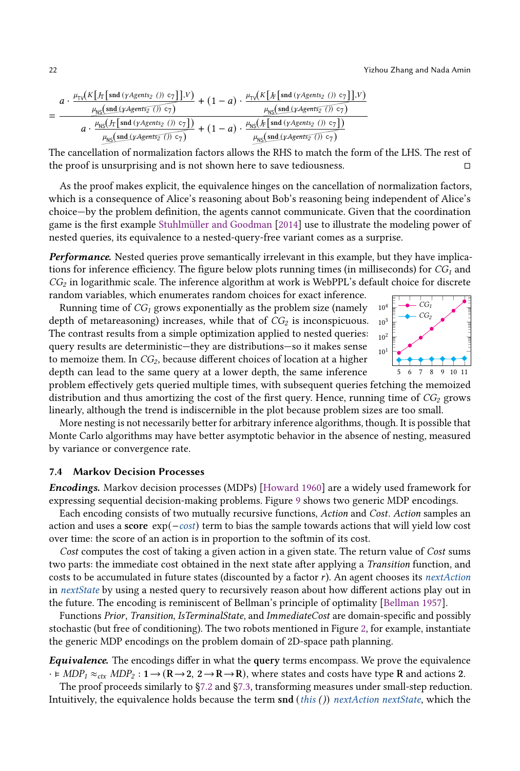$$= \frac{a \cdot \frac{\mu_{\mathsf{TV}}(K[J_{\mathsf{T}}[\mathbf{snd}\ (\gamma Agents_2\ ())\ \mathsf{c}_7]], V)}{\mu_{\mathsf{NS}}(\mathbf{snd}\ (\gamma Agents_2\ ())\ \mathsf{c}_7)} + (1-a) \cdot \frac{\mu_{\mathsf{TV}}(K[J_{\mathsf{F}}[\mathbf{snd}\ (\gamma Agents_2\ ())\ \mathsf{c}_7]], V)}{\mu_{\mathsf{NS}}(\mathbf{snd}\ (\gamma Agents_2\ ())\ \mathsf{c}_7)}}{a \cdot \frac{\mu_{\mathsf{NS}}(J_{\mathsf{T}}[\mathbf{snd}\ (\gamma Agents_2\ ())\ \mathsf{c}_7])}{\mu_{\mathsf{NS}}(\mathbf{snd}\ (\gamma Agents_2\ ())\ \mathsf{c}_7)} + (1-a) \cdot \frac{\mu_{\mathsf{NS}}(J_{\mathsf{F}}[\mathbf{snd}\ (\gamma Agents_2\ ())\ \mathsf{c}_7])}{\mu_{\mathsf{NS}}(\mathbf{snd}\ (\gamma Agents_2\ ())\ \mathsf{c}_7)}}$$

The cancellation of normalization factors allows the RHS to match the form of the LHS. The rest of the proof is unsurprising and is not shown here to save tediousness. ◻

As the proof makes explicit, the equivalence hinges on the cancellation of normalization factors, which is a consequence of Alice's reasoning about Bob's reasoning being independent of Alice's choice—by the problem definition, the agents cannot communicate. Given that the coordination game is the first example Stuhlmüller and Goodman [2014] use to illustrate the modeling power of nested queries, its equivalence to a nested-query-free variant comes as a surprise.

***Performance.*** Nested queries prove semantically irrelevant in this example, but they have implications for inference efficiency. The figure below plots running times (in milliseconds) for $CG_1$ and $CG_2$ in logarithmic scale. The inference algorithm at work is WebPPL's default choice for discrete random variables, which enumerates random choices for exact inference.

Running time of $CG_1$ grows exponentially as the problem size (namely depth of metareasoning) increases, while that of $CG_2$ is inconspicuous. The contrast results from a simple optimization applied to nested queries: query results are deterministic—they are distributions—so it makes sense to memoize them. In $CG_2$, because different choices of location at a higher depth can lead to the same query at a lower depth, the same inference problem effectively gets queried multiple times, with subsequent queries fetching the memoized distribution and thus amortizing the cost of the first query. Hence, running time of $CG_2$ grows linearly, although the trend is indiscernible in the plot because problem sizes are too small.

More nesting is not necessarily better for arbitrary inference algorithms, though. It is possible that Monte Carlo algorithms may have better asymptotic behavior in the absence of nesting, measured by variance or convergence rate.

### 7.4 Markov Decision Processes

***Encodings.*** Markov decision processes (MDPs) [Howard 1960] are a widely used framework for expressing sequential decision-making problems. Figure 9 shows two generic MDP encodings.

Each encoding consists of two mutually recursive functions, *Action* and *Cost*. *Action* samples an action and uses a **score** $\exp(-cost)$ term to bias the sample towards actions that will yield low cost over time: the score of an action is in proportion to the softmin of its cost.

*Cost* computes the cost of taking a given action in a given state. The return value of *Cost* sums two parts: the immediate cost obtained in the next state after applying a *Transition* function, and costs to be accumulated in future states (discounted by a factor $r$). An agent chooses its *nextAction* in *nextState* by using a nested query to recursively reason about how different actions play out in the future. The encoding is reminiscent of Bellman's principle of optimality [Bellman 1957].

Functions *Prior*, *Transition*, *IsTerminalState*, and *ImmediateCost* are domain-specific and possibly stochastic (but free of conditioning). The two robots mentioned in Figure 2, for example, instantiate the generic MDP encodings on the problem domain of 2D-space path planning.

***Equivalence.*** The encodings differ in what the **query** terms encompass. We prove the equivalence $\cdot \vDash MDP_1 \approx_{ctx} MDP_2 : \mathbf{1} \to (\mathbf{R} \to \mathbf{2},\ \mathbf{2} \to \mathbf{R} \to \mathbf{R})$, where states and costs have type $\mathbf{R}$ and actions $\mathbf{2}$.

The proof proceeds similarly to §7.2 and §7.3, transforming measures under small-step reduction. Intuitively, the equivalence holds because the term **snd** (*this* ()) *nextAction nextState*, which the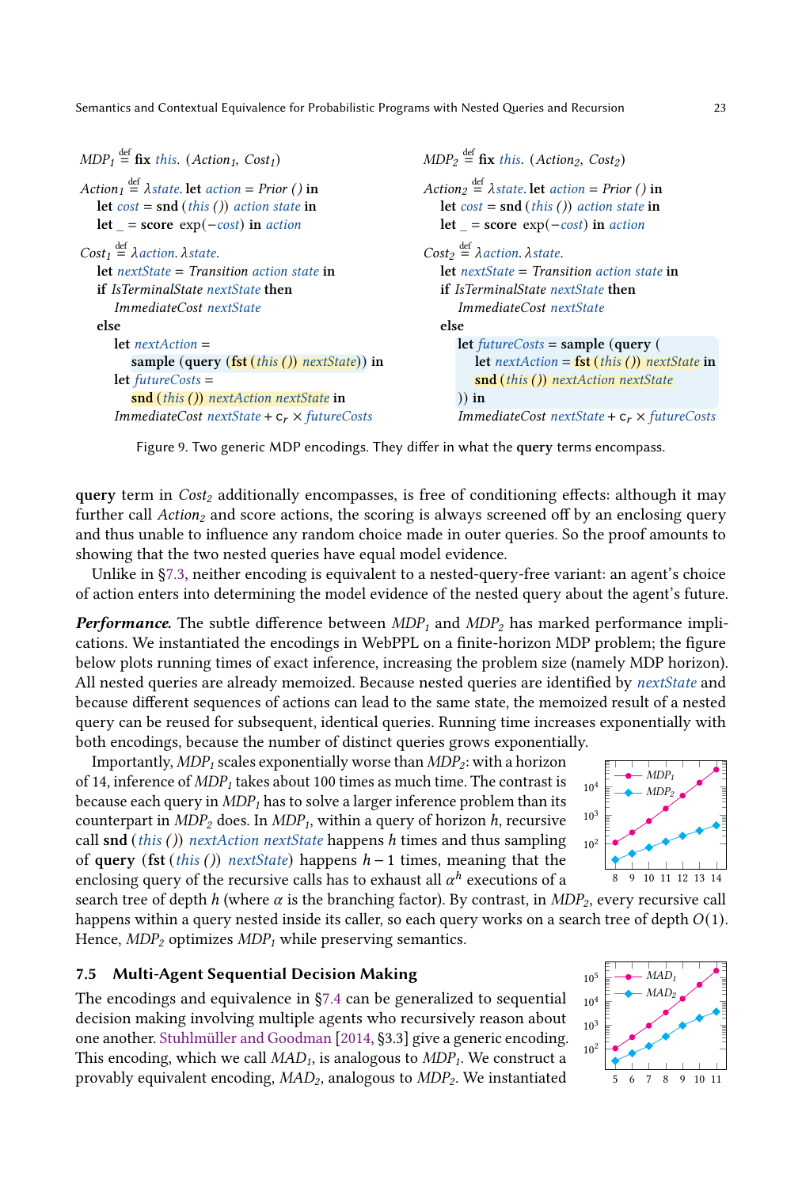```
MDP1 ≝ fix this. (Action1, Cost1)

Action1 ≝ λstate. let action = Prior () in
    let cost = snd (this ()) action state in
    let _ = score exp(−cost) in action

Cost1 ≝ λaction. λstate.
    let nextState = Transition action state in
    if IsTerminalState nextState then
        ImmediateCost nextState
    else
        let nextAction =
            sample (query (fst (this ()) nextState)) in
        let futureCosts =
            snd (this ()) nextAction nextState in
        ImmediateCost nextState + c_r × futureCosts
```

```
MDP2 ≝ fix this. (Action2, Cost2)

Action2 ≝ λstate. let action = Prior () in
    let cost = snd (this ()) action state in
    let _ = score exp(−cost) in action

Cost2 ≝ λaction. λstate.
    let nextState = Transition action state in
    if IsTerminalState nextState then
        ImmediateCost nextState
    else
        let futureCosts = sample (query (
            let nextAction = fst (this ()) nextState in
            snd (this ()) nextAction nextState
        )) in
        ImmediateCost nextState + c_r × futureCosts
```

Figure 9. Two generic MDP encodings. They differ in what the **query** terms encompass.

**query** term in $Cost_2$ additionally encompasses, is free of conditioning effects: although it may further call $Action_2$ and score actions, the scoring is always screened off by an enclosing query and thus unable to influence any random choice made in outer queries. So the proof amounts to showing that the two nested queries have equal model evidence.

Unlike in §7.3, neither encoding is equivalent to a nested-query-free variant: an agent's choice of action enters into determining the model evidence of the nested query about the agent's future.

***Performance.*** The subtle difference between $MDP_1$ and $MDP_2$ has marked performance implications. We instantiated the encodings in WebPPL on a finite-horizon MDP problem; the figure below plots running times of exact inference, increasing the problem size (namely MDP horizon). All nested queries are already memoized. Because nested queries are identified by *nextState* and because different sequences of actions can lead to the same state, the memoized result of a nested query can be reused for subsequent, identical queries. Running time increases exponentially with both encodings, because the number of distinct queries grows exponentially.

Importantly, $MDP_1$ scales exponentially worse than $MDP_2$: with a horizon of 14, inference of $MDP_1$ takes about 100 times as much time. The contrast is because each query in $MDP_1$ has to solve a larger inference problem than its counterpart in $MDP_2$ does. In $MDP_1$, within a query of horizon $h$, recursive call **snd** (*this* ()) *nextAction nextState* happens $h$ times and thus sampling of **query** (**fst** (*this* ()) *nextState*) happens $h - 1$ times, meaning that the enclosing query of the recursive calls has to exhaust all $\alpha^h$ executions of a search tree of depth $h$ (where $\alpha$ is the branching factor). By contrast, in $MDP_2$, every recursive call happens within a query nested inside its caller, so each query works on a search tree of depth $O(1)$. Hence, $MDP_2$ optimizes $MDP_1$ while preserving semantics.

### 7.5 Multi-Agent Sequential Decision Making

The encodings and equivalence in §7.4 can be generalized to sequential decision making involving multiple agents who recursively reason about one another. Stuhlmüller and Goodman [2014, §3.3] give a generic encoding. This encoding, which we call $MAD_1$, is analogous to $MDP_1$. We construct a provably equivalent encoding, $MAD_2$, analogous to $MDP_2$. We instantiated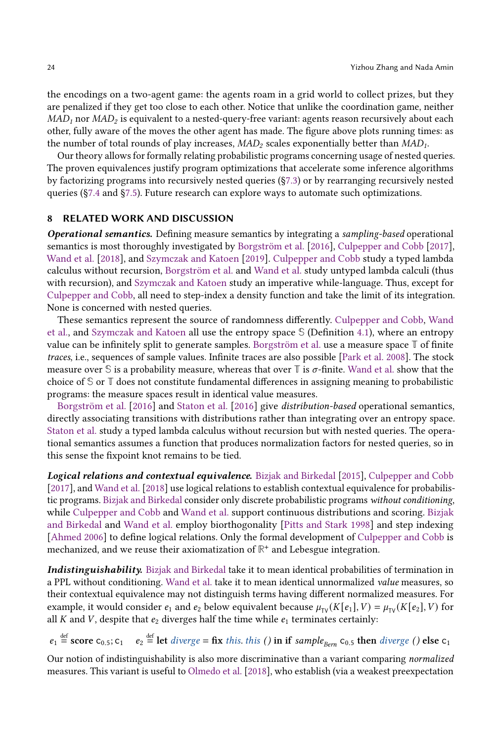the encodings on a two-agent game: the agents roam in a grid world to collect prizes, but they are penalized if they get too close to each other. Notice that unlike the coordination game, neither $MAD_1$ nor $MAD_2$ is equivalent to a nested-query-free variant: agents reason recursively about each other, fully aware of the moves the other agent has made. The figure above plots running times: as the number of total rounds of play increases, $MAD_2$ scales exponentially better than $MAD_1$.

Our theory allows for formally relating probabilistic programs concerning usage of nested queries. The proven equivalences justify program optimizations that accelerate some inference algorithms by factorizing programs into recursively nested queries (§7.3) or by rearranging recursively nested queries (§7.4 and §7.5). Future research can explore ways to automate such optimizations.

## 8 RELATED WORK AND DISCUSSION

***Operational semantics.*** Defining measure semantics by integrating a *sampling-based* operational semantics is most thoroughly investigated by Borgström et al. [2016], Culpepper and Cobb [2017], Wand et al. [2018], and Szymczak and Katoen [2019]. Culpepper and Cobb study a typed lambda calculus without recursion, Borgström et al. and Wand et al. study untyped lambda calculi (thus with recursion), and Szymczak and Katoen study an imperative while-language. Thus, except for Culpepper and Cobb, all need to step-index a density function and take the limit of its integration. None is concerned with nested queries.

These semantics represent the source of randomness differently. Culpepper and Cobb, Wand et al., and Szymczak and Katoen all use the entropy space $\mathbb{S}$ (Definition 4.1), where an entropy value can be infinitely split to generate samples. Borgström et al. use a measure space $\mathbb{T}$ of finite *traces*, i.e., sequences of sample values. Infinite traces are also possible [Park et al. 2008]. The stock measure over $\mathbb{S}$ is a probability measure, whereas that over $\mathbb{T}$ is $\sigma$-finite. Wand et al. show that the choice of $\mathbb{S}$ or $\mathbb{T}$ does not constitute fundamental differences in assigning meaning to probabilistic programs: the measure spaces result in identical value measures.

Borgström et al. [2016] and Staton et al. [2016] give *distribution-based* operational semantics, directly associating transitions with distributions rather than integrating over an entropy space. Staton et al. study a typed lambda calculus without recursion but with nested queries. The operational semantics assumes a function that produces normalization factors for nested queries, so in this sense the fixpoint knot remains to be tied.

***Logical relations and contextual equivalence.*** Bizjak and Birkedal [2015], Culpepper and Cobb [2017], and Wand et al. [2018] use logical relations to establish contextual equivalence for probabilistic programs. Bizjak and Birkedal consider only discrete probabilistic programs *without conditioning*, while Culpepper and Cobb and Wand et al. support continuous distributions and scoring. Bizjak and Birkedal and Wand et al. employ biorthogonality [Pitts and Stark 1998] and step indexing [Ahmed 2006] to define logical relations. Only the formal development of Culpepper and Cobb is mechanized, and we reuse their axiomatization of $\mathbb{R}^+$ and Lebesgue integration.

***Indistinguishability.*** Bizjak and Birkedal take it to mean identical probabilities of termination in a PPL without conditioning. Wand et al. take it to mean identical unnormalized *value* measures, so their contextual equivalence may not distinguish terms having different normalized measures. For example, it would consider $e_1$ and $e_2$ below equivalent because $\mu_{\mathsf{TV}}(K[e_1], V) = \mu_{\mathsf{TV}}(K[e_2], V)$ for all $K$ and $V$, despite that $e_2$ diverges half the time while $e_1$ terminates certainly:

$$e_1 \stackrel{\text{def}}{=} \textbf{score}\ \mathsf{c}_{0.5}; \mathsf{c}_1 \qquad e_2 \stackrel{\text{def}}{=} \textbf{let}\ \textit{diverge} = \textbf{fix}\ \textit{this}.\ \textit{this}\ ()\ \textbf{in if}\ \textit{sample}_{\textit{Bern}}\ \mathsf{c}_{0.5}\ \textbf{then}\ \textit{diverge}\ ()\ \textbf{else}\ \mathsf{c}_1$$

Our notion of indistinguishability is also more discriminative than a variant comparing *normalized* measures. This variant is useful to Olmedo et al. [2018], who establish (via a weakest preexpectation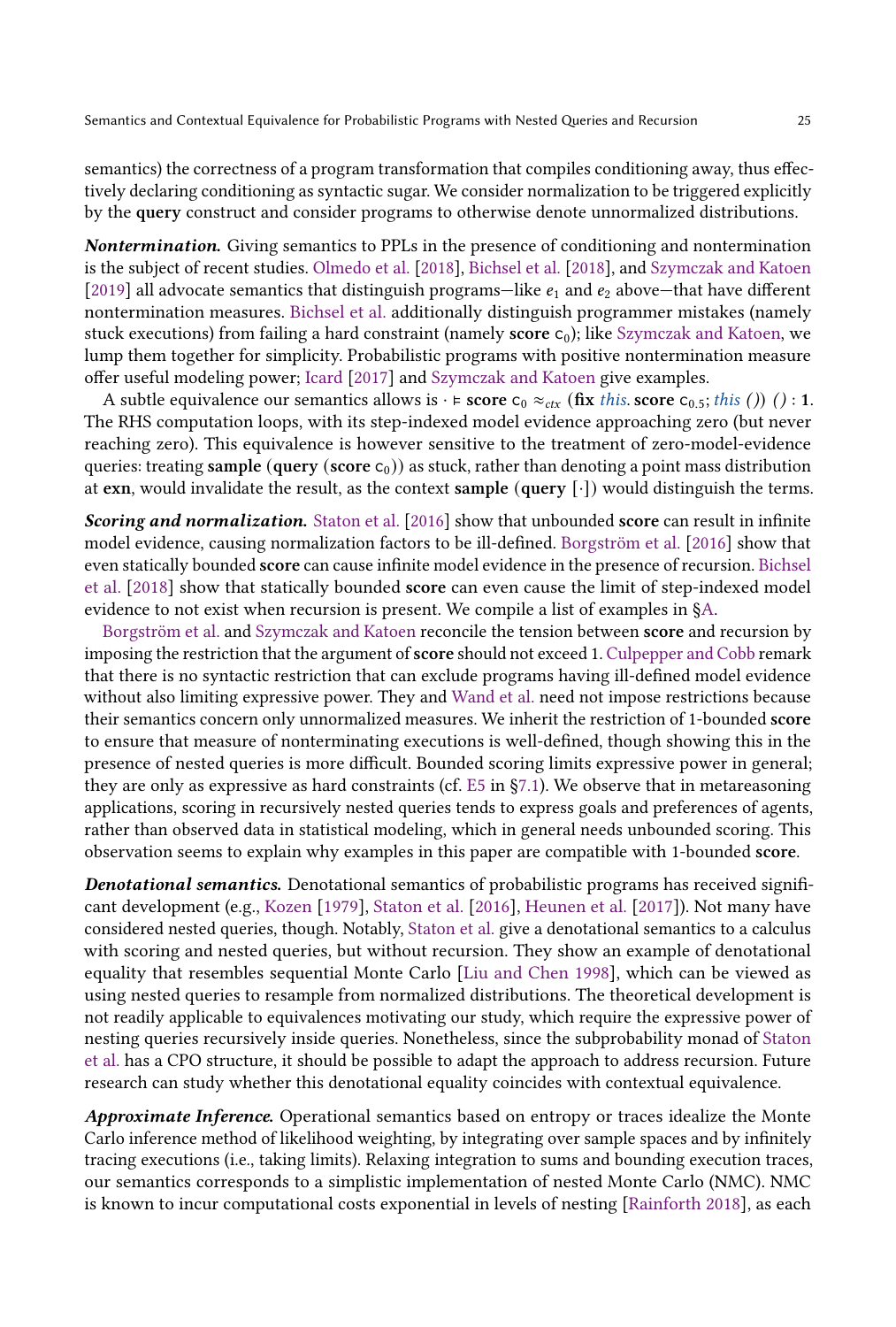semantics) the correctness of a program transformation that compiles conditioning away, thus effectively declaring conditioning as syntactic sugar. We consider normalization to be triggered explicitly by the **query** construct and consider programs to otherwise denote unnormalized distributions.

***Nontermination.*** Giving semantics to PPLs in the presence of conditioning and nontermination is the subject of recent studies. Olmedo et al. [2018], Bichsel et al. [2018], and Szymczak and Katoen [2019] all advocate semantics that distinguish programs—like $e_1$ and $e_2$ above—that have different nontermination measures. Bichsel et al. additionally distinguish programmer mistakes (namely stuck executions) from failing a hard constraint (namely **score** $\mathsf{c}_0$); like Szymczak and Katoen, we lump them together for simplicity. Probabilistic programs with positive nontermination measure offer useful modeling power; Icard [2017] and Szymczak and Katoen give examples.

A subtle equivalence our semantics allows is $\cdot \vDash$ **score** $\mathsf{c}_0 \approx_{ctx}$ (**fix** *this*. **score** $\mathsf{c}_{0.5}$; *this* ()) () : **1**. The RHS computation loops, with its step-indexed model evidence approaching zero (but never reaching zero). This equivalence is however sensitive to the treatment of zero-model-evidence queries: treating **sample** (**query** (**score** $\mathsf{c}_0$)) as stuck, rather than denoting a point mass distribution at **exn**, would invalidate the result, as the context **sample** (**query** $[\cdot]$) would distinguish the terms.

***Scoring and normalization.*** Staton et al. [2016] show that unbounded **score** can result in infinite model evidence, causing normalization factors to be ill-defined. Borgström et al. [2016] show that even statically bounded **score** can cause infinite model evidence in the presence of recursion. Bichsel et al. [2018] show that statically bounded **score** can even cause the limit of step-indexed model evidence to not exist when recursion is present. We compile a list of examples in §A.

Borgström et al. and Szymczak and Katoen reconcile the tension between **score** and recursion by imposing the restriction that the argument of **score** should not exceed 1. Culpepper and Cobb remark that there is no syntactic restriction that can exclude programs having ill-defined model evidence without also limiting expressive power. They and Wand et al. need not impose restrictions because their semantics concern only unnormalized measures. We inherit the restriction of 1-bounded **score** to ensure that measure of nonterminating executions is well-defined, though showing this in the presence of nested queries is more difficult. Bounded scoring limits expressive power in general; they are only as expressive as hard constraints (cf. E5 in §7.1). We observe that in metareasoning applications, scoring in recursively nested queries tends to express goals and preferences of agents, rather than observed data in statistical modeling, which in general needs unbounded scoring. This observation seems to explain why examples in this paper are compatible with 1-bounded **score**.

***Denotational semantics.*** Denotational semantics of probabilistic programs has received significant development (e.g., Kozen [1979], Staton et al. [2016], Heunen et al. [2017]). Not many have considered nested queries, though. Notably, Staton et al. give a denotational semantics to a calculus with scoring and nested queries, but without recursion. They show an example of denotational equality that resembles sequential Monte Carlo [Liu and Chen 1998], which can be viewed as using nested queries to resample from normalized distributions. The theoretical development is not readily applicable to equivalences motivating our study, which require the expressive power of nesting queries recursively inside queries. Nonetheless, since the subprobability monad of Staton et al. has a CPO structure, it should be possible to adapt the approach to address recursion. Future research can study whether this denotational equality coincides with contextual equivalence.

***Approximate Inference.*** Operational semantics based on entropy or traces idealize the Monte Carlo inference method of likelihood weighting, by integrating over sample spaces and by infinitely tracing executions (i.e., taking limits). Relaxing integration to sums and bounding execution traces, our semantics corresponds to a simplistic implementation of nested Monte Carlo (NMC). NMC is known to incur computational costs exponential in levels of nesting [Rainforth 2018], as each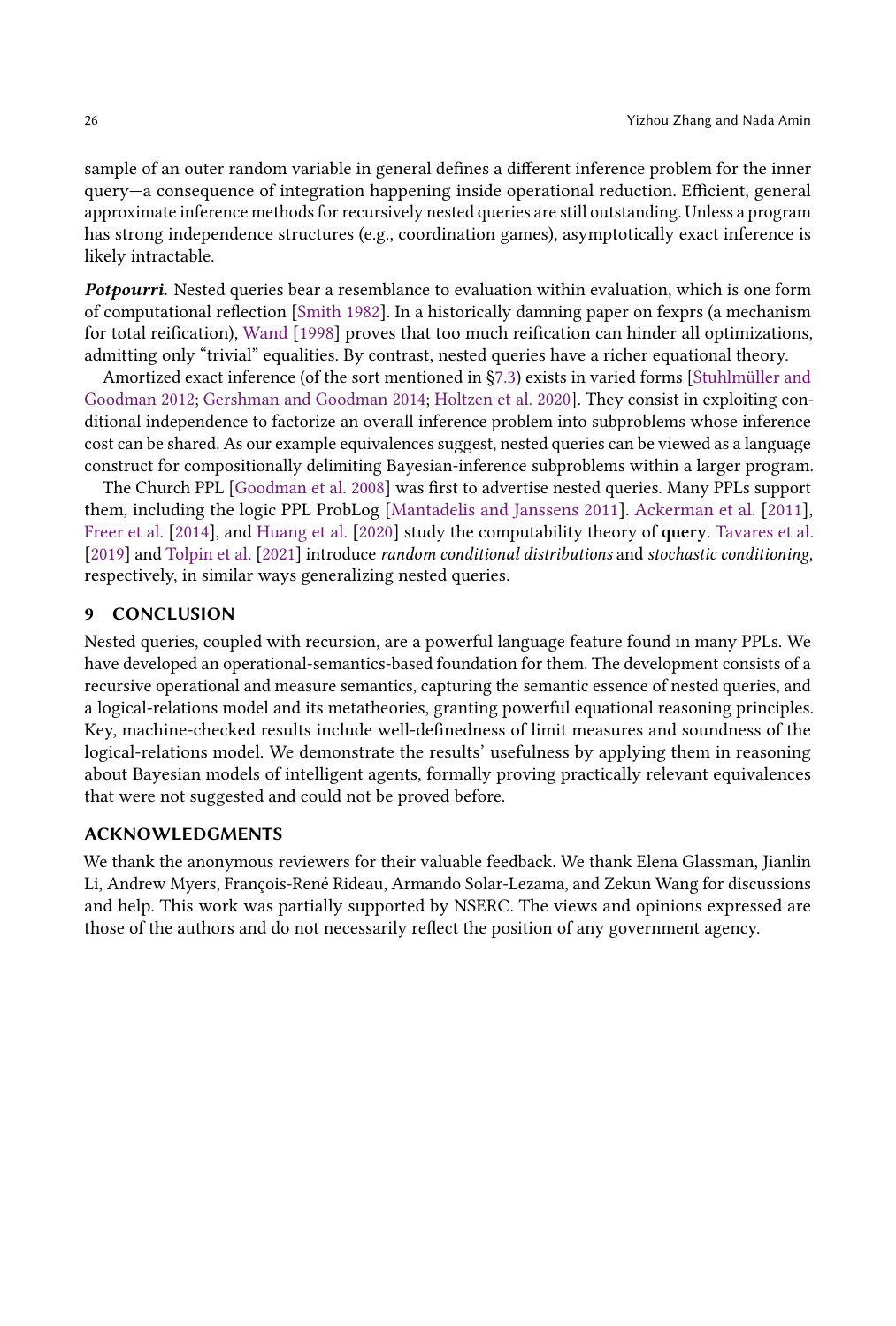sample of an outer random variable in general defines a different inference problem for the inner query—a consequence of integration happening inside operational reduction. Efficient, general approximate inference methods for recursively nested queries are still outstanding. Unless a program has strong independence structures (e.g., coordination games), asymptotically exact inference is likely intractable.

***Potpourri.*** Nested queries bear a resemblance to evaluation within evaluation, which is one form of computational reflection [Smith 1982]. In a historically damning paper on fexprs (a mechanism for total reification), Wand [1998] proves that too much reification can hinder all optimizations, admitting only "trivial" equalities. By contrast, nested queries have a richer equational theory.

Amortized exact inference (of the sort mentioned in §7.3) exists in varied forms [Stuhlmüller and Goodman 2012; Gershman and Goodman 2014; Holtzen et al. 2020]. They consist in exploiting conditional independence to factorize an overall inference problem into subproblems whose inference cost can be shared. As our example equivalences suggest, nested queries can be viewed as a language construct for compositionally delimiting Bayesian-inference subproblems within a larger program.

The Church PPL [Goodman et al. 2008] was first to advertise nested queries. Many PPLs support them, including the logic PPL ProbLog [Mantadelis and Janssens 2011]. Ackerman et al. [2011], Freer et al. [2014], and Huang et al. [2020] study the computability theory of **query**. Tavares et al. [2019] and Tolpin et al. [2021] introduce *random conditional distributions* and *stochastic conditioning*, respectively, in similar ways generalizing nested queries.

## 9 CONCLUSION

Nested queries, coupled with recursion, are a powerful language feature found in many PPLs. We have developed an operational-semantics-based foundation for them. The development consists of a recursive operational and measure semantics, capturing the semantic essence of nested queries, and a logical-relations model and its metatheories, granting powerful equational reasoning principles. Key, machine-checked results include well-definedness of limit measures and soundness of the logical-relations model. We demonstrate the results' usefulness by applying them in reasoning about Bayesian models of intelligent agents, formally proving practically relevant equivalences that were not suggested and could not be proved before.

## ACKNOWLEDGMENTS

We thank the anonymous reviewers for their valuable feedback. We thank Elena Glassman, Jianlin Li, Andrew Myers, François-René Rideau, Armando Solar-Lezama, and Zekun Wang for discussions and help. This work was partially supported by NSERC. The views and opinions expressed are those of the authors and do not necessarily reflect the position of any government agency.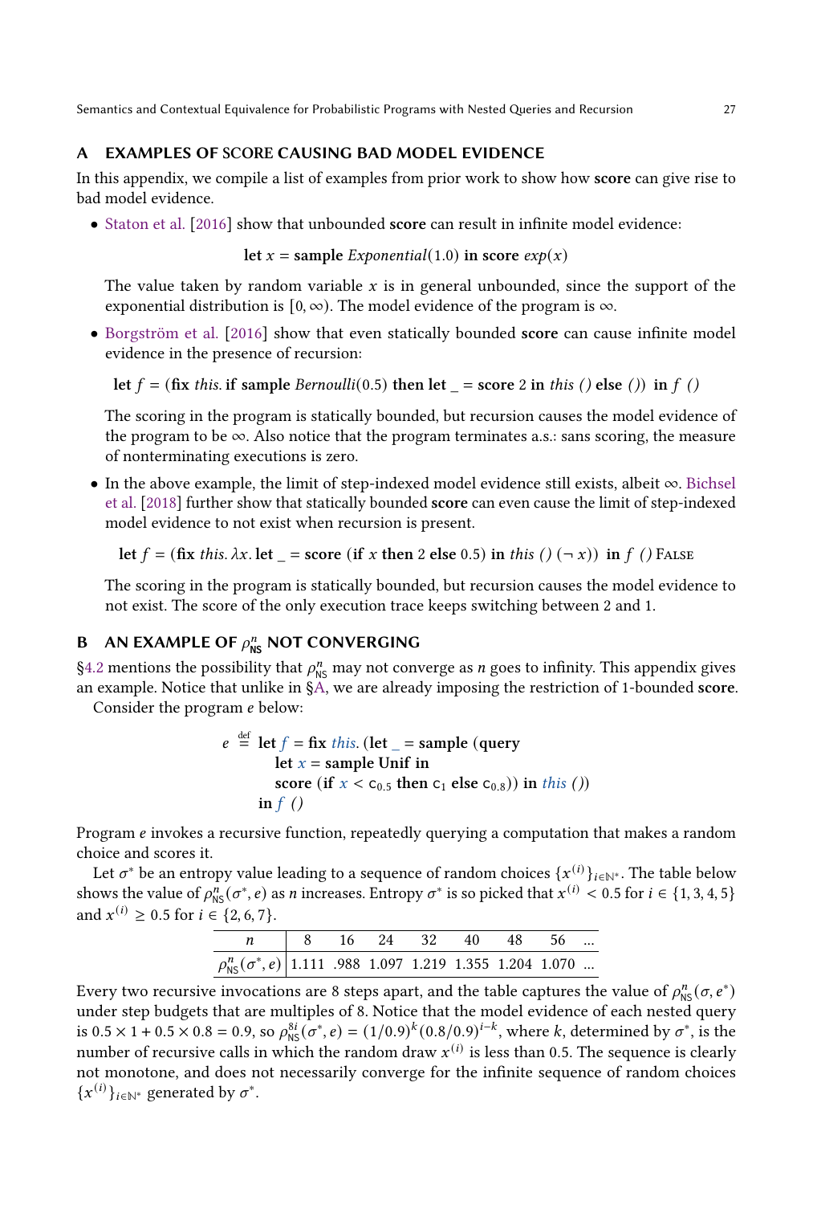## A EXAMPLES OF SCORE CAUSING BAD MODEL EVIDENCE

In this appendix, we compile a list of examples from prior work to show how **score** can give rise to bad model evidence.

- Staton et al. [2016] show that unbounded **score** can result in infinite model evidence:

$$\textbf{let } x = \textbf{sample } \mathit{Exponential}(1.0) \textbf{ in score } \mathit{exp}(x)$$

  The value taken by random variable $x$ is in general unbounded, since the support of the exponential distribution is $[0, \infty)$. The model evidence of the program is $\infty$.

- Borgström et al. [2016] show that even statically bounded **score** can cause infinite model evidence in the presence of recursion:

$$\textbf{let } f = (\textbf{fix } \mathit{this}.\ \textbf{if sample } \mathit{Bernoulli}(0.5) \textbf{ then let } \_ = \textbf{score } 2 \textbf{ in } \mathit{this}\ () \textbf{ else } ()) \textbf{ in } f\ ()$$

  The scoring in the program is statically bounded, but recursion causes the model evidence of the program to be $\infty$. Also notice that the program terminates a.s.: sans scoring, the measure of nonterminating executions is zero.

- In the above example, the limit of step-indexed model evidence still exists, albeit $\infty$. Bichsel et al. [2018] further show that statically bounded **score** can even cause the limit of step-indexed model evidence to not exist when recursion is present.

$$\textbf{let } f = (\textbf{fix } \mathit{this}.\ \lambda x.\ \textbf{let } \_ = \textbf{score } (\textbf{if } x \textbf{ then } 2 \textbf{ else } 0.5) \textbf{ in } \mathit{this}\ ()\ (\neg\, x)) \textbf{ in } f\ ()\ \textsc{False}$$

  The scoring in the program is statically bounded, but recursion causes the model evidence to not exist. The score of the only execution trace keeps switching between 2 and 1.

## B AN EXAMPLE OF $\rho^n_{\mathsf{NS}}$ NOT CONVERGING

§4.2 mentions the possibility that $\rho^n_{\mathsf{NS}}$ may not converge as $n$ goes to infinity. This appendix gives an example. Notice that unlike in §A, we are already imposing the restriction of 1-bounded **score**.

Consider the program $e$ below:

$$
\begin{aligned}
e \stackrel{\text{def}}{=}\ & \textbf{let } f = \textbf{fix } \mathit{this}.\ (\textbf{let } \_ = \textbf{sample } (\textbf{query} \\
& \quad \textbf{let } x = \textbf{sample Unif in} \\
& \quad \textbf{score } (\textbf{if } x < \mathsf{c}_{0.5} \textbf{ then } \mathsf{c}_1 \textbf{ else } \mathsf{c}_{0.8})) \textbf{ in } \mathit{this}\ ()) \\
& \textbf{in } f\ ()
\end{aligned}
$$

Program $e$ invokes a recursive function, repeatedly querying a computation that makes a random choice and scores it.

Let $\sigma^*$ be an entropy value leading to a sequence of random choices $\{x^{(i)}\}_{i \in \mathbb{N}^*}$. The table below shows the value of $\rho^n_{\mathsf{NS}}(\sigma^*, e)$ as $n$ increases. Entropy $\sigma^*$ is so picked that $x^{(i)} < 0.5$ for $i \in \{1, 3, 4, 5\}$ and $x^{(i)} \geq 0.5$ for $i \in \{2, 6, 7\}$.

| $n$ | 8 | 16 | 24 | 32 | 40 | 48 | 56 | ... |
|---|---|---|---|---|---|---|---|---|
| $\rho^n_{\mathsf{NS}}(\sigma^*, e)$ | 1.111 | .988 | 1.097 | 1.219 | 1.355 | 1.204 | 1.070 | ... |

Every two recursive invocations are 8 steps apart, and the table captures the value of $\rho^n_{\mathsf{NS}}(\sigma, e^*)$ under step budgets that are multiples of 8. Notice that the model evidence of each nested query is $0.5 \times 1 + 0.5 \times 0.8 = 0.9$, so $\rho^{8i}_{\mathsf{NS}}(\sigma^*, e) = (1/0.9)^k (0.8/0.9)^{i-k}$, where $k$, determined by $\sigma^*$, is the number of recursive calls in which the random draw $x^{(i)}$ is less than 0.5. The sequence is clearly not monotone, and does not necessarily converge for the infinite sequence of random choices $\{x^{(i)}\}_{i \in \mathbb{N}^*}$ generated by $\sigma^*$.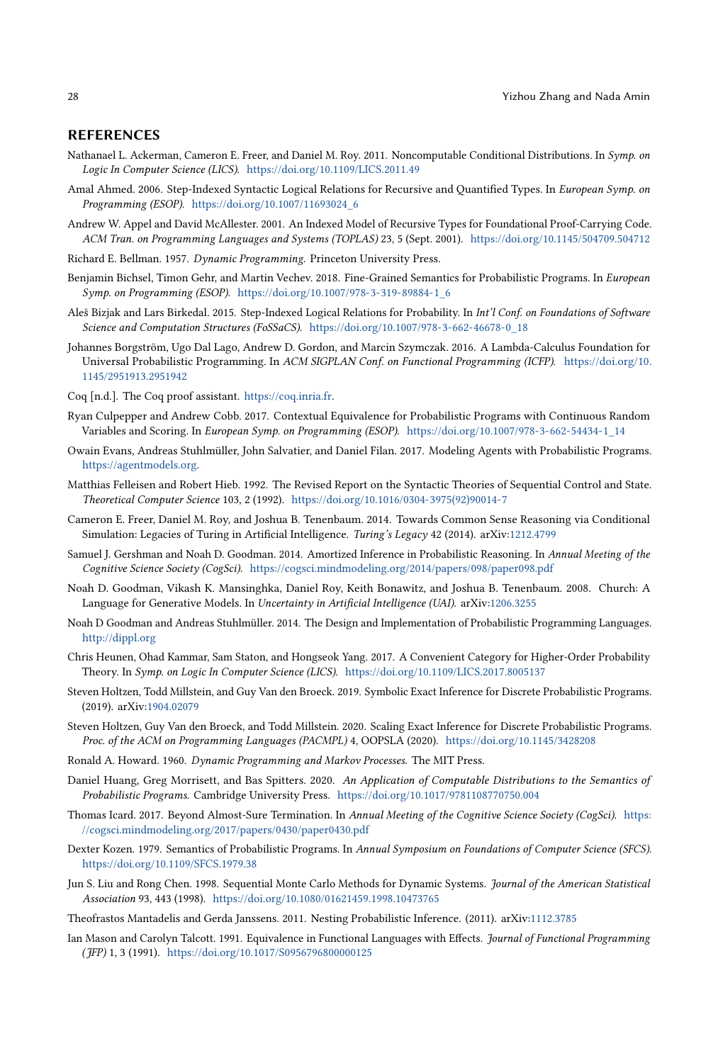## REFERENCES

Nathanael L. Ackerman, Cameron E. Freer, and Daniel M. Roy. 2011. Noncomputable Conditional Distributions. In *Symp. on Logic In Computer Science (LICS)*. https://doi.org/10.1109/LICS.2011.49

Amal Ahmed. 2006. Step-Indexed Syntactic Logical Relations for Recursive and Quantified Types. In *European Symp. on Programming (ESOP)*. https://doi.org/10.1007/11693024_6

Andrew W. Appel and David McAllester. 2001. An Indexed Model of Recursive Types for Foundational Proof-Carrying Code. *ACM Tran. on Programming Languages and Systems (TOPLAS)* 23, 5 (Sept. 2001). https://doi.org/10.1145/504709.504712

Richard E. Bellman. 1957. *Dynamic Programming*. Princeton University Press.

Benjamin Bichsel, Timon Gehr, and Martin Vechev. 2018. Fine-Grained Semantics for Probabilistic Programs. In *European Symp. on Programming (ESOP)*. https://doi.org/10.1007/978-3-319-89884-1_6

Aleš Bizjak and Lars Birkedal. 2015. Step-Indexed Logical Relations for Probability. In *Int'l Conf. on Foundations of Software Science and Computation Structures (FoSSaCS)*. https://doi.org/10.1007/978-3-662-46678-0_18

Johannes Borgström, Ugo Dal Lago, Andrew D. Gordon, and Marcin Szymczak. 2016. A Lambda-Calculus Foundation for Universal Probabilistic Programming. In *ACM SIGPLAN Conf. on Functional Programming (ICFP)*. https://doi.org/10.1145/2951913.2951942

Coq [n.d.]. The Coq proof assistant. https://coq.inria.fr.

Ryan Culpepper and Andrew Cobb. 2017. Contextual Equivalence for Probabilistic Programs with Continuous Random Variables and Scoring. In *European Symp. on Programming (ESOP)*. https://doi.org/10.1007/978-3-662-54434-1_14

Owain Evans, Andreas Stuhlmüller, John Salvatier, and Daniel Filan. 2017. Modeling Agents with Probabilistic Programs. https://agentmodels.org.

Matthias Felleisen and Robert Hieb. 1992. The Revised Report on the Syntactic Theories of Sequential Control and State. *Theoretical Computer Science* 103, 2 (1992). https://doi.org/10.1016/0304-3975(92)90014-7

Cameron E. Freer, Daniel M. Roy, and Joshua B. Tenenbaum. 2014. Towards Common Sense Reasoning via Conditional Simulation: Legacies of Turing in Artificial Intelligence. *Turing's Legacy* 42 (2014). arXiv:1212.4799

Samuel J. Gershman and Noah D. Goodman. 2014. Amortized Inference in Probabilistic Reasoning. In *Annual Meeting of the Cognitive Science Society (CogSci)*. https://cogsci.mindmodeling.org/2014/papers/098/paper098.pdf

Noah D. Goodman, Vikash K. Mansinghka, Daniel Roy, Keith Bonawitz, and Joshua B. Tenenbaum. 2008. Church: A Language for Generative Models. In *Uncertainty in Artificial Intelligence (UAI)*. arXiv:1206.3255

Noah D Goodman and Andreas Stuhlmüller. 2014. The Design and Implementation of Probabilistic Programming Languages. http://dippl.org

Chris Heunen, Ohad Kammar, Sam Staton, and Hongseok Yang. 2017. A Convenient Category for Higher-Order Probability Theory. In *Symp. on Logic In Computer Science (LICS)*. https://doi.org/10.1109/LICS.2017.8005137

Steven Holtzen, Todd Millstein, and Guy Van den Broeck. 2019. Symbolic Exact Inference for Discrete Probabilistic Programs. (2019). arXiv:1904.02079

Steven Holtzen, Guy Van den Broeck, and Todd Millstein. 2020. Scaling Exact Inference for Discrete Probabilistic Programs. *Proc. of the ACM on Programming Languages (PACMPL)* 4, OOPSLA (2020). https://doi.org/10.1145/3428208

Ronald A. Howard. 1960. *Dynamic Programming and Markov Processes*. The MIT Press.

Daniel Huang, Greg Morrisett, and Bas Spitters. 2020. *An Application of Computable Distributions to the Semantics of Probabilistic Programs*. Cambridge University Press. https://doi.org/10.1017/9781108770750.004

Thomas Icard. 2017. Beyond Almost-Sure Termination. In *Annual Meeting of the Cognitive Science Society (CogSci)*. https://cogsci.mindmodeling.org/2017/papers/0430/paper0430.pdf

Dexter Kozen. 1979. Semantics of Probabilistic Programs. In *Annual Symposium on Foundations of Computer Science (SFCS)*. https://doi.org/10.1109/SFCS.1979.38

Jun S. Liu and Rong Chen. 1998. Sequential Monte Carlo Methods for Dynamic Systems. *Journal of the American Statistical Association* 93, 443 (1998). https://doi.org/10.1080/01621459.1998.10473765

Theofrastos Mantadelis and Gerda Janssens. 2011. Nesting Probabilistic Inference. (2011). arXiv:1112.3785

Ian Mason and Carolyn Talcott. 1991. Equivalence in Functional Languages with Effects. *Journal of Functional Programming (JFP)* 1, 3 (1991). https://doi.org/10.1017/S0956796800000125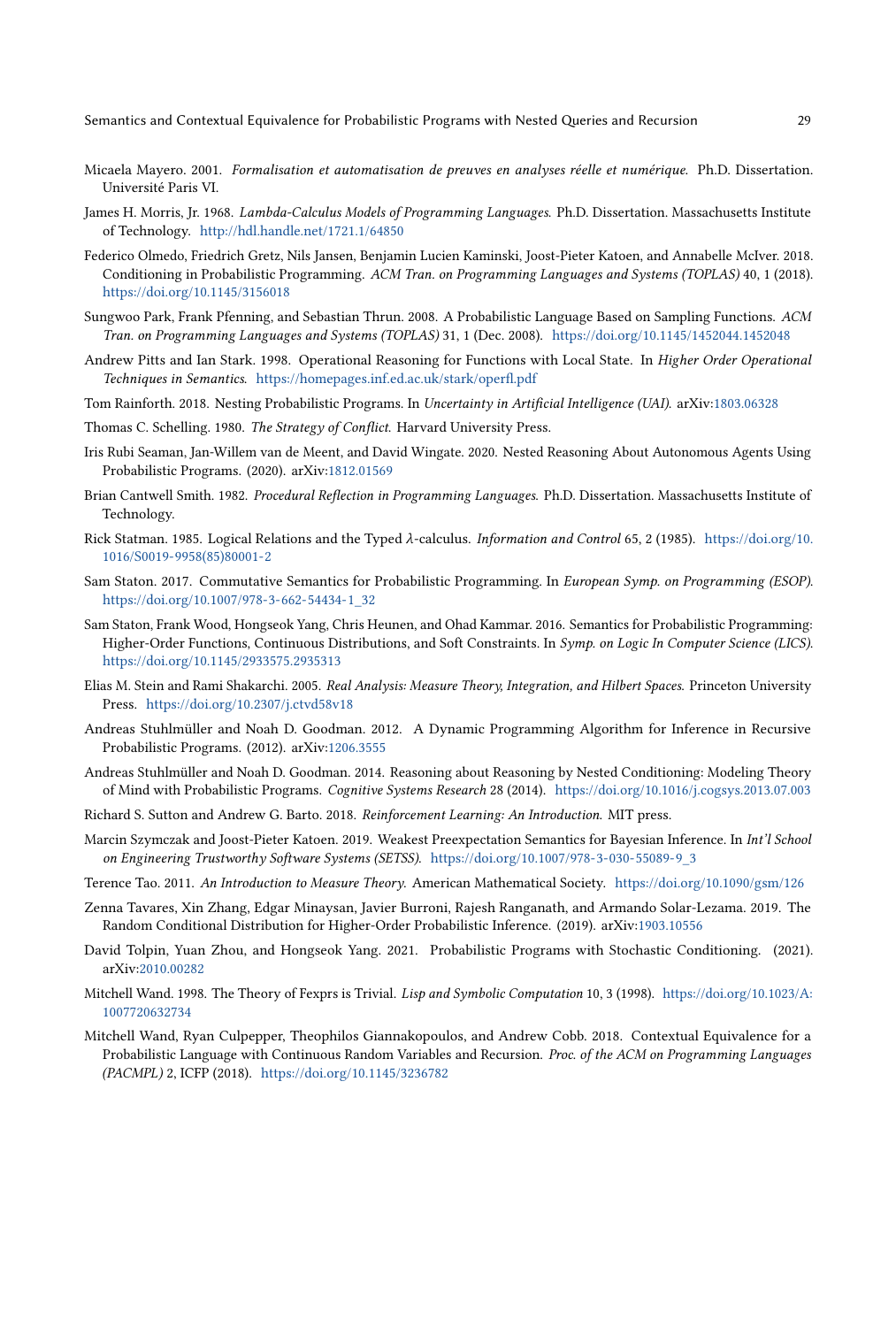Micaela Mayero. 2001. *Formalisation et automatisation de preuves en analyses réelle et numérique*. Ph.D. Dissertation. Université Paris VI.

James H. Morris, Jr. 1968. *Lambda-Calculus Models of Programming Languages*. Ph.D. Dissertation. Massachusetts Institute of Technology. http://hdl.handle.net/1721.1/64850

Federico Olmedo, Friedrich Gretz, Nils Jansen, Benjamin Lucien Kaminski, Joost-Pieter Katoen, and Annabelle McIver. 2018. Conditioning in Probabilistic Programming. *ACM Tran. on Programming Languages and Systems (TOPLAS)* 40, 1 (2018). https://doi.org/10.1145/3156018

Sungwoo Park, Frank Pfenning, and Sebastian Thrun. 2008. A Probabilistic Language Based on Sampling Functions. *ACM Tran. on Programming Languages and Systems (TOPLAS)* 31, 1 (Dec. 2008). https://doi.org/10.1145/1452044.1452048

Andrew Pitts and Ian Stark. 1998. Operational Reasoning for Functions with Local State. In *Higher Order Operational Techniques in Semantics*. https://homepages.inf.ed.ac.uk/stark/operfl.pdf

Tom Rainforth. 2018. Nesting Probabilistic Programs. In *Uncertainty in Artificial Intelligence (UAI)*. arXiv:1803.06328

Thomas C. Schelling. 1980. *The Strategy of Conflict*. Harvard University Press.

Iris Rubi Seaman, Jan-Willem van de Meent, and David Wingate. 2020. Nested Reasoning About Autonomous Agents Using Probabilistic Programs. (2020). arXiv:1812.01569

Brian Cantwell Smith. 1982. *Procedural Reflection in Programming Languages*. Ph.D. Dissertation. Massachusetts Institute of Technology.

Rick Statman. 1985. Logical Relations and the Typed λ-calculus. *Information and Control* 65, 2 (1985). https://doi.org/10.1016/S0019-9958(85)80001-2

Sam Staton. 2017. Commutative Semantics for Probabilistic Programming. In *European Symp. on Programming (ESOP)*. https://doi.org/10.1007/978-3-662-54434-1_32

Sam Staton, Frank Wood, Hongseok Yang, Chris Heunen, and Ohad Kammar. 2016. Semantics for Probabilistic Programming: Higher-Order Functions, Continuous Distributions, and Soft Constraints. In *Symp. on Logic In Computer Science (LICS)*. https://doi.org/10.1145/2933575.2935313

Elias M. Stein and Rami Shakarchi. 2005. *Real Analysis: Measure Theory, Integration, and Hilbert Spaces*. Princeton University Press. https://doi.org/10.2307/j.ctvd58v18

Andreas Stuhlmüller and Noah D. Goodman. 2012. A Dynamic Programming Algorithm for Inference in Recursive Probabilistic Programs. (2012). arXiv:1206.3555

Andreas Stuhlmüller and Noah D. Goodman. 2014. Reasoning about Reasoning by Nested Conditioning: Modeling Theory of Mind with Probabilistic Programs. *Cognitive Systems Research* 28 (2014). https://doi.org/10.1016/j.cogsys.2013.07.003

Richard S. Sutton and Andrew G. Barto. 2018. *Reinforcement Learning: An Introduction*. MIT press.

Marcin Szymczak and Joost-Pieter Katoen. 2019. Weakest Preexpectation Semantics for Bayesian Inference. In *Int'l School on Engineering Trustworthy Software Systems (SETSS)*. https://doi.org/10.1007/978-3-030-55089-9_3

Terence Tao. 2011. *An Introduction to Measure Theory*. American Mathematical Society. https://doi.org/10.1090/gsm/126

Zenna Tavares, Xin Zhang, Edgar Minaysan, Javier Burroni, Rajesh Ranganath, and Armando Solar-Lezama. 2019. The Random Conditional Distribution for Higher-Order Probabilistic Inference. (2019). arXiv:1903.10556

David Tolpin, Yuan Zhou, and Hongseok Yang. 2021. Probabilistic Programs with Stochastic Conditioning. (2021). arXiv:2010.00282

Mitchell Wand. 1998. The Theory of Fexprs is Trivial. *Lisp and Symbolic Computation* 10, 3 (1998). https://doi.org/10.1023/A:1007720632734

Mitchell Wand, Ryan Culpepper, Theophilos Giannakopoulos, and Andrew Cobb. 2018. Contextual Equivalence for a Probabilistic Language with Continuous Random Variables and Recursion. *Proc. of the ACM on Programming Languages (PACMPL)* 2, ICFP (2018). https://doi.org/10.1145/3236782